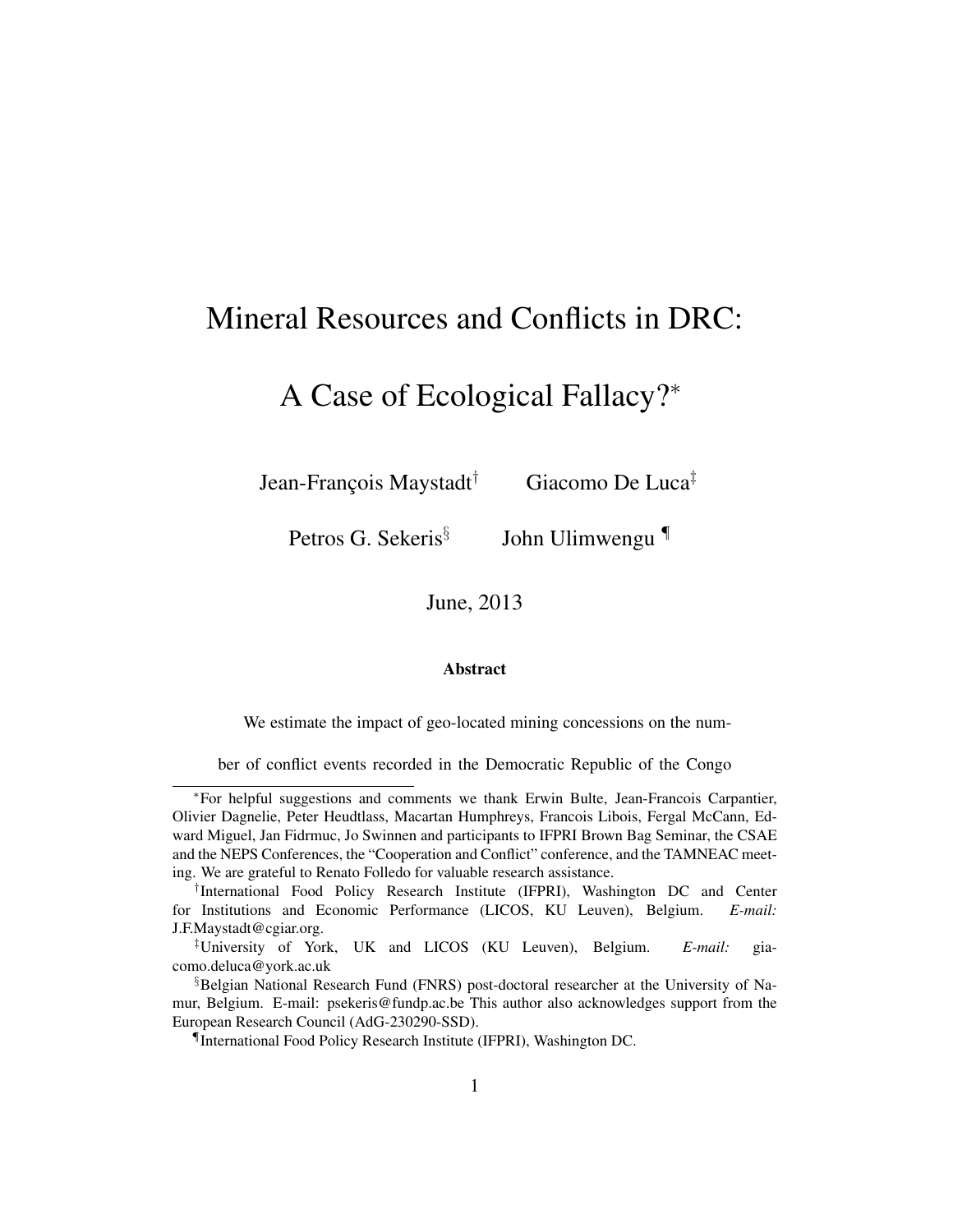# Mineral Resources and Conflicts in DRC:

# A Case of Ecological Fallacy?[*]

Jean-François Maystadt[†] Giacomo De Luca[‡]

Petros G. Sekeris[§] John Ulimwengu[¶]

June, 2013

### Abstract

We estimate the impact of geo-located mining concessions on the number of conflict events recorded in the Democratic Republic of the Congo

---

[*] For helpful suggestions and comments we thank Erwin Bulte, Jean-Francois Carpantier, Olivier Dagnelie, Peter Heudtlass, Macartan Humphreys, Francois Libois, Fergal McCann, Edward Miguel, Jan Fidrmuc, Jo Swinnen and participants to IFPRI Brown Bag Seminar, the CSAE and the NEPS Conferences, the "Cooperation and Conflict" conference, and the TAMNEAC meeting. We are grateful to Renato Folledo for valuable research assistance.

[†] International Food Policy Research Institute (IFPRI), Washington DC and Center for Institutions and Economic Performance (LICOS, KU Leuven), Belgium. *E-mail:* J.F.Maystadt@cgiar.org.

[‡] University of York, UK and LICOS (KU Leuven), Belgium. *E-mail:* giacomo.deluca@york.ac.uk

[§] Belgian National Research Fund (FNRS) post-doctoral researcher at the University of Namur, Belgium. E-mail: psekeris@fundp.ac.be This author also acknowledges support from the European Research Council (AdG-230290-SSD).

[¶] International Food Policy Research Institute (IFPRI), Washington DC.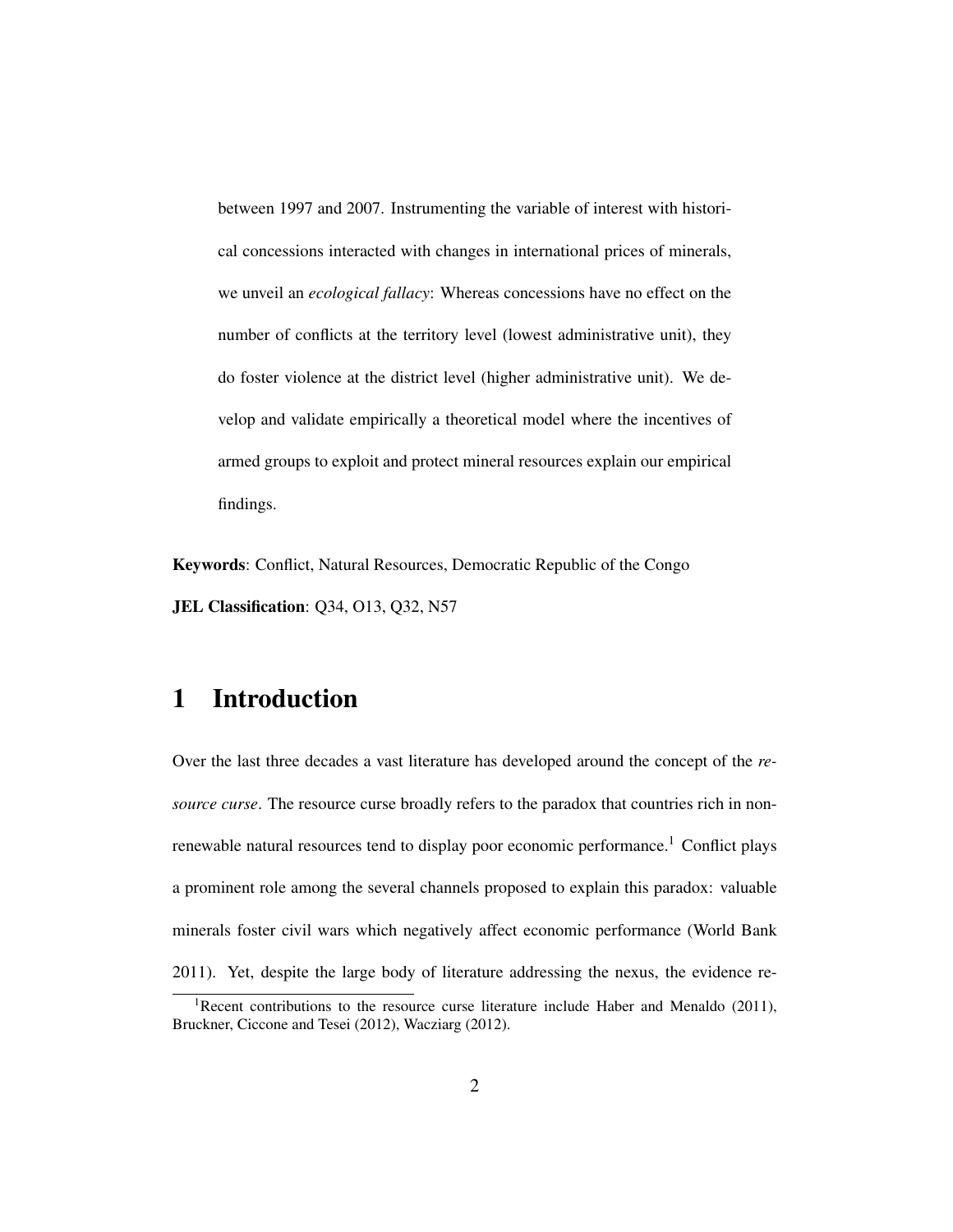between 1997 and 2007. Instrumenting the variable of interest with historical concessions interacted with changes in international prices of minerals, we unveil an *ecological fallacy*: Whereas concessions have no effect on the number of conflicts at the territory level (lowest administrative unit), they do foster violence at the district level (higher administrative unit). We develop and validate empirically a theoretical model where the incentives of armed groups to exploit and protect mineral resources explain our empirical findings.

**Keywords**: Conflict, Natural Resources, Democratic Republic of the Congo

**JEL Classification**: Q34, O13, Q32, N57

# 1 Introduction

Over the last three decades a vast literature has developed around the concept of the *resource curse*. The resource curse broadly refers to the paradox that countries rich in non-renewable natural resources tend to display poor economic performance.[1] Conflict plays a prominent role among the several channels proposed to explain this paradox: valuable minerals foster civil wars which negatively affect economic performance (World Bank 2011). Yet, despite the large body of literature addressing the nexus, the evidence re-

[1] Recent contributions to the resource curse literature include Haber and Menaldo (2011), Bruckner, Ciccone and Tesei (2012), Wacziarg (2012).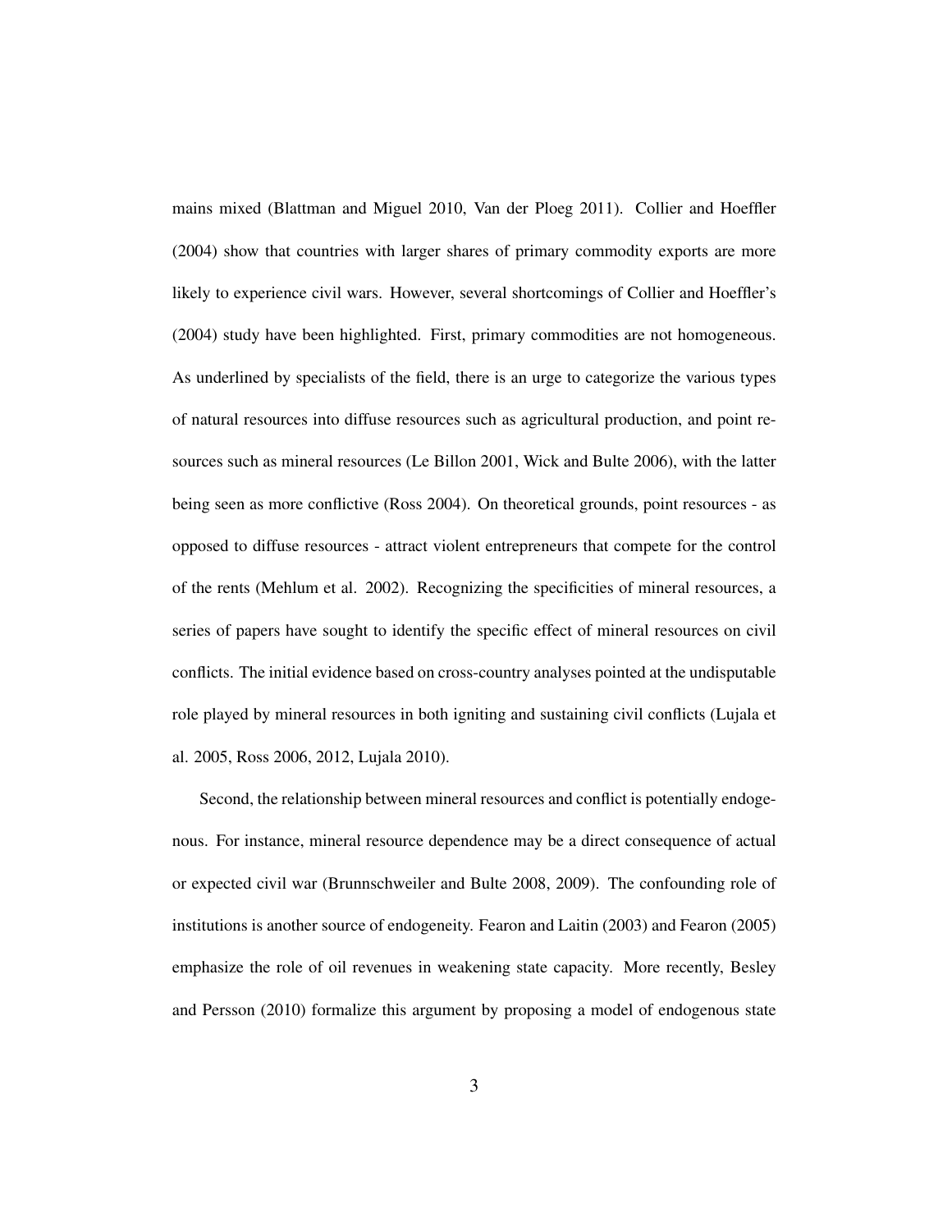mains mixed (Blattman and Miguel 2010, Van der Ploeg 2011). Collier and Hoeffler (2004) show that countries with larger shares of primary commodity exports are more likely to experience civil wars. However, several shortcomings of Collier and Hoeffler's (2004) study have been highlighted. First, primary commodities are not homogeneous. As underlined by specialists of the field, there is an urge to categorize the various types of natural resources into diffuse resources such as agricultural production, and point resources such as mineral resources (Le Billon 2001, Wick and Bulte 2006), with the latter being seen as more conflictive (Ross 2004). On theoretical grounds, point resources - as opposed to diffuse resources - attract violent entrepreneurs that compete for the control of the rents (Mehlum et al. 2002). Recognizing the specificities of mineral resources, a series of papers have sought to identify the specific effect of mineral resources on civil conflicts. The initial evidence based on cross-country analyses pointed at the undisputable role played by mineral resources in both igniting and sustaining civil conflicts (Lujala et al. 2005, Ross 2006, 2012, Lujala 2010).

Second, the relationship between mineral resources and conflict is potentially endogenous. For instance, mineral resource dependence may be a direct consequence of actual or expected civil war (Brunnschweiler and Bulte 2008, 2009). The confounding role of institutions is another source of endogeneity. Fearon and Laitin (2003) and Fearon (2005) emphasize the role of oil revenues in weakening state capacity. More recently, Besley and Persson (2010) formalize this argument by proposing a model of endogenous state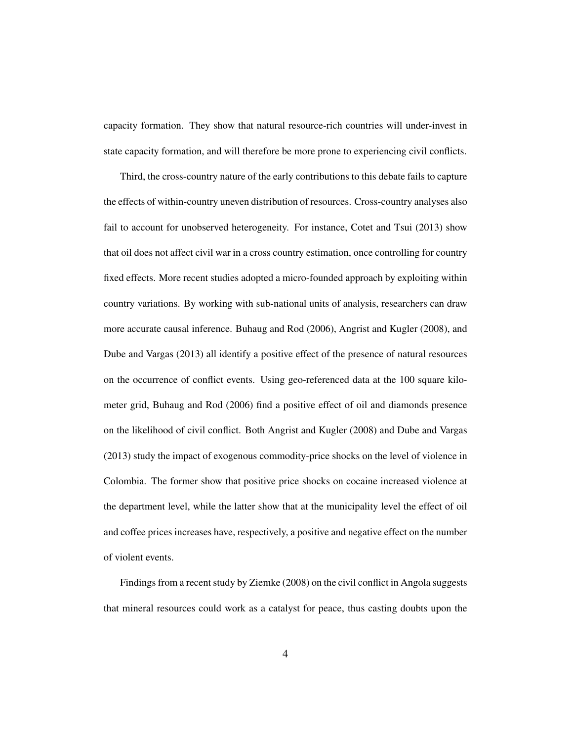capacity formation. They show that natural resource-rich countries will under-invest in state capacity formation, and will therefore be more prone to experiencing civil conflicts.

Third, the cross-country nature of the early contributions to this debate fails to capture the effects of within-country uneven distribution of resources. Cross-country analyses also fail to account for unobserved heterogeneity. For instance, Cotet and Tsui (2013) show that oil does not affect civil war in a cross country estimation, once controlling for country fixed effects. More recent studies adopted a micro-founded approach by exploiting within country variations. By working with sub-national units of analysis, researchers can draw more accurate causal inference. Buhaug and Rod (2006), Angrist and Kugler (2008), and Dube and Vargas (2013) all identify a positive effect of the presence of natural resources on the occurrence of conflict events. Using geo-referenced data at the 100 square kilometer grid, Buhaug and Rod (2006) find a positive effect of oil and diamonds presence on the likelihood of civil conflict. Both Angrist and Kugler (2008) and Dube and Vargas (2013) study the impact of exogenous commodity-price shocks on the level of violence in Colombia. The former show that positive price shocks on cocaine increased violence at the department level, while the latter show that at the municipality level the effect of oil and coffee prices increases have, respectively, a positive and negative effect on the number of violent events.

Findings from a recent study by Ziemke (2008) on the civil conflict in Angola suggests that mineral resources could work as a catalyst for peace, thus casting doubts upon the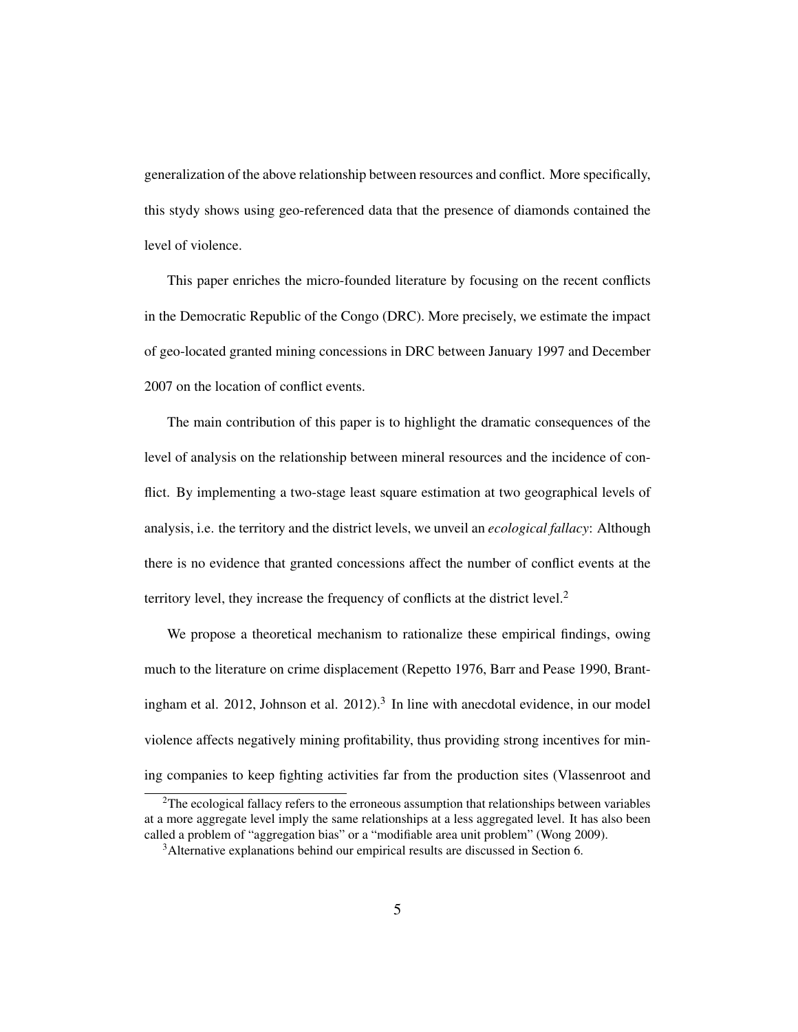generalization of the above relationship between resources and conflict. More specifically, this stydy shows using geo-referenced data that the presence of diamonds contained the level of violence.

This paper enriches the micro-founded literature by focusing on the recent conflicts in the Democratic Republic of the Congo (DRC). More precisely, we estimate the impact of geo-located granted mining concessions in DRC between January 1997 and December 2007 on the location of conflict events.

The main contribution of this paper is to highlight the dramatic consequences of the level of analysis on the relationship between mineral resources and the incidence of conflict. By implementing a two-stage least square estimation at two geographical levels of analysis, i.e. the territory and the district levels, we unveil an *ecological fallacy*: Although there is no evidence that granted concessions affect the number of conflict events at the territory level, they increase the frequency of conflicts at the district level.[2]

We propose a theoretical mechanism to rationalize these empirical findings, owing much to the literature on crime displacement (Repetto 1976, Barr and Pease 1990, Brantingham et al. 2012, Johnson et al. 2012).[3] In line with anecdotal evidence, in our model violence affects negatively mining profitability, thus providing strong incentives for mining companies to keep fighting activities far from the production sites (Vlassenroot and

[2]The ecological fallacy refers to the erroneous assumption that relationships between variables at a more aggregate level imply the same relationships at a less aggregated level. It has also been called a problem of "aggregation bias" or a "modifiable area unit problem" (Wong 2009).

[3]Alternative explanations behind our empirical results are discussed in Section 6.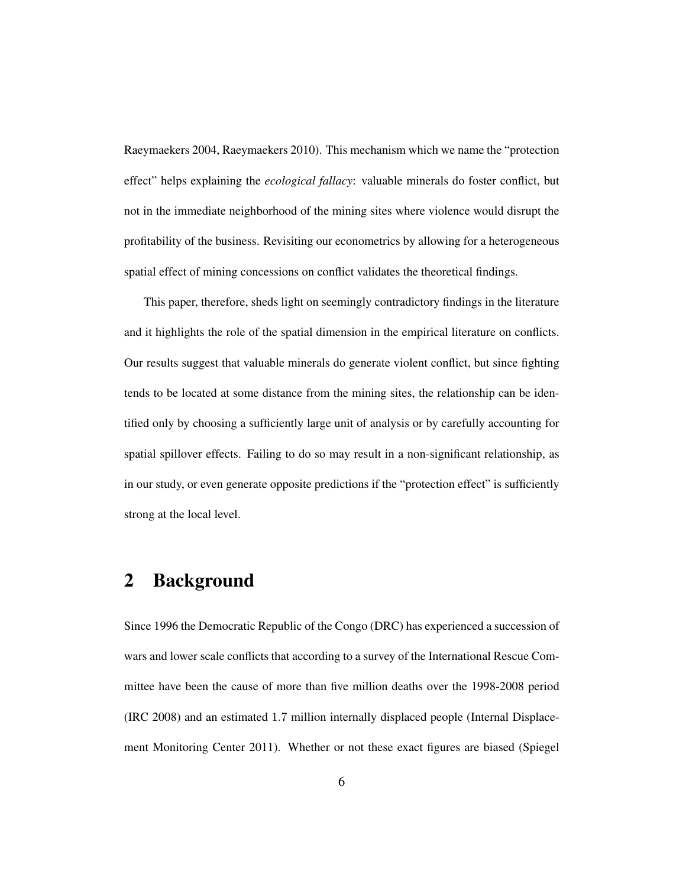Raeymaekers 2004, Raeymaekers 2010). This mechanism which we name the "protection effect" helps explaining the *ecological fallacy*: valuable minerals do foster conflict, but not in the immediate neighborhood of the mining sites where violence would disrupt the profitability of the business. Revisiting our econometrics by allowing for a heterogeneous spatial effect of mining concessions on conflict validates the theoretical findings.

This paper, therefore, sheds light on seemingly contradictory findings in the literature and it highlights the role of the spatial dimension in the empirical literature on conflicts. Our results suggest that valuable minerals do generate violent conflict, but since fighting tends to be located at some distance from the mining sites, the relationship can be identified only by choosing a sufficiently large unit of analysis or by carefully accounting for spatial spillover effects. Failing to do so may result in a non-significant relationship, as in our study, or even generate opposite predictions if the "protection effect" is sufficiently strong at the local level.

## 2 Background

Since 1996 the Democratic Republic of the Congo (DRC) has experienced a succession of wars and lower scale conflicts that according to a survey of the International Rescue Committee have been the cause of more than five million deaths over the 1998-2008 period (IRC 2008) and an estimated 1.7 million internally displaced people (Internal Displacement Monitoring Center 2011). Whether or not these exact figures are biased (Spiegel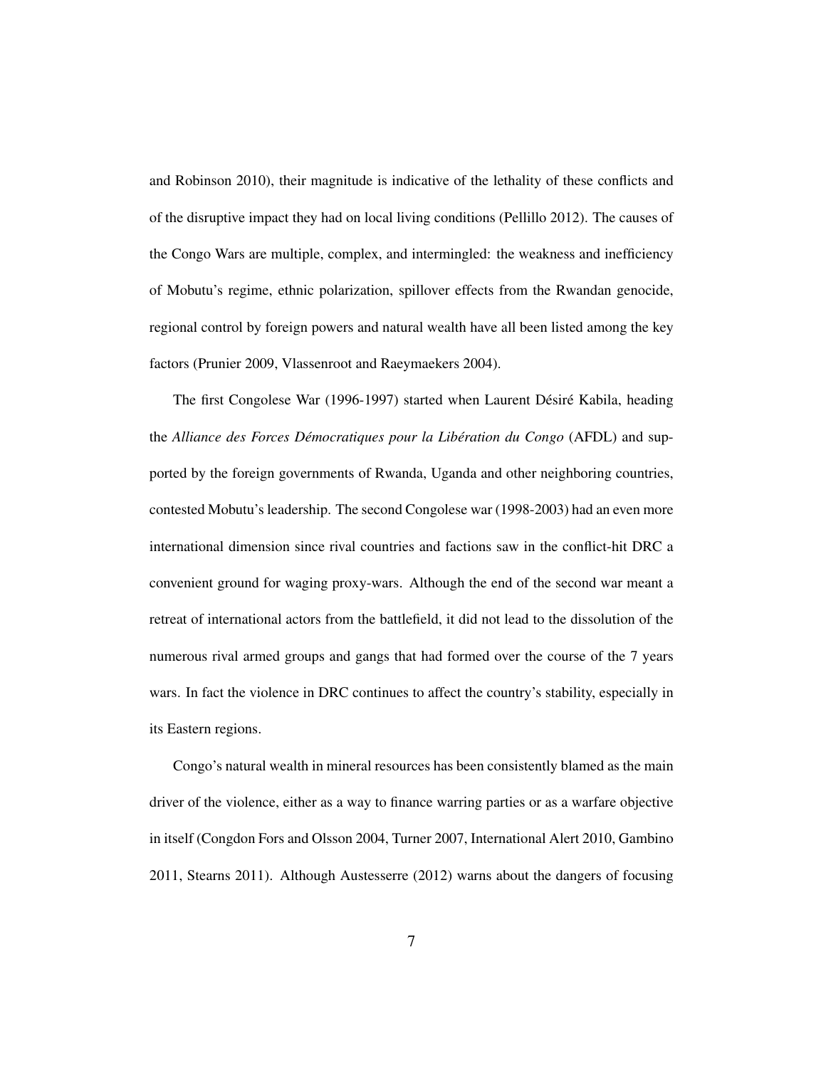and Robinson 2010), their magnitude is indicative of the lethality of these conflicts and of the disruptive impact they had on local living conditions (Pellillo 2012). The causes of the Congo Wars are multiple, complex, and intermingled: the weakness and inefficiency of Mobutu's regime, ethnic polarization, spillover effects from the Rwandan genocide, regional control by foreign powers and natural wealth have all been listed among the key factors (Prunier 2009, Vlassenroot and Raeymaekers 2004).

The first Congolese War (1996-1997) started when Laurent Désiré Kabila, heading the *Alliance des Forces Démocratiques pour la Libération du Congo* (AFDL) and supported by the foreign governments of Rwanda, Uganda and other neighboring countries, contested Mobutu's leadership. The second Congolese war (1998-2003) had an even more international dimension since rival countries and factions saw in the conflict-hit DRC a convenient ground for waging proxy-wars. Although the end of the second war meant a retreat of international actors from the battlefield, it did not lead to the dissolution of the numerous rival armed groups and gangs that had formed over the course of the 7 years wars. In fact the violence in DRC continues to affect the country's stability, especially in its Eastern regions.

Congo's natural wealth in mineral resources has been consistently blamed as the main driver of the violence, either as a way to finance warring parties or as a warfare objective in itself (Congdon Fors and Olsson 2004, Turner 2007, International Alert 2010, Gambino 2011, Stearns 2011). Although Austesserre (2012) warns about the dangers of focusing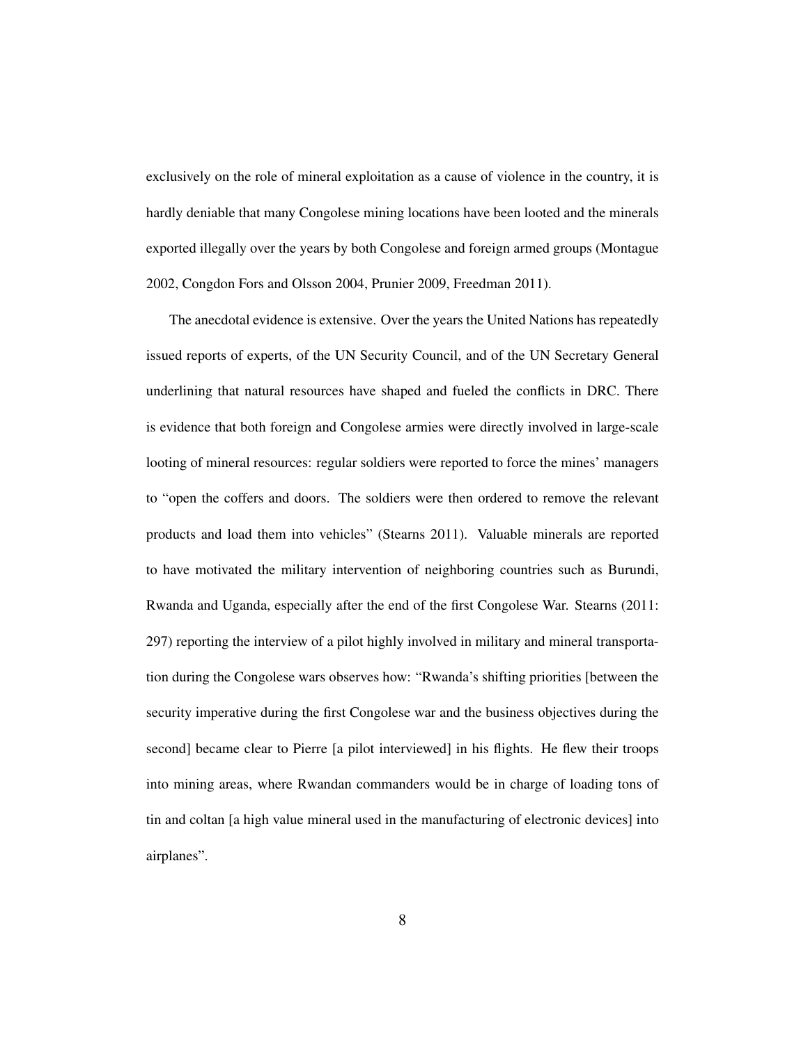exclusively on the role of mineral exploitation as a cause of violence in the country, it is hardly deniable that many Congolese mining locations have been looted and the minerals exported illegally over the years by both Congolese and foreign armed groups (Montague 2002, Congdon Fors and Olsson 2004, Prunier 2009, Freedman 2011).

The anecdotal evidence is extensive. Over the years the United Nations has repeatedly issued reports of experts, of the UN Security Council, and of the UN Secretary General underlining that natural resources have shaped and fueled the conflicts in DRC. There is evidence that both foreign and Congolese armies were directly involved in large-scale looting of mineral resources: regular soldiers were reported to force the mines' managers to "open the coffers and doors. The soldiers were then ordered to remove the relevant products and load them into vehicles" (Stearns 2011). Valuable minerals are reported to have motivated the military intervention of neighboring countries such as Burundi, Rwanda and Uganda, especially after the end of the first Congolese War. Stearns (2011: 297) reporting the interview of a pilot highly involved in military and mineral transportation during the Congolese wars observes how: "Rwanda's shifting priorities [between the security imperative during the first Congolese war and the business objectives during the second] became clear to Pierre [a pilot interviewed] in his flights. He flew their troops into mining areas, where Rwandan commanders would be in charge of loading tons of tin and coltan [a high value mineral used in the manufacturing of electronic devices] into airplanes".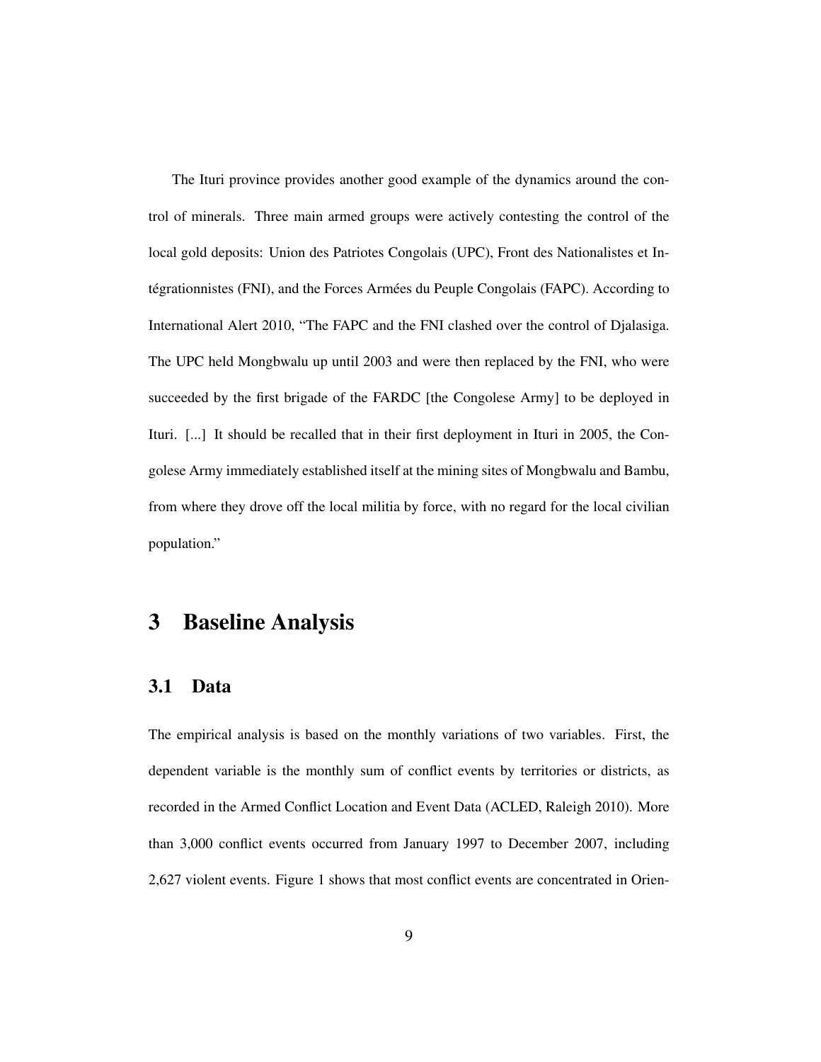The Ituri province provides another good example of the dynamics around the control of minerals. Three main armed groups were actively contesting the control of the local gold deposits: Union des Patriotes Congolais (UPC), Front des Nationalistes et Intégrationnistes (FNI), and the Forces Armées du Peuple Congolais (FAPC). According to International Alert 2010, "The FAPC and the FNI clashed over the control of Djalasiga. The UPC held Mongbwalu up until 2003 and were then replaced by the FNI, who were succeeded by the first brigade of the FARDC [the Congolese Army] to be deployed in Ituri. [...] It should be recalled that in their first deployment in Ituri in 2005, the Congolese Army immediately established itself at the mining sites of Mongbwalu and Bambu, from where they drove off the local militia by force, with no regard for the local civilian population."

# 3 Baseline Analysis

## 3.1 Data

The empirical analysis is based on the monthly variations of two variables. First, the dependent variable is the monthly sum of conflict events by territories or districts, as recorded in the Armed Conflict Location and Event Data (ACLED, Raleigh 2010). More than 3,000 conflict events occurred from January 1997 to December 2007, including 2,627 violent events. Figure 1 shows that most conflict events are concentrated in Orien-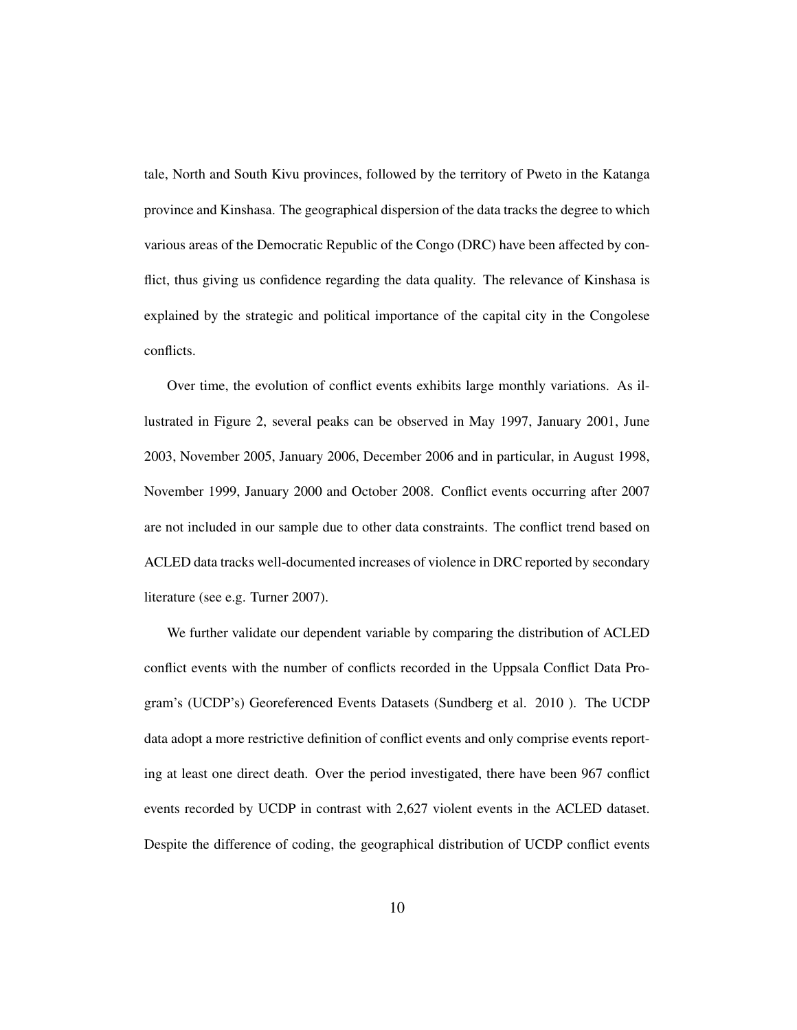tale, North and South Kivu provinces, followed by the territory of Pweto in the Katanga province and Kinshasa. The geographical dispersion of the data tracks the degree to which various areas of the Democratic Republic of the Congo (DRC) have been affected by conflict, thus giving us confidence regarding the data quality. The relevance of Kinshasa is explained by the strategic and political importance of the capital city in the Congolese conflicts.

Over time, the evolution of conflict events exhibits large monthly variations. As illustrated in Figure 2, several peaks can be observed in May 1997, January 2001, June 2003, November 2005, January 2006, December 2006 and in particular, in August 1998, November 1999, January 2000 and October 2008. Conflict events occurring after 2007 are not included in our sample due to other data constraints. The conflict trend based on ACLED data tracks well-documented increases of violence in DRC reported by secondary literature (see e.g. Turner 2007).

We further validate our dependent variable by comparing the distribution of ACLED conflict events with the number of conflicts recorded in the Uppsala Conflict Data Program's (UCDP's) Georeferenced Events Datasets (Sundberg et al. 2010 ). The UCDP data adopt a more restrictive definition of conflict events and only comprise events reporting at least one direct death. Over the period investigated, there have been 967 conflict events recorded by UCDP in contrast with 2,627 violent events in the ACLED dataset. Despite the difference of coding, the geographical distribution of UCDP conflict events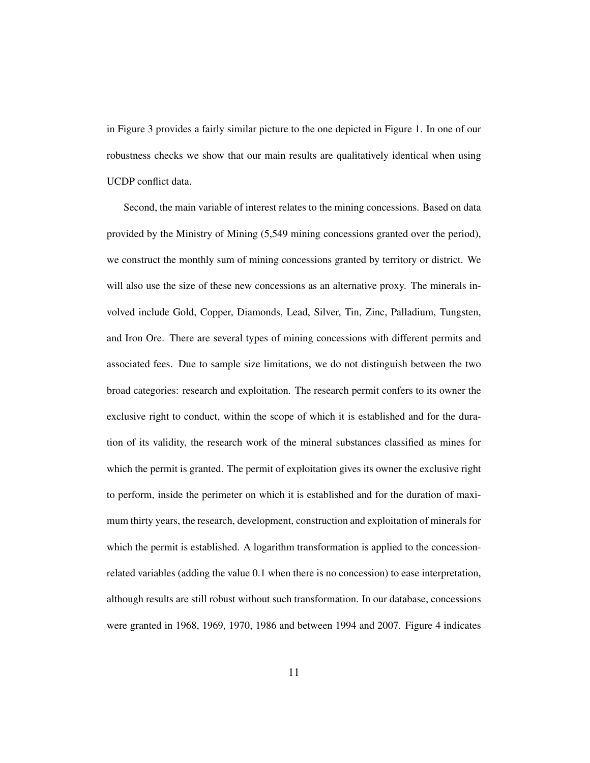in Figure 3 provides a fairly similar picture to the one depicted in Figure 1. In one of our robustness checks we show that our main results are qualitatively identical when using UCDP conflict data.

Second, the main variable of interest relates to the mining concessions. Based on data provided by the Ministry of Mining (5,549 mining concessions granted over the period), we construct the monthly sum of mining concessions granted by territory or district. We will also use the size of these new concessions as an alternative proxy. The minerals involved include Gold, Copper, Diamonds, Lead, Silver, Tin, Zinc, Palladium, Tungsten, and Iron Ore. There are several types of mining concessions with different permits and associated fees. Due to sample size limitations, we do not distinguish between the two broad categories: research and exploitation. The research permit confers to its owner the exclusive right to conduct, within the scope of which it is established and for the duration of its validity, the research work of the mineral substances classified as mines for which the permit is granted. The permit of exploitation gives its owner the exclusive right to perform, inside the perimeter on which it is established and for the duration of maximum thirty years, the research, development, construction and exploitation of minerals for which the permit is established. A logarithm transformation is applied to the concession-related variables (adding the value 0.1 when there is no concession) to ease interpretation, although results are still robust without such transformation. In our database, concessions were granted in 1968, 1969, 1970, 1986 and between 1994 and 2007. Figure 4 indicates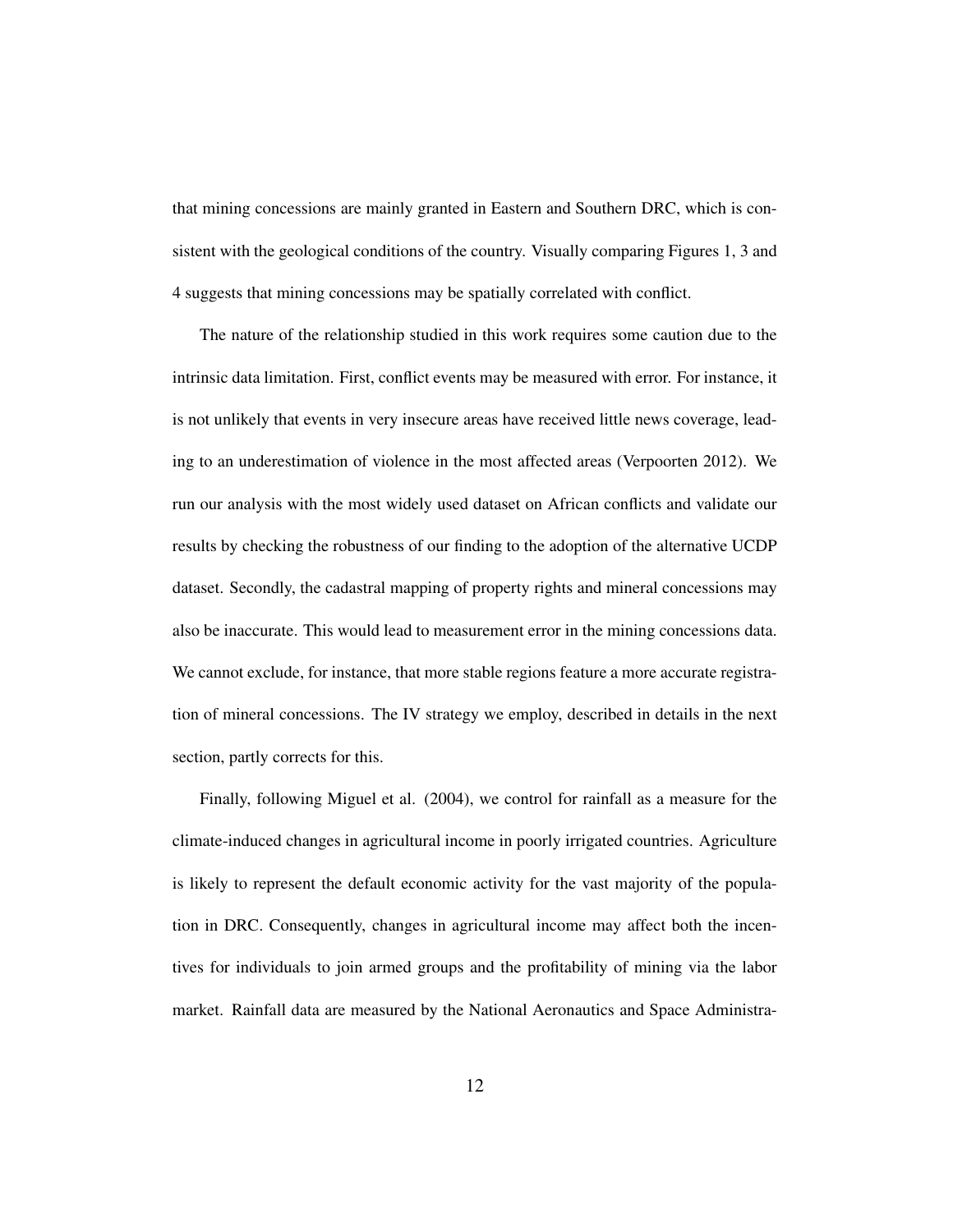that mining concessions are mainly granted in Eastern and Southern DRC, which is consistent with the geological conditions of the country. Visually comparing Figures 1, 3 and 4 suggests that mining concessions may be spatially correlated with conflict.

The nature of the relationship studied in this work requires some caution due to the intrinsic data limitation. First, conflict events may be measured with error. For instance, it is not unlikely that events in very insecure areas have received little news coverage, leading to an underestimation of violence in the most affected areas (Verpoorten 2012). We run our analysis with the most widely used dataset on African conflicts and validate our results by checking the robustness of our finding to the adoption of the alternative UCDP dataset. Secondly, the cadastral mapping of property rights and mineral concessions may also be inaccurate. This would lead to measurement error in the mining concessions data. We cannot exclude, for instance, that more stable regions feature a more accurate registration of mineral concessions. The IV strategy we employ, described in details in the next section, partly corrects for this.

Finally, following Miguel et al. (2004), we control for rainfall as a measure for the climate-induced changes in agricultural income in poorly irrigated countries. Agriculture is likely to represent the default economic activity for the vast majority of the population in DRC. Consequently, changes in agricultural income may affect both the incentives for individuals to join armed groups and the profitability of mining via the labor market. Rainfall data are measured by the National Aeronautics and Space Administra-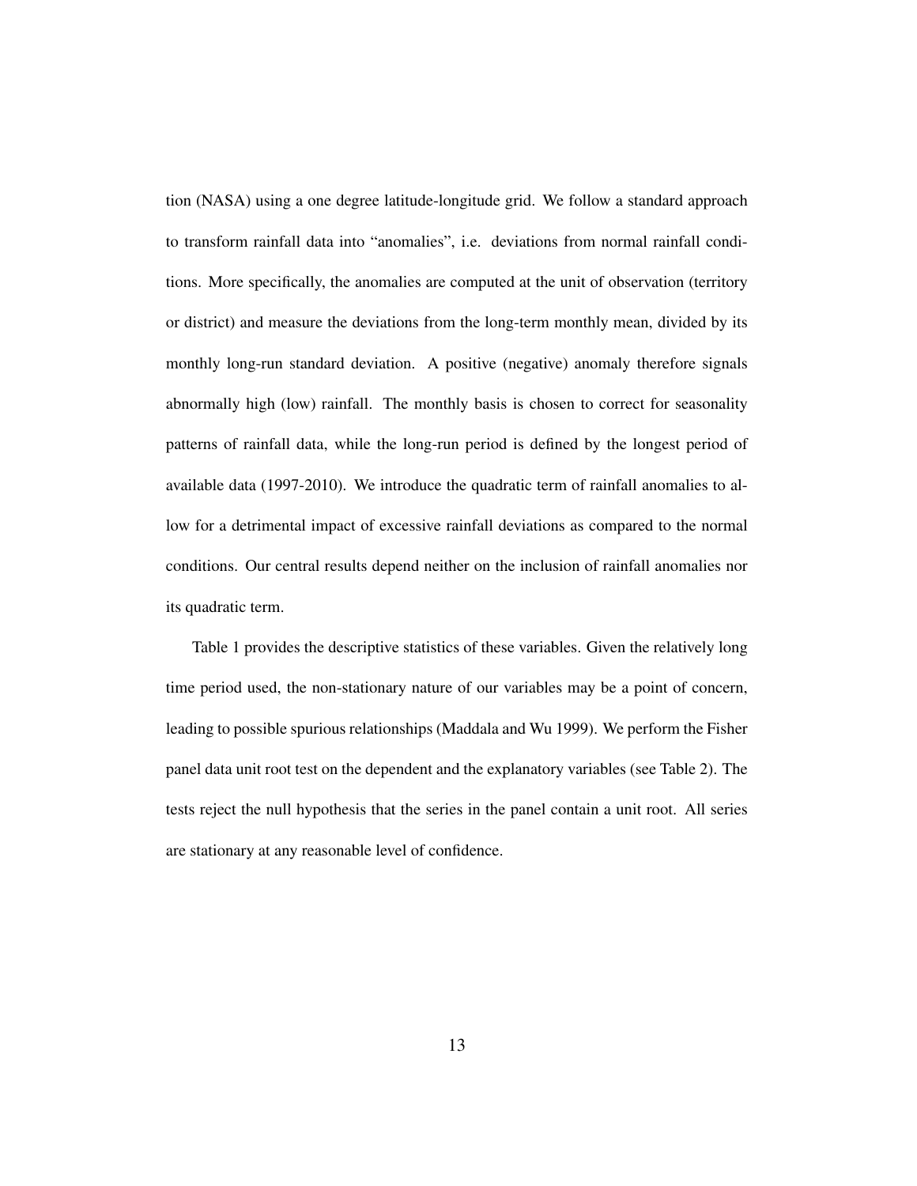tion (NASA) using a one degree latitude-longitude grid. We follow a standard approach to transform rainfall data into "anomalies", i.e. deviations from normal rainfall conditions. More specifically, the anomalies are computed at the unit of observation (territory or district) and measure the deviations from the long-term monthly mean, divided by its monthly long-run standard deviation. A positive (negative) anomaly therefore signals abnormally high (low) rainfall. The monthly basis is chosen to correct for seasonality patterns of rainfall data, while the long-run period is defined by the longest period of available data (1997-2010). We introduce the quadratic term of rainfall anomalies to allow for a detrimental impact of excessive rainfall deviations as compared to the normal conditions. Our central results depend neither on the inclusion of rainfall anomalies nor its quadratic term.

Table 1 provides the descriptive statistics of these variables. Given the relatively long time period used, the non-stationary nature of our variables may be a point of concern, leading to possible spurious relationships (Maddala and Wu 1999). We perform the Fisher panel data unit root test on the dependent and the explanatory variables (see Table 2). The tests reject the null hypothesis that the series in the panel contain a unit root. All series are stationary at any reasonable level of confidence.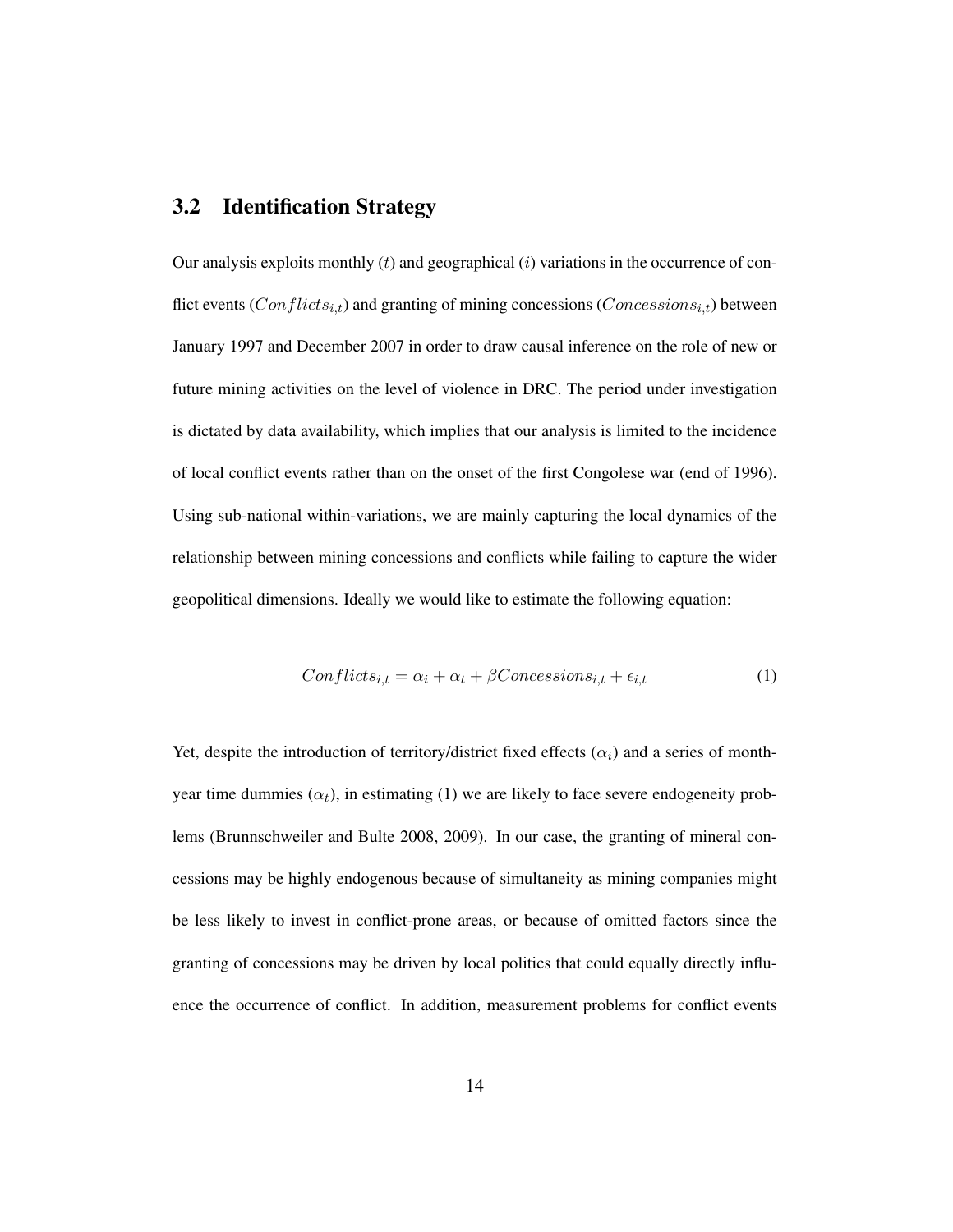## 3.2 Identification Strategy

Our analysis exploits monthly ($t$) and geographical ($i$) variations in the occurrence of conflict events ($Conflicts_{i,t}$) and granting of mining concessions ($Concessions_{i,t}$) between January 1997 and December 2007 in order to draw causal inference on the role of new or future mining activities on the level of violence in DRC. The period under investigation is dictated by data availability, which implies that our analysis is limited to the incidence of local conflict events rather than on the onset of the first Congolese war (end of 1996). Using sub-national within-variations, we are mainly capturing the local dynamics of the relationship between mining concessions and conflicts while failing to capture the wider geopolitical dimensions. Ideally we would like to estimate the following equation:

$$Conflicts_{i,t} = \alpha_i + \alpha_t + \beta Concessions_{i,t} + \epsilon_{i,t} \tag{1}$$

Yet, despite the introduction of territory/district fixed effects ($\alpha_i$) and a series of month-year time dummies ($\alpha_t$), in estimating (1) we are likely to face severe endogeneity problems (Brunnschweiler and Bulte 2008, 2009). In our case, the granting of mineral concessions may be highly endogenous because of simultaneity as mining companies might be less likely to invest in conflict-prone areas, or because of omitted factors since the granting of concessions may be driven by local politics that could equally directly influence the occurrence of conflict. In addition, measurement problems for conflict events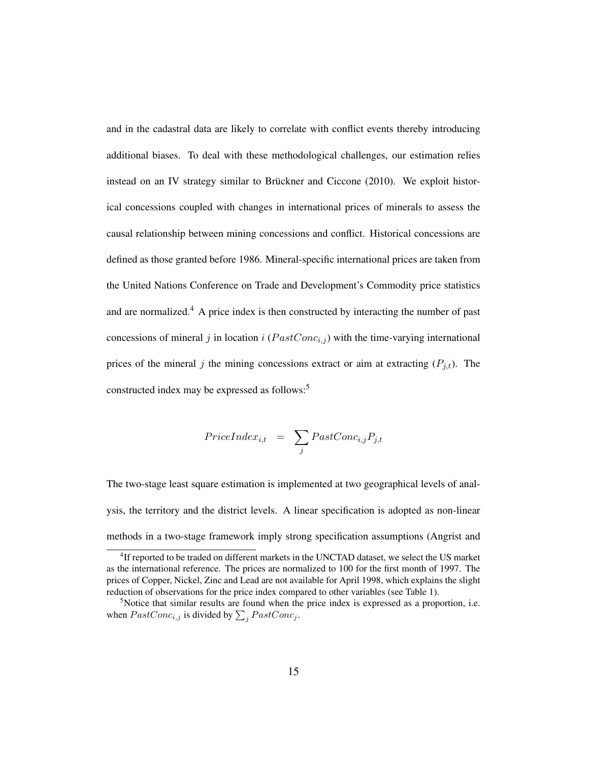and in the cadastral data are likely to correlate with conflict events thereby introducing additional biases. To deal with these methodological challenges, our estimation relies instead on an IV strategy similar to Brückner and Ciccone (2010). We exploit historical concessions coupled with changes in international prices of minerals to assess the causal relationship between mining concessions and conflict. Historical concessions are defined as those granted before 1986. Mineral-specific international prices are taken from the United Nations Conference on Trade and Development's Commodity price statistics and are normalized.[4] A price index is then constructed by interacting the number of past concessions of mineral $j$ in location $i$ ($PastConc_{i,j}$) with the time-varying international prices of the mineral $j$ the mining concessions extract or aim at extracting ($P_{j,t}$). The constructed index may be expressed as follows:[5]

$$PriceIndex_{i,t} = \sum_{j} PastConc_{i,j} P_{j,t}$$

The two-stage least square estimation is implemented at two geographical levels of analysis, the territory and the district levels. A linear specification is adopted as non-linear methods in a two-stage framework imply strong specification assumptions (Angrist and

---

[4] If reported to be traded on different markets in the UNCTAD dataset, we select the US market as the international reference. The prices are normalized to 100 for the first month of 1997. The prices of Copper, Nickel, Zinc and Lead are not available for April 1998, which explains the slight reduction of observations for the price index compared to other variables (see Table 1).

[5] Notice that similar results are found when the price index is expressed as a proportion, i.e. when $PastConc_{i,j}$ is divided by $\sum_j PastConc_j$.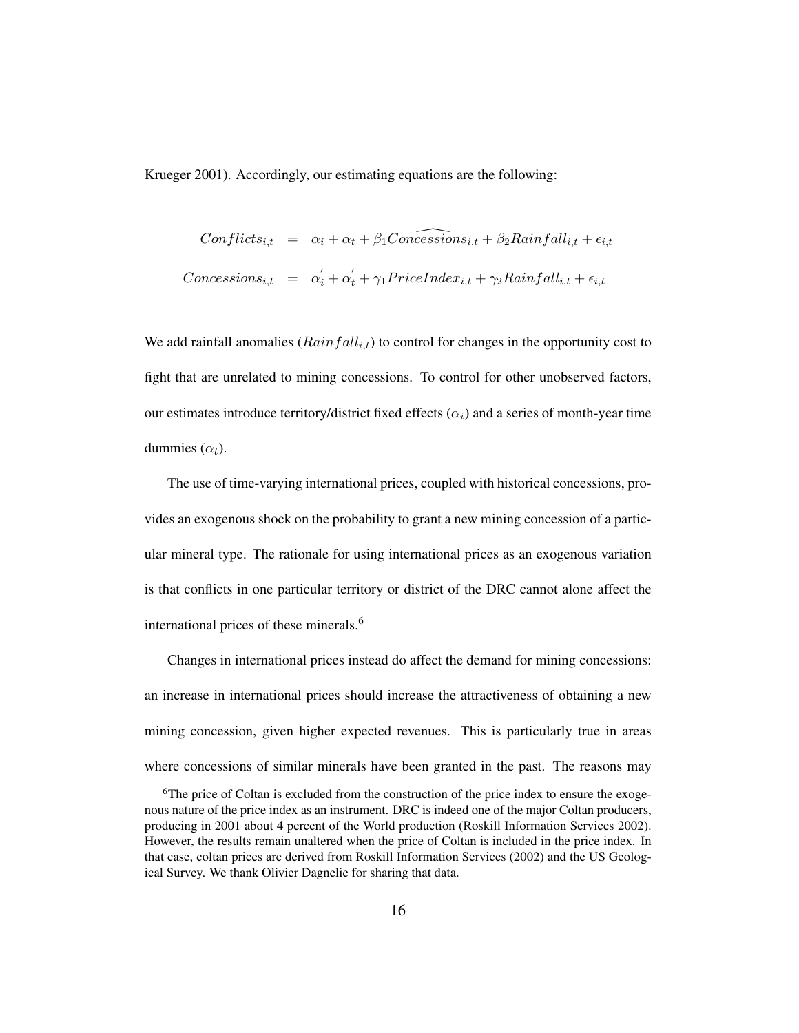Krueger 2001). Accordingly, our estimating equations are the following:

$$
\begin{aligned}
Conflicts_{i,t} &= \alpha_i + \alpha_t + \beta_1 \widehat{Concessions}_{i,t} + \beta_2 Rainfall_{i,t} + \epsilon_{i,t} \\
Concessions_{i,t} &= \alpha_i^{'} + \alpha_t^{'} + \gamma_1 PriceIndex_{i,t} + \gamma_2 Rainfall_{i,t} + \epsilon_{i,t}
\end{aligned}
$$

We add rainfall anomalies ($Rainfall_{i,t}$) to control for changes in the opportunity cost to fight that are unrelated to mining concessions. To control for other unobserved factors, our estimates introduce territory/district fixed effects ($\alpha_i$) and a series of month-year time dummies ($\alpha_t$).

The use of time-varying international prices, coupled with historical concessions, provides an exogenous shock on the probability to grant a new mining concession of a particular mineral type. The rationale for using international prices as an exogenous variation is that conflicts in one particular territory or district of the DRC cannot alone affect the international prices of these minerals.[6]

Changes in international prices instead do affect the demand for mining concessions: an increase in international prices should increase the attractiveness of obtaining a new mining concession, given higher expected revenues. This is particularly true in areas where concessions of similar minerals have been granted in the past. The reasons may

[6] The price of Coltan is excluded from the construction of the price index to ensure the exogenous nature of the price index as an instrument. DRC is indeed one of the major Coltan producers, producing in 2001 about 4 percent of the World production (Roskill Information Services 2002). However, the results remain unaltered when the price of Coltan is included in the price index. In that case, coltan prices are derived from Roskill Information Services (2002) and the US Geological Survey. We thank Olivier Dagnelie for sharing that data.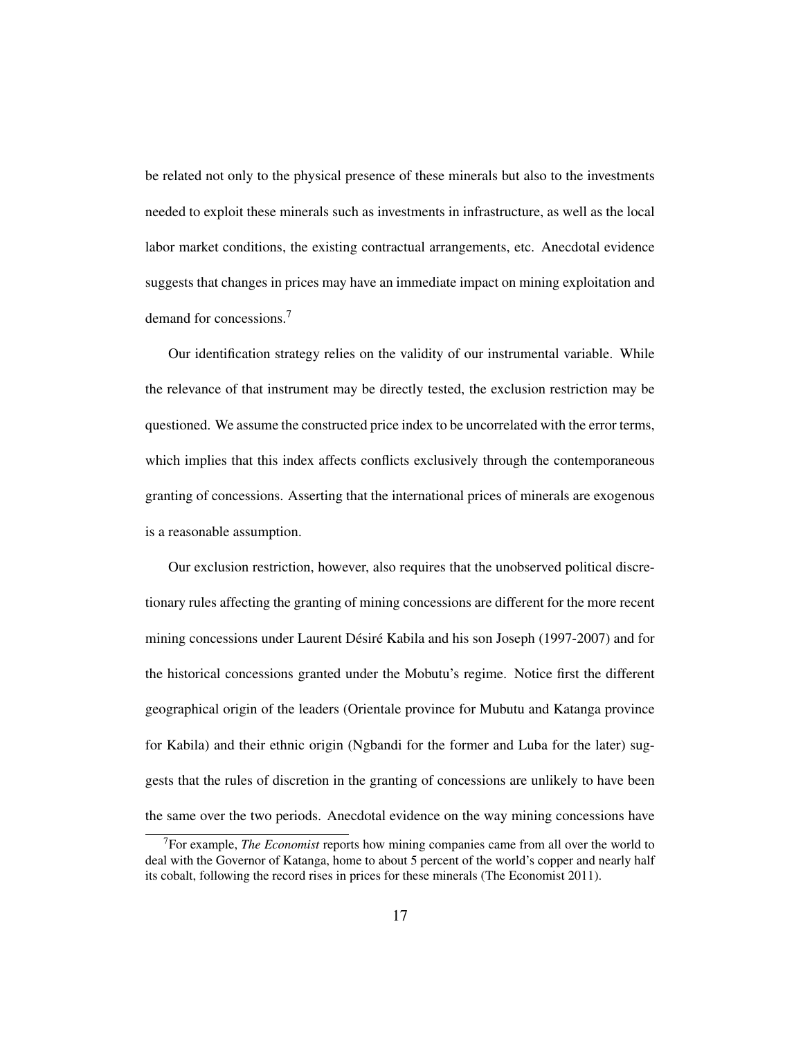be related not only to the physical presence of these minerals but also to the investments needed to exploit these minerals such as investments in infrastructure, as well as the local labor market conditions, the existing contractual arrangements, etc. Anecdotal evidence suggests that changes in prices may have an immediate impact on mining exploitation and demand for concessions.[7]

Our identification strategy relies on the validity of our instrumental variable. While the relevance of that instrument may be directly tested, the exclusion restriction may be questioned. We assume the constructed price index to be uncorrelated with the error terms, which implies that this index affects conflicts exclusively through the contemporaneous granting of concessions. Asserting that the international prices of minerals are exogenous is a reasonable assumption.

Our exclusion restriction, however, also requires that the unobserved political discretionary rules affecting the granting of mining concessions are different for the more recent mining concessions under Laurent Désiré Kabila and his son Joseph (1997-2007) and for the historical concessions granted under the Mobutu's regime. Notice first the different geographical origin of the leaders (Orientale province for Mubutu and Katanga province for Kabila) and their ethnic origin (Ngbandi for the former and Luba for the later) suggests that the rules of discretion in the granting of concessions are unlikely to have been the same over the two periods. Anecdotal evidence on the way mining concessions have

[7] For example, *The Economist* reports how mining companies came from all over the world to deal with the Governor of Katanga, home to about 5 percent of the world's copper and nearly half its cobalt, following the record rises in prices for these minerals (The Economist 2011).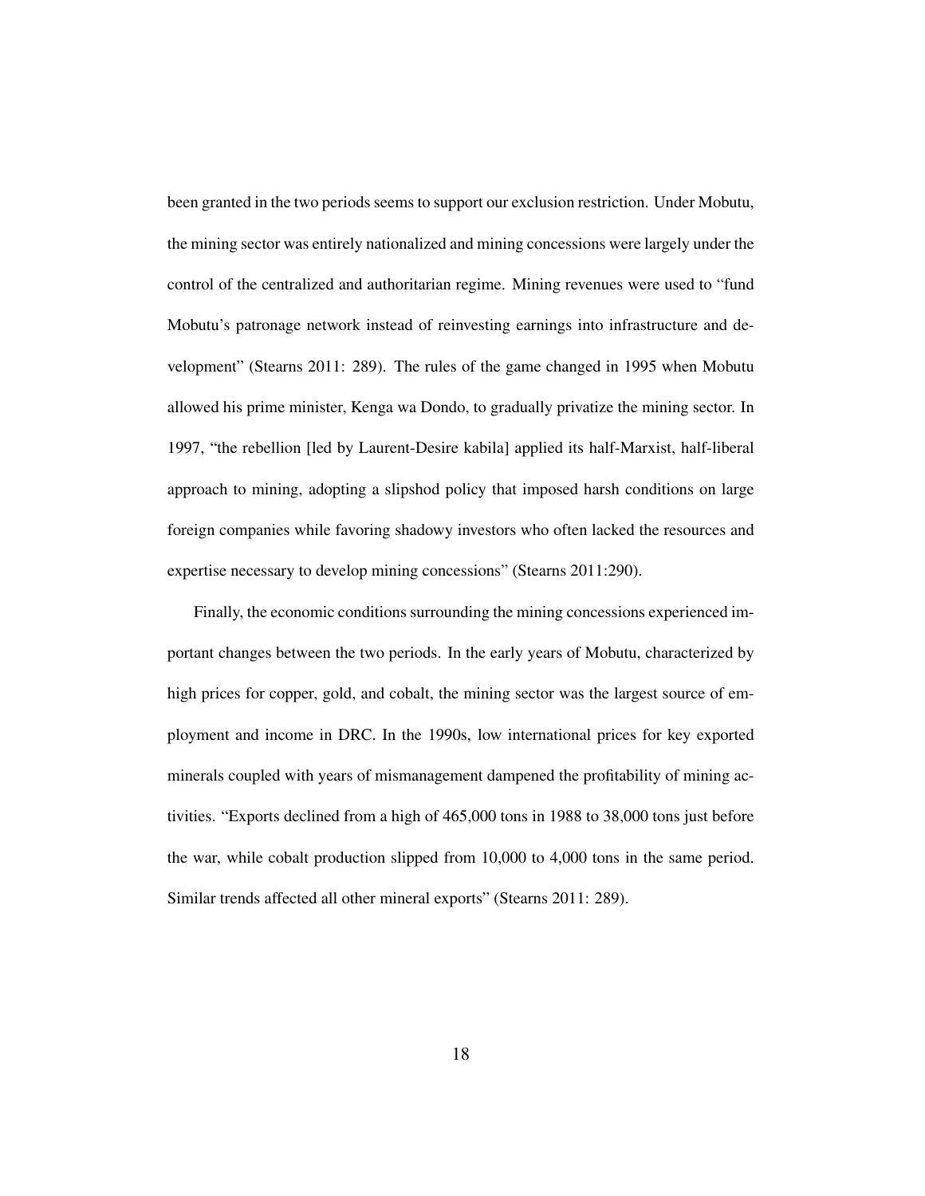been granted in the two periods seems to support our exclusion restriction. Under Mobutu, the mining sector was entirely nationalized and mining concessions were largely under the control of the centralized and authoritarian regime. Mining revenues were used to "fund Mobutu's patronage network instead of reinvesting earnings into infrastructure and development" (Stearns 2011: 289). The rules of the game changed in 1995 when Mobutu allowed his prime minister, Kenga wa Dondo, to gradually privatize the mining sector. In 1997, "the rebellion [led by Laurent-Desire kabila] applied its half-Marxist, half-liberal approach to mining, adopting a slipshod policy that imposed harsh conditions on large foreign companies while favoring shadowy investors who often lacked the resources and expertise necessary to develop mining concessions" (Stearns 2011:290).

Finally, the economic conditions surrounding the mining concessions experienced important changes between the two periods. In the early years of Mobutu, characterized by high prices for copper, gold, and cobalt, the mining sector was the largest source of employment and income in DRC. In the 1990s, low international prices for key exported minerals coupled with years of mismanagement dampened the profitability of mining activities. "Exports declined from a high of 465,000 tons in 1988 to 38,000 tons just before the war, while cobalt production slipped from 10,000 to 4,000 tons in the same period. Similar trends affected all other mineral exports" (Stearns 2011: 289).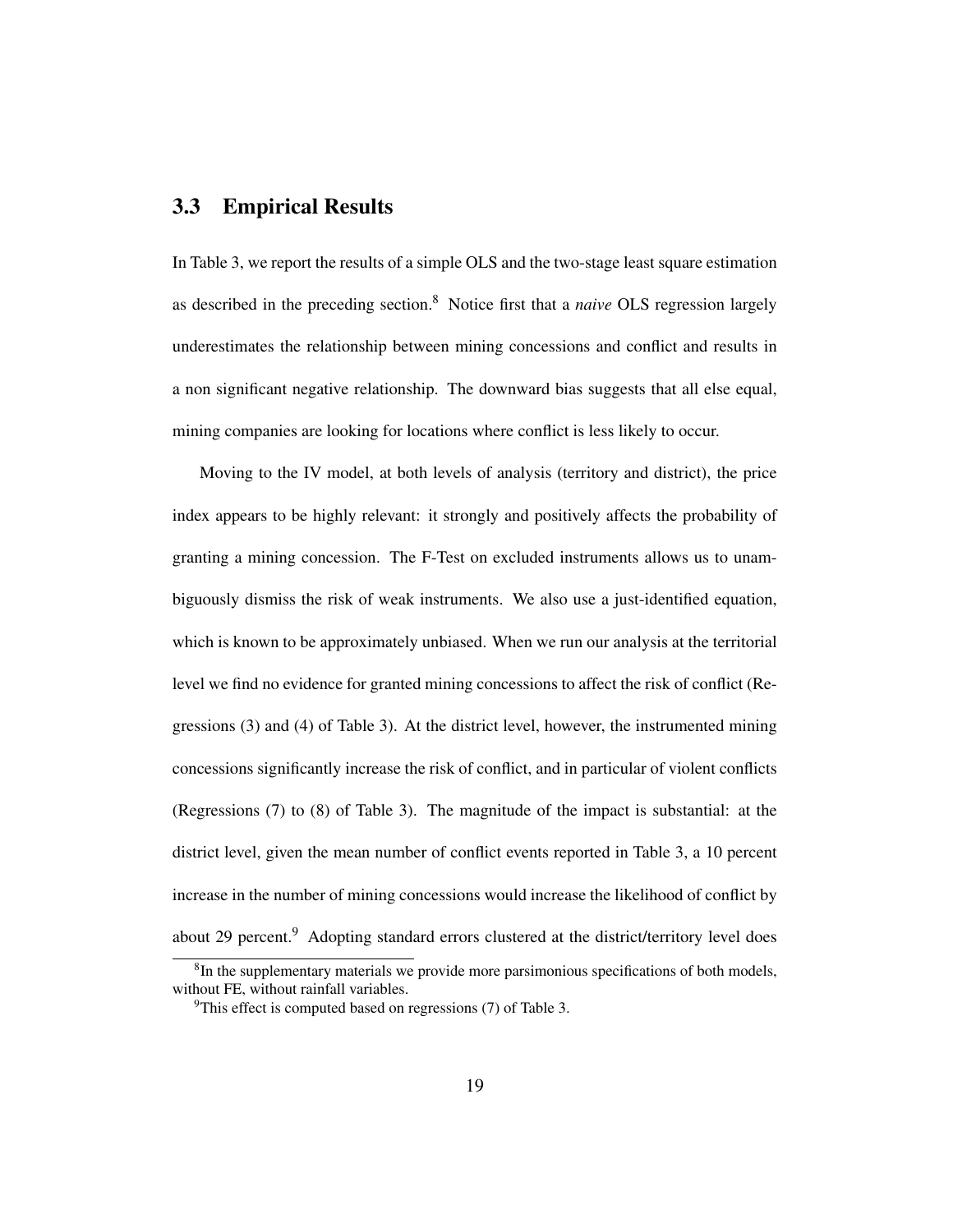## 3.3 Empirical Results

In Table 3, we report the results of a simple OLS and the two-stage least square estimation as described in the preceding section.[8] Notice first that a *naive* OLS regression largely underestimates the relationship between mining concessions and conflict and results in a non significant negative relationship. The downward bias suggests that all else equal, mining companies are looking for locations where conflict is less likely to occur.

Moving to the IV model, at both levels of analysis (territory and district), the price index appears to be highly relevant: it strongly and positively affects the probability of granting a mining concession. The F-Test on excluded instruments allows us to unambiguously dismiss the risk of weak instruments. We also use a just-identified equation, which is known to be approximately unbiased. When we run our analysis at the territorial level we find no evidence for granted mining concessions to affect the risk of conflict (Regressions (3) and (4) of Table 3). At the district level, however, the instrumented mining concessions significantly increase the risk of conflict, and in particular of violent conflicts (Regressions (7) to (8) of Table 3). The magnitude of the impact is substantial: at the district level, given the mean number of conflict events reported in Table 3, a 10 percent increase in the number of mining concessions would increase the likelihood of conflict by about 29 percent.[9] Adopting standard errors clustered at the district/territory level does

[8] In the supplementary materials we provide more parsimonious specifications of both models, without FE, without rainfall variables.

[9] This effect is computed based on regressions (7) of Table 3.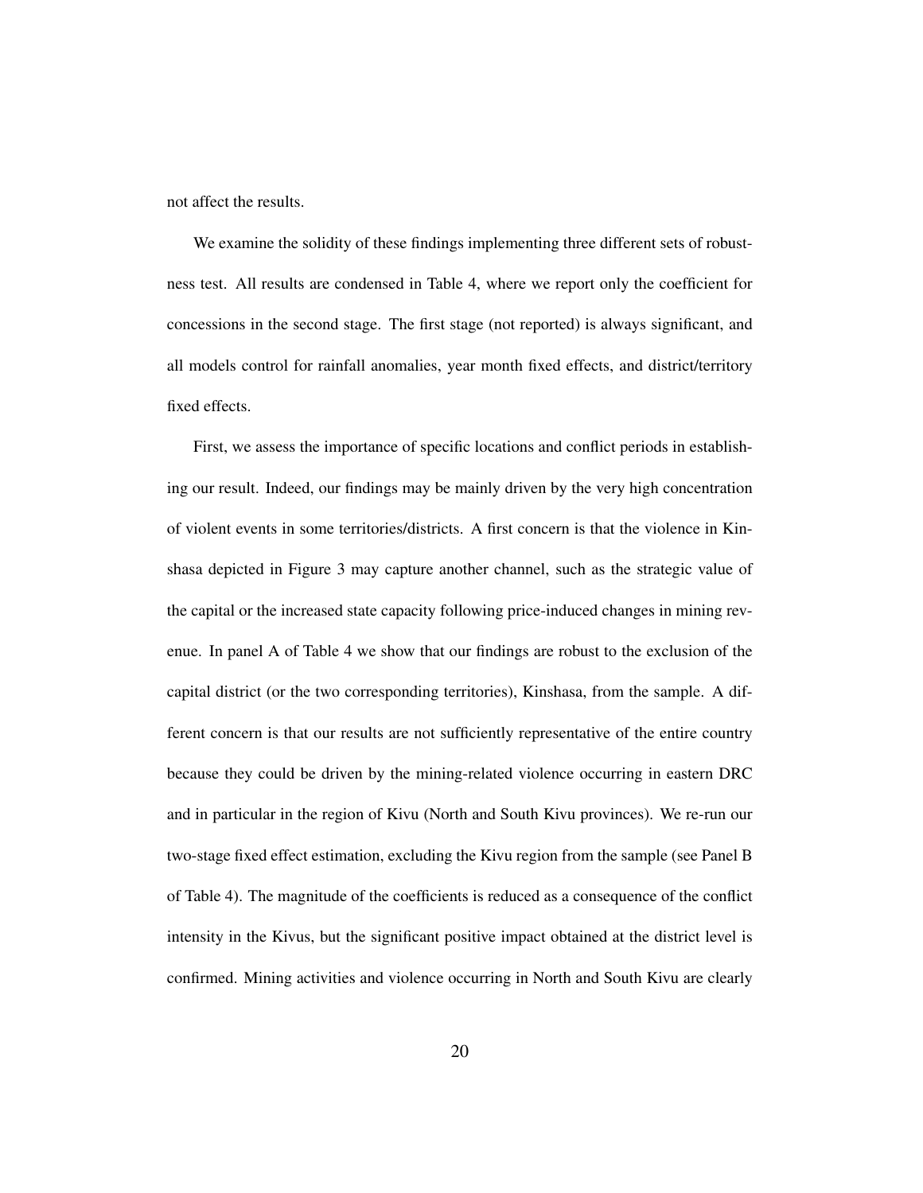not affect the results.

We examine the solidity of these findings implementing three different sets of robustness test. All results are condensed in Table 4, where we report only the coefficient for concessions in the second stage. The first stage (not reported) is always significant, and all models control for rainfall anomalies, year month fixed effects, and district/territory fixed effects.

First, we assess the importance of specific locations and conflict periods in establishing our result. Indeed, our findings may be mainly driven by the very high concentration of violent events in some territories/districts. A first concern is that the violence in Kinshasa depicted in Figure 3 may capture another channel, such as the strategic value of the capital or the increased state capacity following price-induced changes in mining revenue. In panel A of Table 4 we show that our findings are robust to the exclusion of the capital district (or the two corresponding territories), Kinshasa, from the sample. A different concern is that our results are not sufficiently representative of the entire country because they could be driven by the mining-related violence occurring in eastern DRC and in particular in the region of Kivu (North and South Kivu provinces). We re-run our two-stage fixed effect estimation, excluding the Kivu region from the sample (see Panel B of Table 4). The magnitude of the coefficients is reduced as a consequence of the conflict intensity in the Kivus, but the significant positive impact obtained at the district level is confirmed. Mining activities and violence occurring in North and South Kivu are clearly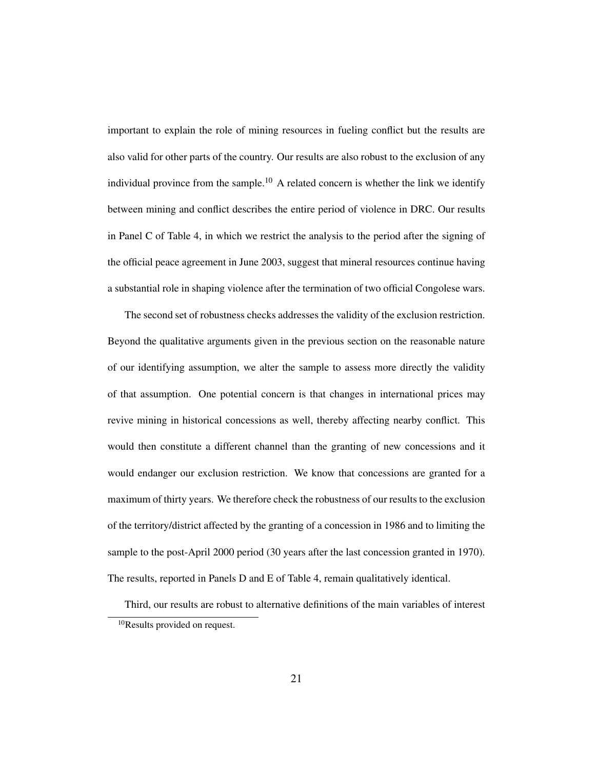important to explain the role of mining resources in fueling conflict but the results are also valid for other parts of the country. Our results are also robust to the exclusion of any individual province from the sample.[10] A related concern is whether the link we identify between mining and conflict describes the entire period of violence in DRC. Our results in Panel C of Table 4, in which we restrict the analysis to the period after the signing of the official peace agreement in June 2003, suggest that mineral resources continue having a substantial role in shaping violence after the termination of two official Congolese wars.

The second set of robustness checks addresses the validity of the exclusion restriction. Beyond the qualitative arguments given in the previous section on the reasonable nature of our identifying assumption, we alter the sample to assess more directly the validity of that assumption. One potential concern is that changes in international prices may revive mining in historical concessions as well, thereby affecting nearby conflict. This would then constitute a different channel than the granting of new concessions and it would endanger our exclusion restriction. We know that concessions are granted for a maximum of thirty years. We therefore check the robustness of our results to the exclusion of the territory/district affected by the granting of a concession in 1986 and to limiting the sample to the post-April 2000 period (30 years after the last concession granted in 1970). The results, reported in Panels D and E of Table 4, remain qualitatively identical.

Third, our results are robust to alternative definitions of the main variables of interest

[10] Results provided on request.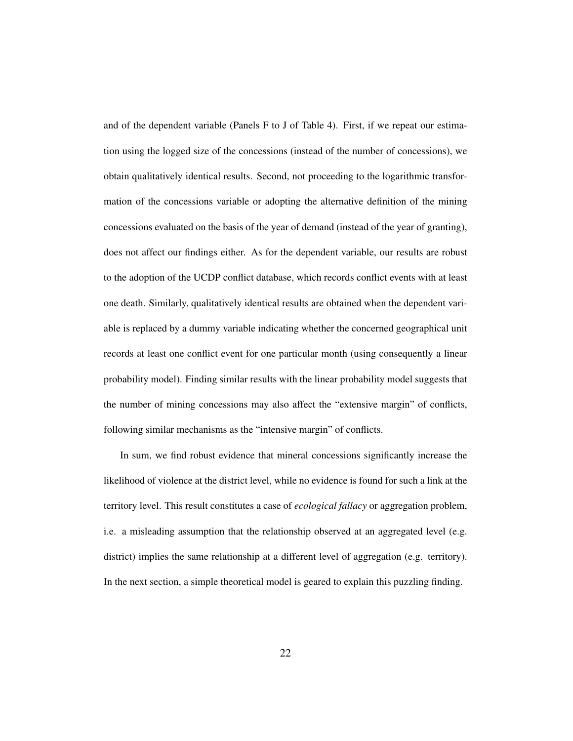and of the dependent variable (Panels F to J of Table 4). First, if we repeat our estimation using the logged size of the concessions (instead of the number of concessions), we obtain qualitatively identical results. Second, not proceeding to the logarithmic transformation of the concessions variable or adopting the alternative definition of the mining concessions evaluated on the basis of the year of demand (instead of the year of granting), does not affect our findings either. As for the dependent variable, our results are robust to the adoption of the UCDP conflict database, which records conflict events with at least one death. Similarly, qualitatively identical results are obtained when the dependent variable is replaced by a dummy variable indicating whether the concerned geographical unit records at least one conflict event for one particular month (using consequently a linear probability model). Finding similar results with the linear probability model suggests that the number of mining concessions may also affect the "extensive margin" of conflicts, following similar mechanisms as the "intensive margin" of conflicts.

In sum, we find robust evidence that mineral concessions significantly increase the likelihood of violence at the district level, while no evidence is found for such a link at the territory level. This result constitutes a case of *ecological fallacy* or aggregation problem, i.e. a misleading assumption that the relationship observed at an aggregated level (e.g. district) implies the same relationship at a different level of aggregation (e.g. territory). In the next section, a simple theoretical model is geared to explain this puzzling finding.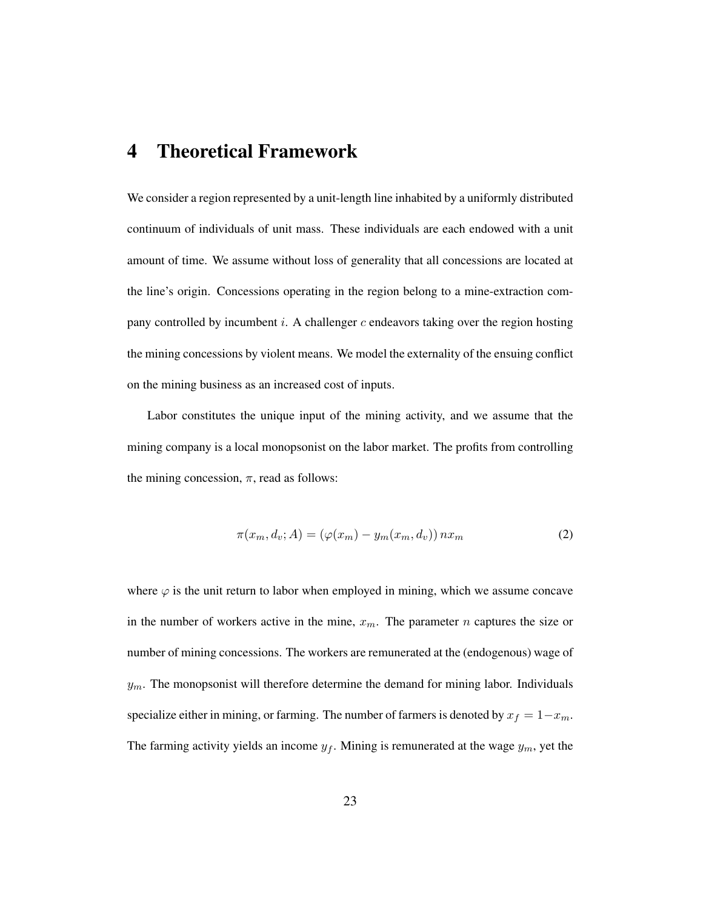# 4 Theoretical Framework

We consider a region represented by a unit-length line inhabited by a uniformly distributed continuum of individuals of unit mass. These individuals are each endowed with a unit amount of time. We assume without loss of generality that all concessions are located at the line's origin. Concessions operating in the region belong to a mine-extraction company controlled by incumbent $i$. A challenger $c$ endeavors taking over the region hosting the mining concessions by violent means. We model the externality of the ensuing conflict on the mining business as an increased cost of inputs.

Labor constitutes the unique input of the mining activity, and we assume that the mining company is a local monopsonist on the labor market. The profits from controlling the mining concession, $\pi$, read as follows:

$$\pi(x_m, d_v; A) = (\varphi(x_m) - y_m(x_m, d_v))\, n x_m \tag{2}$$

where $\varphi$ is the unit return to labor when employed in mining, which we assume concave in the number of workers active in the mine, $x_m$. The parameter $n$ captures the size or number of mining concessions. The workers are remunerated at the (endogenous) wage of $y_m$. The monopsonist will therefore determine the demand for mining labor. Individuals specialize either in mining, or farming. The number of farmers is denoted by $x_f = 1 - x_m$. The farming activity yields an income $y_f$. Mining is remunerated at the wage $y_m$, yet the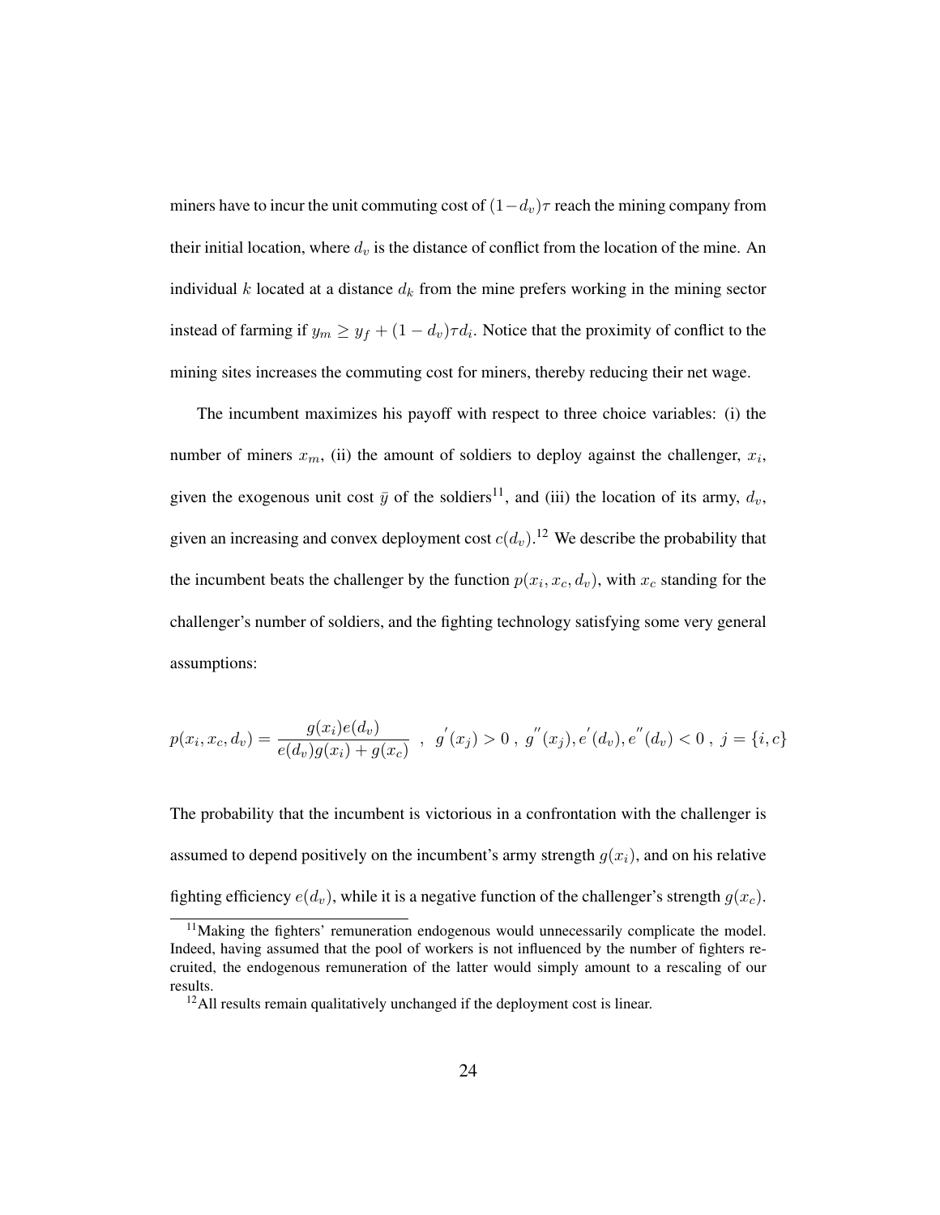miners have to incur the unit commuting cost of $(1-d_v)\tau$ reach the mining company from their initial location, where $d_v$ is the distance of conflict from the location of the mine. An individual $k$ located at a distance $d_k$ from the mine prefers working in the mining sector instead of farming if $y_m \geq y_f + (1-d_v)\tau d_i$. Notice that the proximity of conflict to the mining sites increases the commuting cost for miners, thereby reducing their net wage.

The incumbent maximizes his payoff with respect to three choice variables: (i) the number of miners $x_m$, (ii) the amount of soldiers to deploy against the challenger, $x_i$, given the exogenous unit cost $\bar{y}$ of the soldiers[11], and (iii) the location of its army, $d_v$, given an increasing and convex deployment cost $c(d_v)$.[12] We describe the probability that the incumbent beats the challenger by the function $p(x_i, x_c, d_v)$, with $x_c$ standing for the challenger's number of soldiers, and the fighting technology satisfying some very general assumptions:

$$p(x_i, x_c, d_v) = \frac{g(x_i)e(d_v)}{e(d_v)g(x_i) + g(x_c)} \quad , \quad g^{'}(x_j) > 0 \; , \; g^{''}(x_j), e^{'}(d_v), e^{''}(d_v) < 0 \; , \; j = \{i, c\}$$

The probability that the incumbent is victorious in a confrontation with the challenger is assumed to depend positively on the incumbent's army strength $g(x_i)$, and on his relative fighting efficiency $e(d_v)$, while it is a negative function of the challenger's strength $g(x_c)$.

[11] Making the fighters' remuneration endogenous would unnecessarily complicate the model. Indeed, having assumed that the pool of workers is not influenced by the number of fighters recruited, the endogenous remuneration of the latter would simply amount to a rescaling of our results.

[12] All results remain qualitatively unchanged if the deployment cost is linear.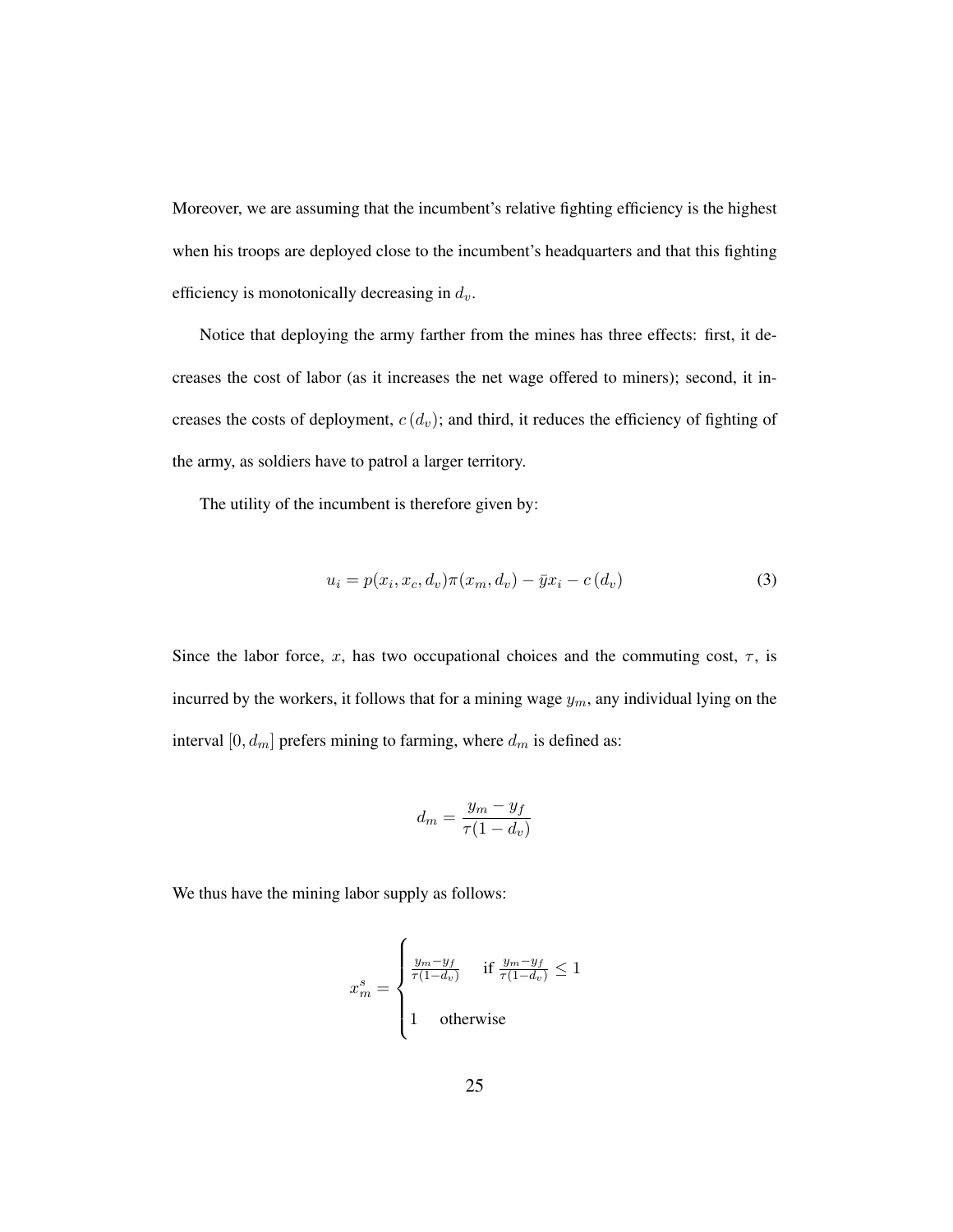Moreover, we are assuming that the incumbent's relative fighting efficiency is the highest when his troops are deployed close to the incumbent's headquarters and that this fighting efficiency is monotonically decreasing in $d_v$.

Notice that deploying the army farther from the mines has three effects: first, it decreases the cost of labor (as it increases the net wage offered to miners); second, it increases the costs of deployment, $c(d_v)$; and third, it reduces the efficiency of fighting of the army, as soldiers have to patrol a larger territory.

The utility of the incumbent is therefore given by:

$$u_i = p(x_i, x_c, d_v)\pi(x_m, d_v) - \bar{y}x_i - c(d_v) \tag{3}$$

Since the labor force, $x$, has two occupational choices and the commuting cost, $\tau$, is incurred by the workers, it follows that for a mining wage $y_m$, any individual lying on the interval $[0, d_m]$ prefers mining to farming, where $d_m$ is defined as:

$$d_m = \frac{y_m - y_f}{\tau(1 - d_v)}$$

We thus have the mining labor supply as follows:

$$x_m^s = \begin{cases} \frac{y_m - y_f}{\tau(1-d_v)} & \text{if } \frac{y_m - y_f}{\tau(1-d_v)} \leq 1 \\ 1 & \text{otherwise} \end{cases}$$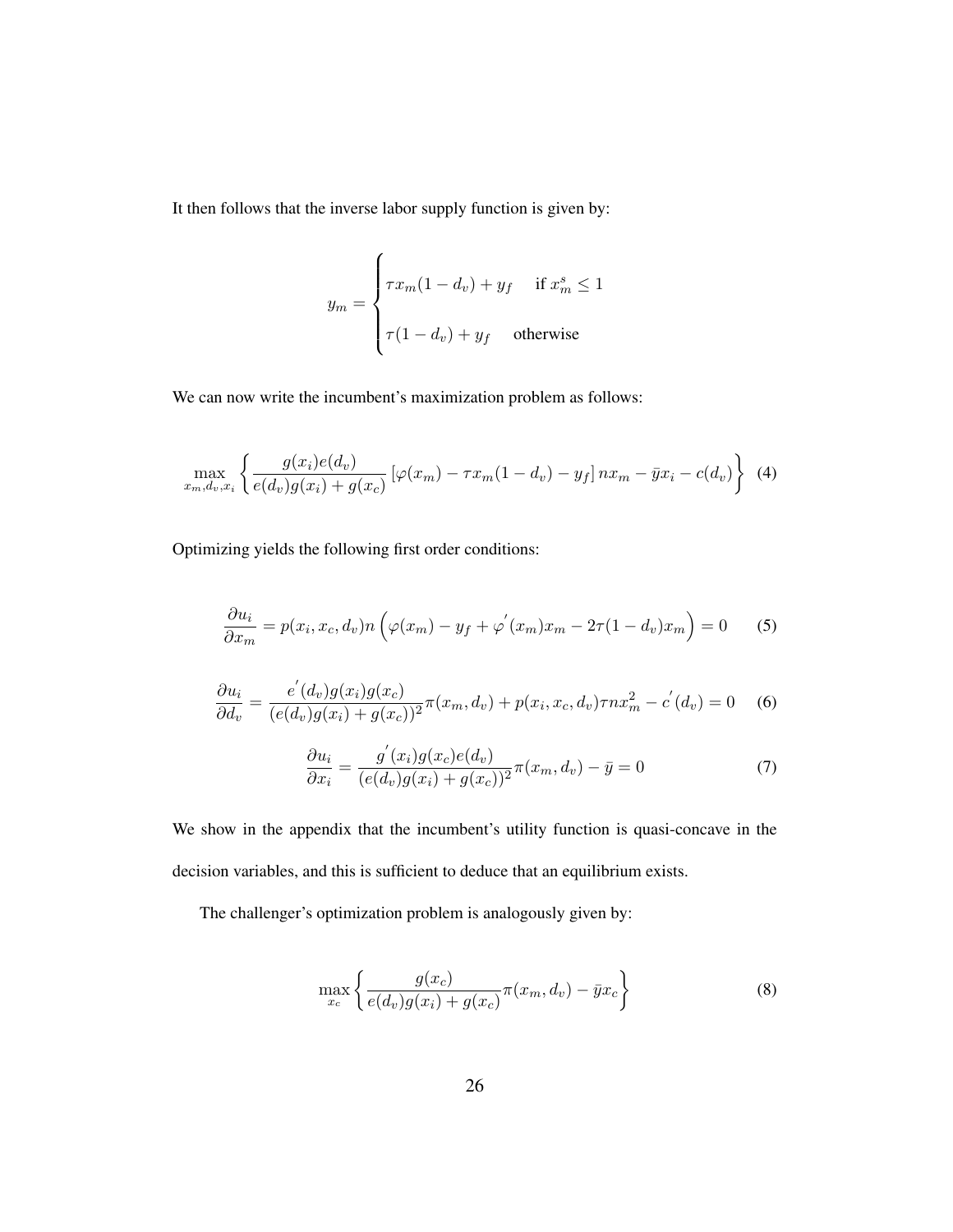It then follows that the inverse labor supply function is given by:

$$
y_m = \begin{cases} \tau x_m(1-d_v) + y_f & \text{if } x_m^s \leq 1 \\ \tau(1-d_v) + y_f & \text{otherwise} \end{cases}
$$

We can now write the incumbent's maximization problem as follows:

$$
\max_{x_m, d_v, x_i} \left\{ \frac{g(x_i)e(d_v)}{e(d_v)g(x_i) + g(x_c)} \left[\varphi(x_m) - \tau x_m(1-d_v) - y_f\right] n x_m - \bar{y}x_i - c(d_v) \right\} \quad (4)
$$

Optimizing yields the following first order conditions:

$$
\frac{\partial u_i}{\partial x_m} = p(x_i, x_c, d_v) n \left( \varphi(x_m) - y_f + \varphi^{'}(x_m)x_m - 2\tau(1-d_v)x_m \right) = 0 \quad (5)
$$

$$
\frac{\partial u_i}{\partial d_v} = \frac{e^{'}(d_v)g(x_i)g(x_c)}{(e(d_v)g(x_i) + g(x_c))^2}\pi(x_m, d_v) + p(x_i, x_c, d_v)\tau n x_m^2 - c^{'}(d_v) = 0 \quad (6)
$$

$$
\frac{\partial u_i}{\partial x_i} = \frac{g^{'}(x_i)g(x_c)e(d_v)}{(e(d_v)g(x_i) + g(x_c))^2}\pi(x_m, d_v) - \bar{y} = 0 \quad (7)
$$

We show in the appendix that the incumbent's utility function is quasi-concave in the decision variables, and this is sufficient to deduce that an equilibrium exists.

The challenger's optimization problem is analogously given by:

$$
\max_{x_c} \left\{ \frac{g(x_c)}{e(d_v)g(x_i) + g(x_c)}\pi(x_m, d_v) - \bar{y}x_c \right\} \quad (8)
$$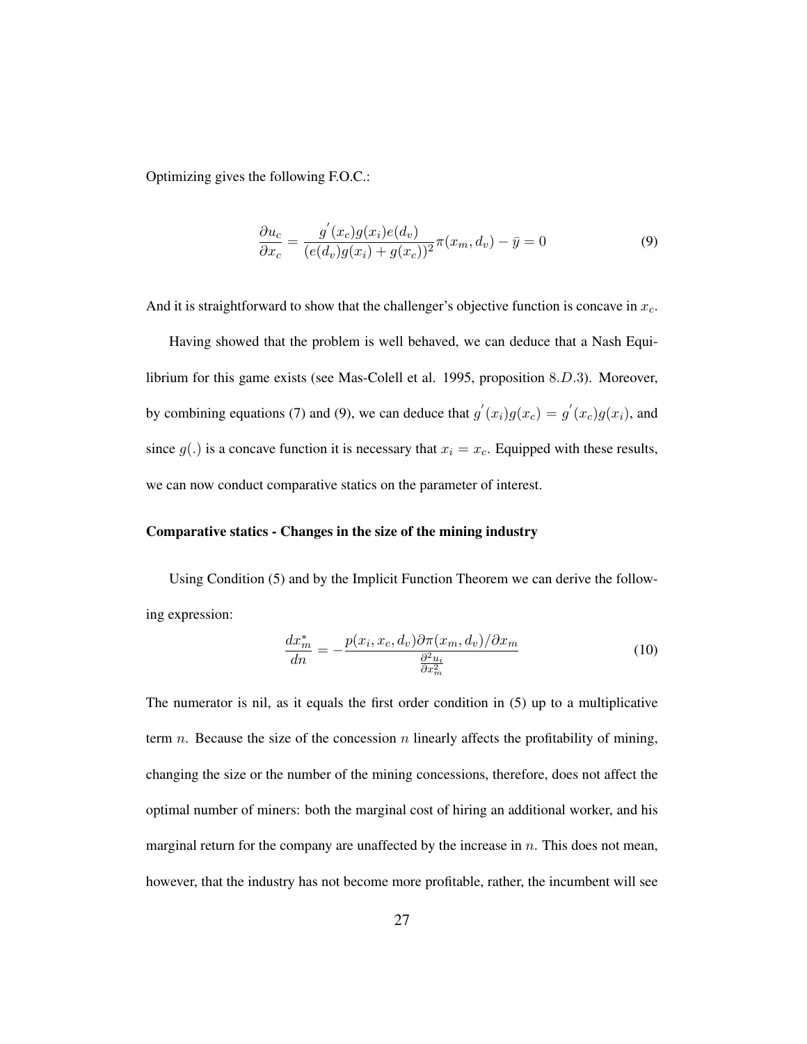Optimizing gives the following F.O.C.:

$$\frac{\partial u_c}{\partial x_c} = \frac{g^{'}(x_c)g(x_i)e(d_v)}{(e(d_v)g(x_i) + g(x_c))^2}\pi(x_m, d_v) - \bar{y} = 0 \tag{9}$$

And it is straightforward to show that the challenger's objective function is concave in $x_c$.

Having showed that the problem is well behaved, we can deduce that a Nash Equilibrium for this game exists (see Mas-Colell et al. 1995, proposition $8.D.3$). Moreover, by combining equations (7) and (9), we can deduce that $g^{'}(x_i)g(x_c) = g^{'}(x_c)g(x_i)$, and since $g(.)$ is a concave function it is necessary that $x_i = x_c$. Equipped with these results, we can now conduct comparative statics on the parameter of interest.

**Comparative statics - Changes in the size of the mining industry**

Using Condition (5) and by the Implicit Function Theorem we can derive the following expression:

$$\frac{dx_m^*}{dn} = -\frac{p(x_i, x_c, d_v)\partial\pi(x_m, d_v)/\partial x_m}{\frac{\partial^2 u_i}{\partial x_m^2}} \tag{10}$$

The numerator is nil, as it equals the first order condition in (5) up to a multiplicative term $n$. Because the size of the concession $n$ linearly affects the profitability of mining, changing the size or the number of the mining concessions, therefore, does not affect the optimal number of miners: both the marginal cost of hiring an additional worker, and his marginal return for the company are unaffected by the increase in $n$. This does not mean, however, that the industry has not become more profitable, rather, the incumbent will see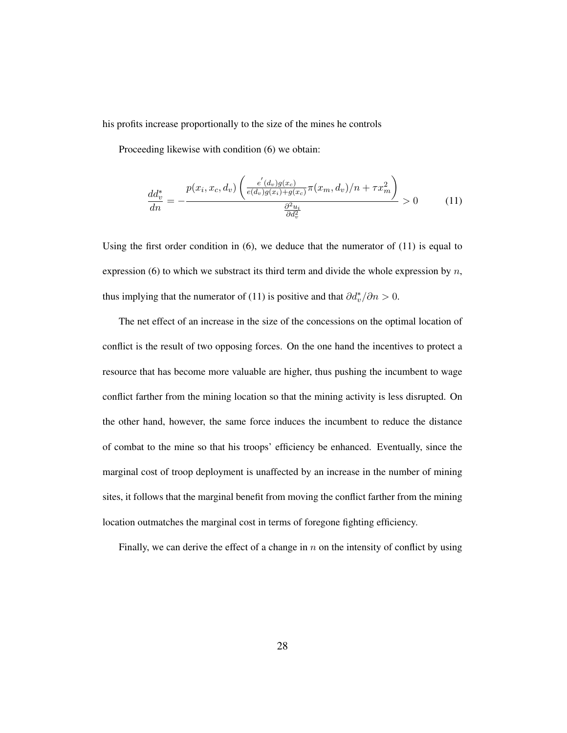his profits increase proportionally to the size of the mines he controls

Proceeding likewise with condition (6) we obtain:

$$\frac{dd_v^*}{dn} = -\frac{p(x_i, x_c, d_v)\left(\frac{e^{'}(d_v)g(x_c)}{e(d_v)g(x_i)+g(x_c)}\pi(x_m, d_v)/n + \tau x_m^2\right)}{\frac{\partial^2 u_i}{\partial d_v^2}} > 0 \qquad (11)$$

Using the first order condition in (6), we deduce that the numerator of (11) is equal to expression (6) to which we substract its third term and divide the whole expression by $n$, thus implying that the numerator of (11) is positive and that $\partial d_v^*/\partial n > 0$.

The net effect of an increase in the size of the concessions on the optimal location of conflict is the result of two opposing forces. On the one hand the incentives to protect a resource that has become more valuable are higher, thus pushing the incumbent to wage conflict farther from the mining location so that the mining activity is less disrupted. On the other hand, however, the same force induces the incumbent to reduce the distance of combat to the mine so that his troops' efficiency be enhanced. Eventually, since the marginal cost of troop deployment is unaffected by an increase in the number of mining sites, it follows that the marginal benefit from moving the conflict farther from the mining location outmatches the marginal cost in terms of foregone fighting efficiency.

Finally, we can derive the effect of a change in $n$ on the intensity of conflict by using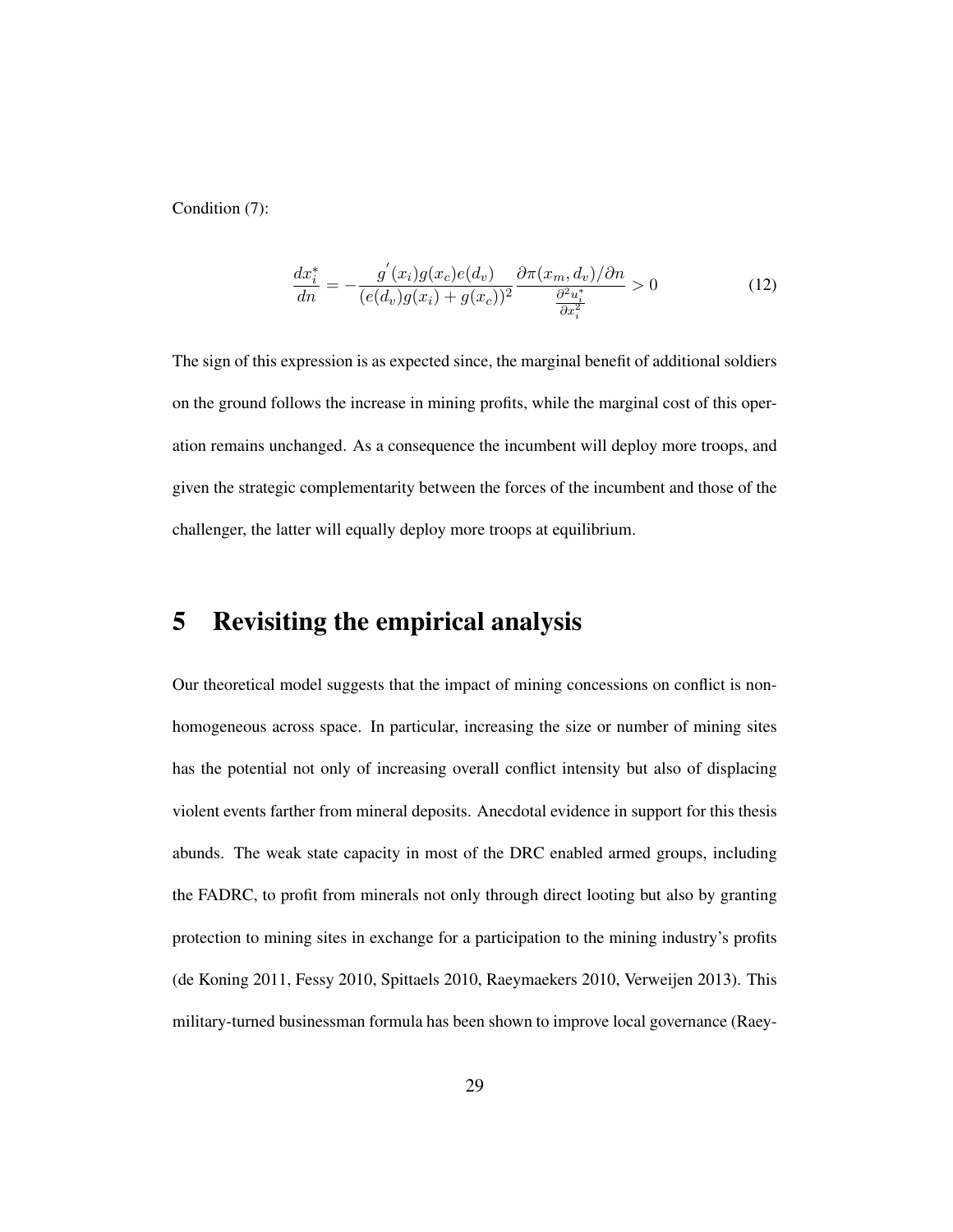Condition (7):

$$\frac{dx_i^*}{dn} = -\frac{g^{'}(x_i)g(x_c)e(d_v)}{(e(d_v)g(x_i) + g(x_c))^2} \frac{\partial \pi(x_m, d_v)/\partial n}{\frac{\partial^2 u_i^*}{\partial x_i^2}} > 0 \tag{12}$$

The sign of this expression is as expected since, the marginal benefit of additional soldiers on the ground follows the increase in mining profits, while the marginal cost of this operation remains unchanged. As a consequence the incumbent will deploy more troops, and given the strategic complementarity between the forces of the incumbent and those of the challenger, the latter will equally deploy more troops at equilibrium.

# 5 Revisiting the empirical analysis

Our theoretical model suggests that the impact of mining concessions on conflict is non-homogeneous across space. In particular, increasing the size or number of mining sites has the potential not only of increasing overall conflict intensity but also of displacing violent events farther from mineral deposits. Anecdotal evidence in support for this thesis abunds. The weak state capacity in most of the DRC enabled armed groups, including the FADRC, to profit from minerals not only through direct looting but also by granting protection to mining sites in exchange for a participation to the mining industry's profits (de Koning 2011, Fessy 2010, Spittaels 2010, Raeymaekers 2010, Verweijen 2013). This military-turned businessman formula has been shown to improve local governance (Raey-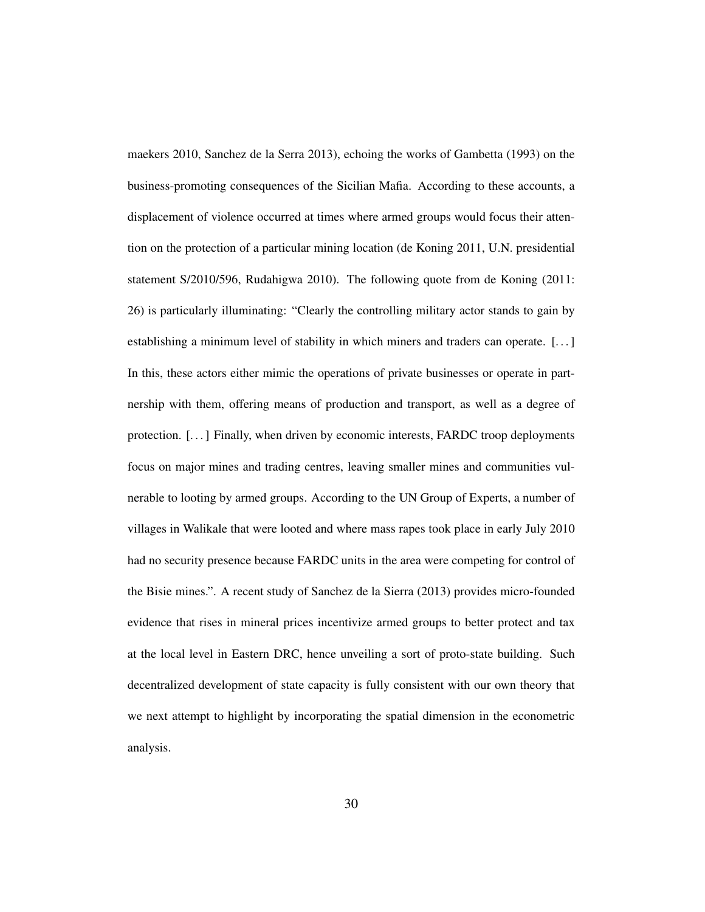maekers 2010, Sanchez de la Serra 2013), echoing the works of Gambetta (1993) on the business-promoting consequences of the Sicilian Mafia. According to these accounts, a displacement of violence occurred at times where armed groups would focus their attention on the protection of a particular mining location (de Koning 2011, U.N. presidential statement S/2010/596, Rudahigwa 2010). The following quote from de Koning (2011: 26) is particularly illuminating: "Clearly the controlling military actor stands to gain by establishing a minimum level of stability in which miners and traders can operate. [...] In this, these actors either mimic the operations of private businesses or operate in partnership with them, offering means of production and transport, as well as a degree of protection. [...] Finally, when driven by economic interests, FARDC troop deployments focus on major mines and trading centres, leaving smaller mines and communities vulnerable to looting by armed groups. According to the UN Group of Experts, a number of villages in Walikale that were looted and where mass rapes took place in early July 2010 had no security presence because FARDC units in the area were competing for control of the Bisie mines.". A recent study of Sanchez de la Sierra (2013) provides micro-founded evidence that rises in mineral prices incentivize armed groups to better protect and tax at the local level in Eastern DRC, hence unveiling a sort of proto-state building. Such decentralized development of state capacity is fully consistent with our own theory that we next attempt to highlight by incorporating the spatial dimension in the econometric analysis.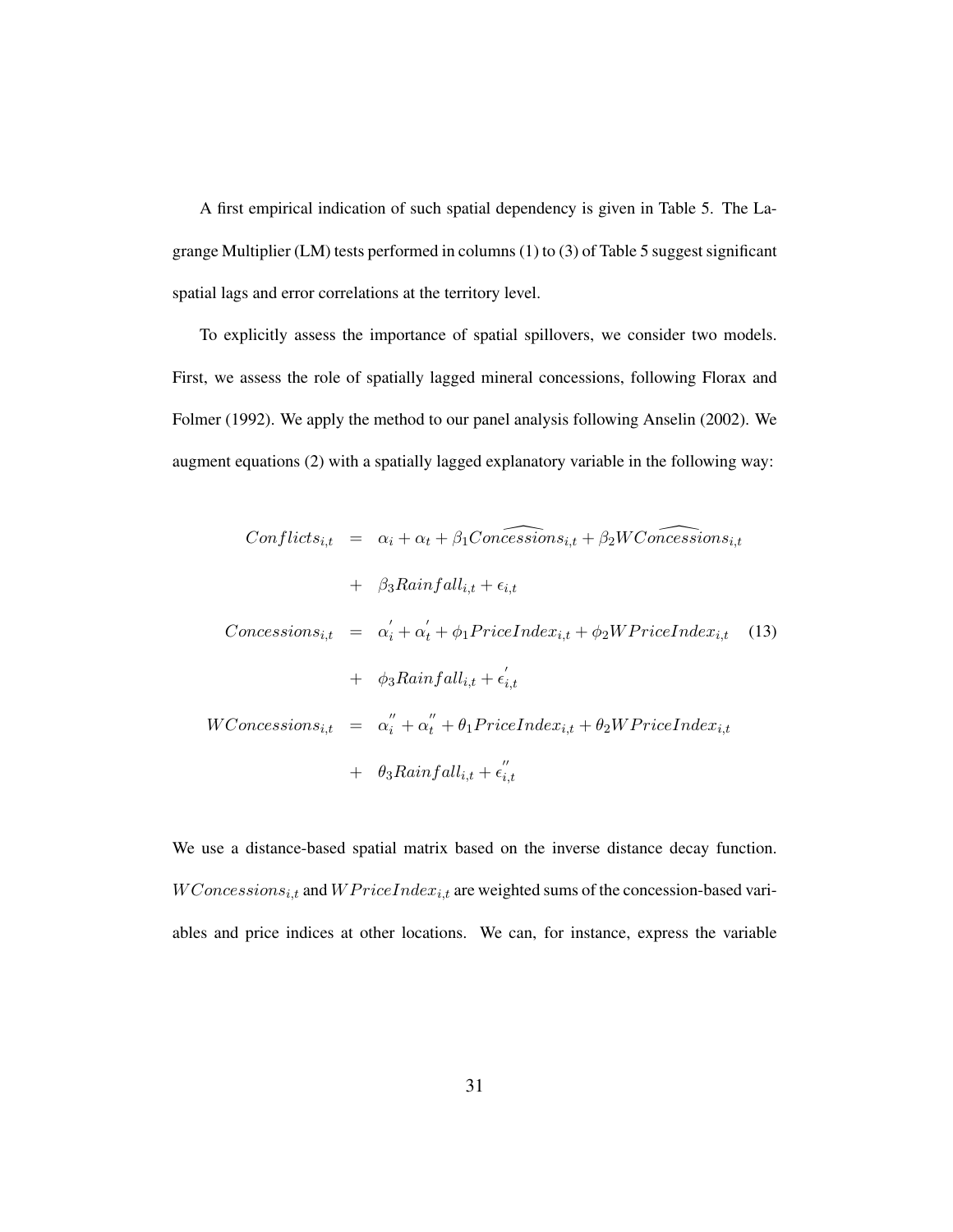A first empirical indication of such spatial dependency is given in Table 5. The Lagrange Multiplier (LM) tests performed in columns (1) to (3) of Table 5 suggest significant spatial lags and error correlations at the territory level.

To explicitly assess the importance of spatial spillovers, we consider two models. First, we assess the role of spatially lagged mineral concessions, following Florax and Folmer (1992). We apply the method to our panel analysis following Anselin (2002). We augment equations (2) with a spatially lagged explanatory variable in the following way:

$$
\begin{aligned}
Conflicts_{i,t} &= \alpha_i + \alpha_t + \beta_1 \widehat{Concessions}_{i,t} + \beta_2 W\widehat{Concessions}_{i,t} \\
&+ \beta_3 Rainfall_{i,t} + \epsilon_{i,t} \\
Concessions_{i,t} &= \alpha_i^{'} + \alpha_t^{'} + \phi_1 PriceIndex_{i,t} + \phi_2 WPriceIndex_{i,t} \\
&+ \phi_3 Rainfall_{i,t} + \epsilon_{i,t}^{'} \\
WConcessions_{i,t} &= \alpha_i^{''} + \alpha_t^{''} + \theta_1 PriceIndex_{i,t} + \theta_2 WPriceIndex_{i,t} \\
&+ \theta_3 Rainfall_{i,t} + \epsilon_{i,t}^{''}
\end{aligned} \tag{13}
$$

We use a distance-based spatial matrix based on the inverse distance decay function. $WConcessions_{i,t}$ and $WPriceIndex_{i,t}$ are weighted sums of the concession-based variables and price indices at other locations. We can, for instance, express the variable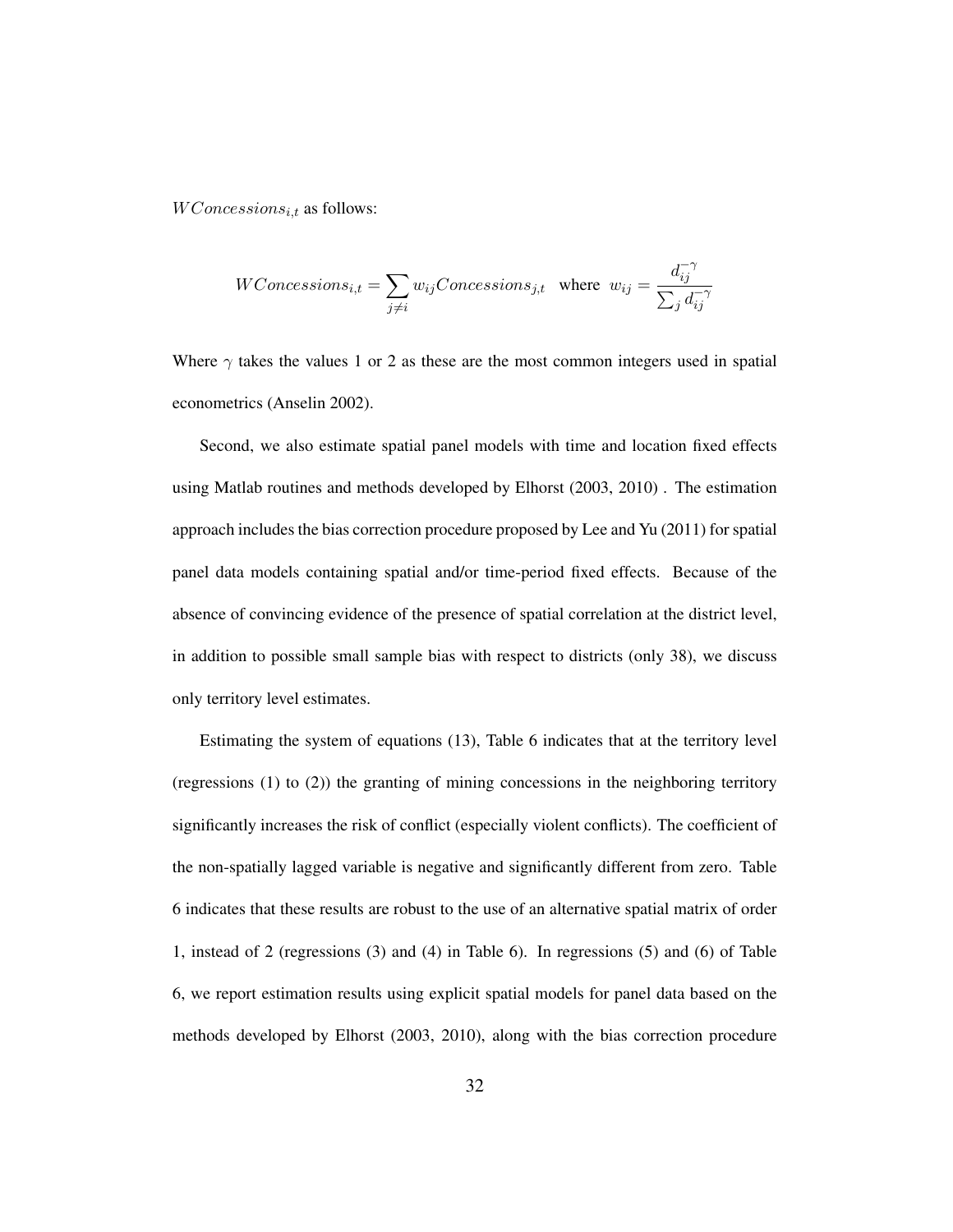$WConcessions_{i,t}$ as follows:

$$WConcessions_{i,t} = \sum_{j \neq i} w_{ij} Concessions_{j,t} \quad \text{where} \quad w_{ij} = \frac{d_{ij}^{-\gamma}}{\sum_j d_{ij}^{-\gamma}}$$

Where $\gamma$ takes the values 1 or 2 as these are the most common integers used in spatial econometrics (Anselin 2002).

Second, we also estimate spatial panel models with time and location fixed effects using Matlab routines and methods developed by Elhorst (2003, 2010) . The estimation approach includes the bias correction procedure proposed by Lee and Yu (2011) for spatial panel data models containing spatial and/or time-period fixed effects. Because of the absence of convincing evidence of the presence of spatial correlation at the district level, in addition to possible small sample bias with respect to districts (only 38), we discuss only territory level estimates.

Estimating the system of equations (13), Table 6 indicates that at the territory level (regressions (1) to (2)) the granting of mining concessions in the neighboring territory significantly increases the risk of conflict (especially violent conflicts). The coefficient of the non-spatially lagged variable is negative and significantly different from zero. Table 6 indicates that these results are robust to the use of an alternative spatial matrix of order 1, instead of 2 (regressions (3) and (4) in Table 6). In regressions (5) and (6) of Table 6, we report estimation results using explicit spatial models for panel data based on the methods developed by Elhorst (2003, 2010), along with the bias correction procedure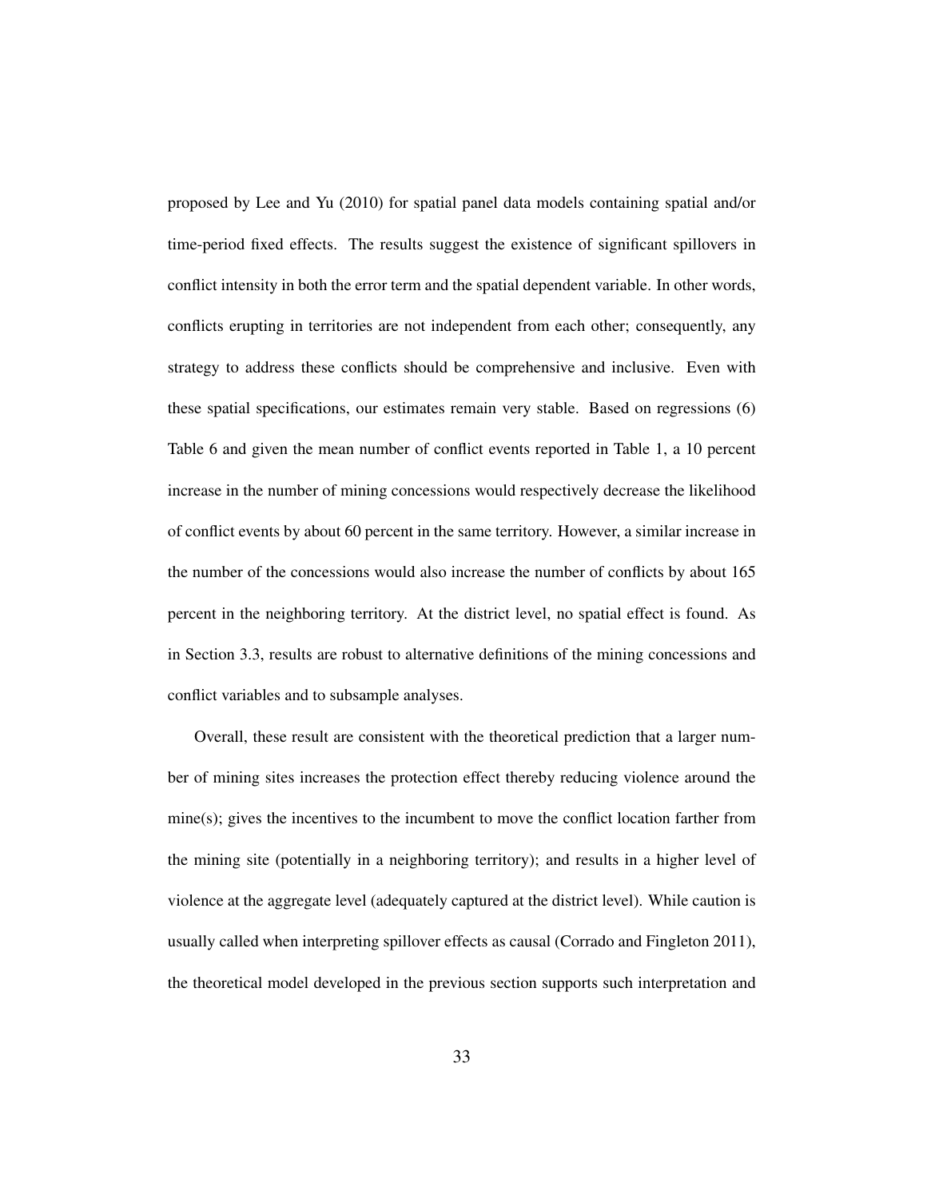proposed by Lee and Yu (2010) for spatial panel data models containing spatial and/or time-period fixed effects. The results suggest the existence of significant spillovers in conflict intensity in both the error term and the spatial dependent variable. In other words, conflicts erupting in territories are not independent from each other; consequently, any strategy to address these conflicts should be comprehensive and inclusive. Even with these spatial specifications, our estimates remain very stable. Based on regressions (6) Table 6 and given the mean number of conflict events reported in Table 1, a 10 percent increase in the number of mining concessions would respectively decrease the likelihood of conflict events by about 60 percent in the same territory. However, a similar increase in the number of the concessions would also increase the number of conflicts by about 165 percent in the neighboring territory. At the district level, no spatial effect is found. As in Section 3.3, results are robust to alternative definitions of the mining concessions and conflict variables and to subsample analyses.

Overall, these result are consistent with the theoretical prediction that a larger number of mining sites increases the protection effect thereby reducing violence around the mine(s); gives the incentives to the incumbent to move the conflict location farther from the mining site (potentially in a neighboring territory); and results in a higher level of violence at the aggregate level (adequately captured at the district level). While caution is usually called when interpreting spillover effects as causal (Corrado and Fingleton 2011), the theoretical model developed in the previous section supports such interpretation and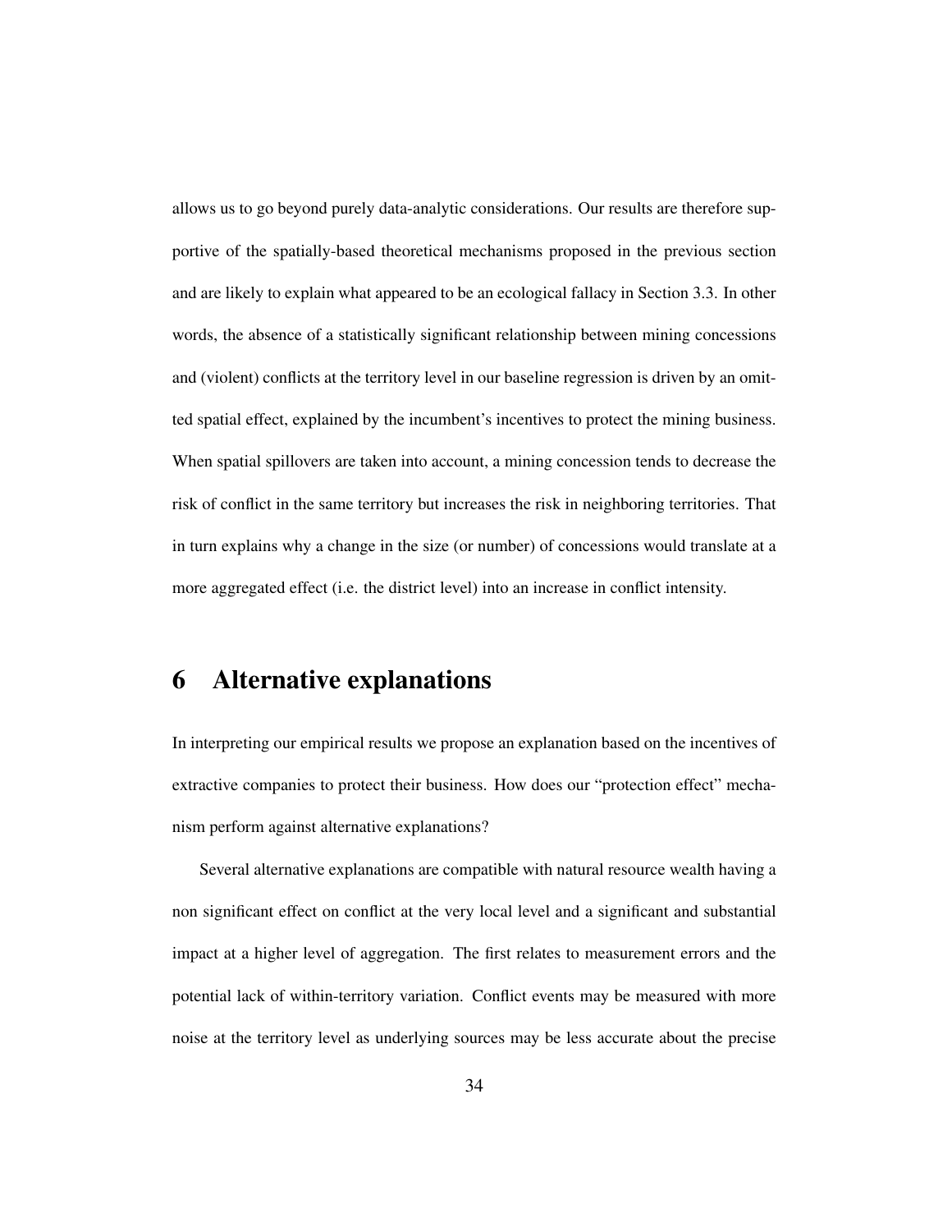allows us to go beyond purely data-analytic considerations. Our results are therefore supportive of the spatially-based theoretical mechanisms proposed in the previous section and are likely to explain what appeared to be an ecological fallacy in Section 3.3. In other words, the absence of a statistically significant relationship between mining concessions and (violent) conflicts at the territory level in our baseline regression is driven by an omitted spatial effect, explained by the incumbent's incentives to protect the mining business. When spatial spillovers are taken into account, a mining concession tends to decrease the risk of conflict in the same territory but increases the risk in neighboring territories. That in turn explains why a change in the size (or number) of concessions would translate at a more aggregated effect (i.e. the district level) into an increase in conflict intensity.

# 6 Alternative explanations

In interpreting our empirical results we propose an explanation based on the incentives of extractive companies to protect their business. How does our "protection effect" mechanism perform against alternative explanations?

Several alternative explanations are compatible with natural resource wealth having a non significant effect on conflict at the very local level and a significant and substantial impact at a higher level of aggregation. The first relates to measurement errors and the potential lack of within-territory variation. Conflict events may be measured with more noise at the territory level as underlying sources may be less accurate about the precise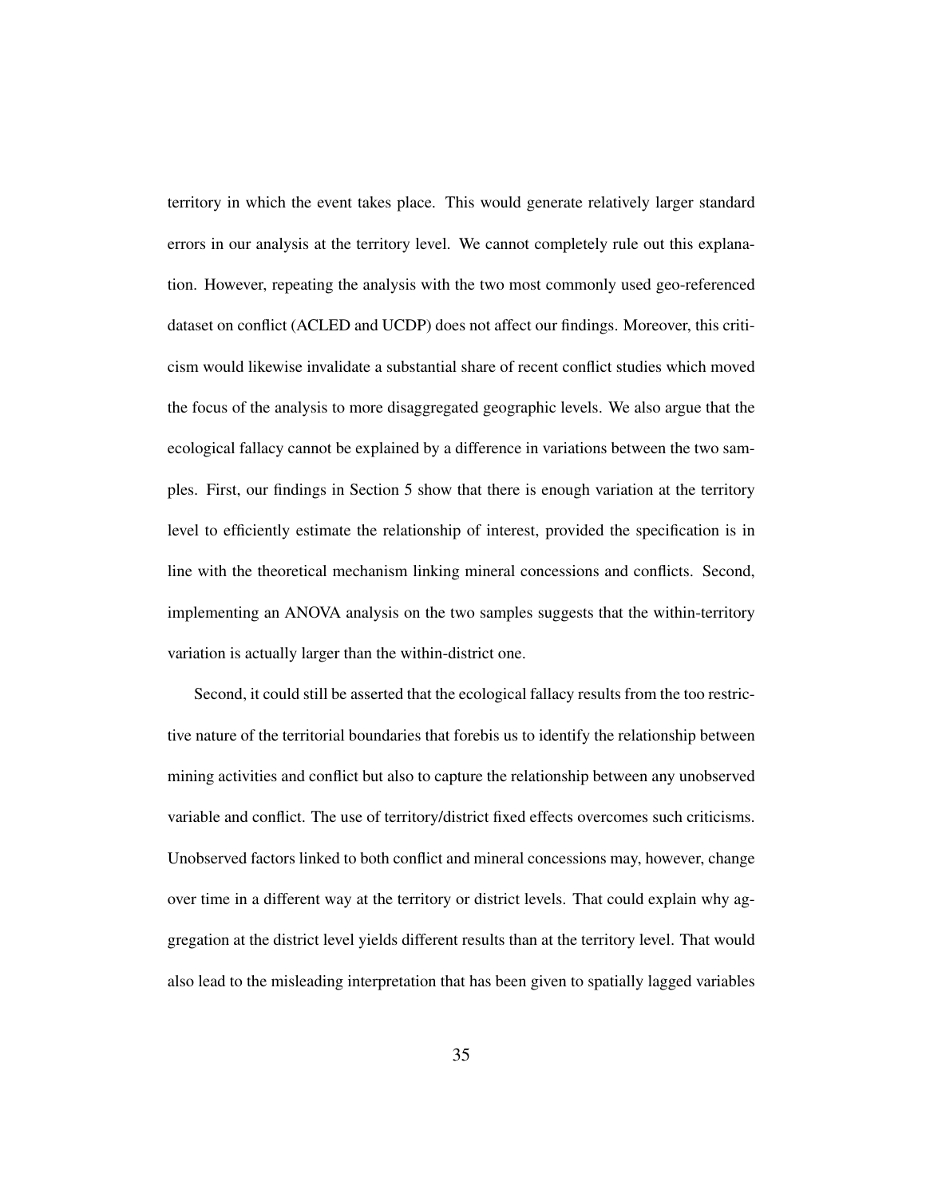territory in which the event takes place. This would generate relatively larger standard errors in our analysis at the territory level. We cannot completely rule out this explanation. However, repeating the analysis with the two most commonly used geo-referenced dataset on conflict (ACLED and UCDP) does not affect our findings. Moreover, this criticism would likewise invalidate a substantial share of recent conflict studies which moved the focus of the analysis to more disaggregated geographic levels. We also argue that the ecological fallacy cannot be explained by a difference in variations between the two samples. First, our findings in Section 5 show that there is enough variation at the territory level to efficiently estimate the relationship of interest, provided the specification is in line with the theoretical mechanism linking mineral concessions and conflicts. Second, implementing an ANOVA analysis on the two samples suggests that the within-territory variation is actually larger than the within-district one.

Second, it could still be asserted that the ecological fallacy results from the too restrictive nature of the territorial boundaries that forebis us to identify the relationship between mining activities and conflict but also to capture the relationship between any unobserved variable and conflict. The use of territory/district fixed effects overcomes such criticisms. Unobserved factors linked to both conflict and mineral concessions may, however, change over time in a different way at the territory or district levels. That could explain why aggregation at the district level yields different results than at the territory level. That would also lead to the misleading interpretation that has been given to spatially lagged variables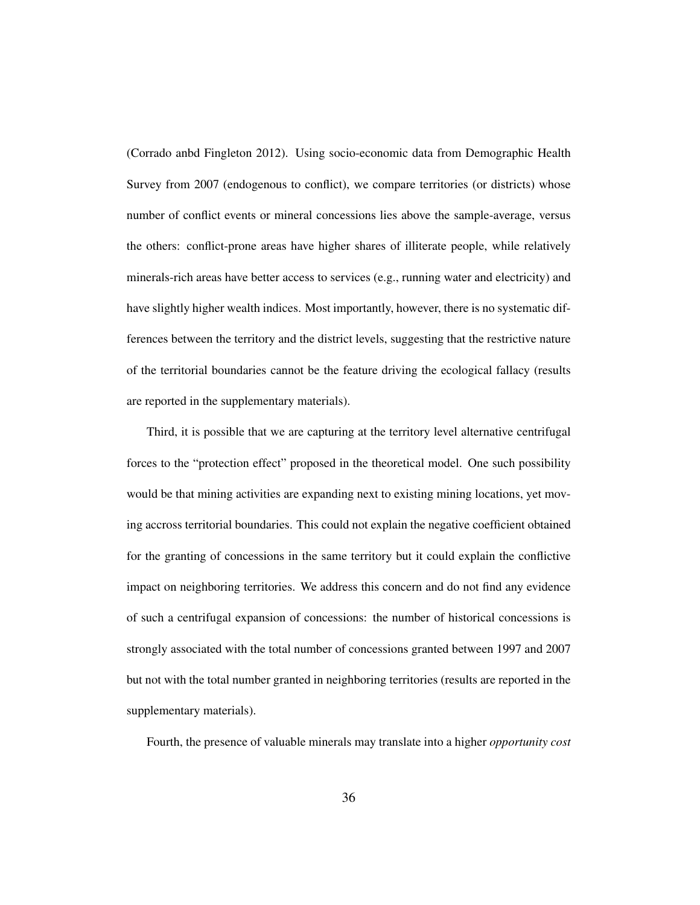(Corrado anbd Fingleton 2012). Using socio-economic data from Demographic Health Survey from 2007 (endogenous to conflict), we compare territories (or districts) whose number of conflict events or mineral concessions lies above the sample-average, versus the others: conflict-prone areas have higher shares of illiterate people, while relatively minerals-rich areas have better access to services (e.g., running water and electricity) and have slightly higher wealth indices. Most importantly, however, there is no systematic differences between the territory and the district levels, suggesting that the restrictive nature of the territorial boundaries cannot be the feature driving the ecological fallacy (results are reported in the supplementary materials).

Third, it is possible that we are capturing at the territory level alternative centrifugal forces to the "protection effect" proposed in the theoretical model. One such possibility would be that mining activities are expanding next to existing mining locations, yet moving accross territorial boundaries. This could not explain the negative coefficient obtained for the granting of concessions in the same territory but it could explain the conflictive impact on neighboring territories. We address this concern and do not find any evidence of such a centrifugal expansion of concessions: the number of historical concessions is strongly associated with the total number of concessions granted between 1997 and 2007 but not with the total number granted in neighboring territories (results are reported in the supplementary materials).

Fourth, the presence of valuable minerals may translate into a higher *opportunity cost*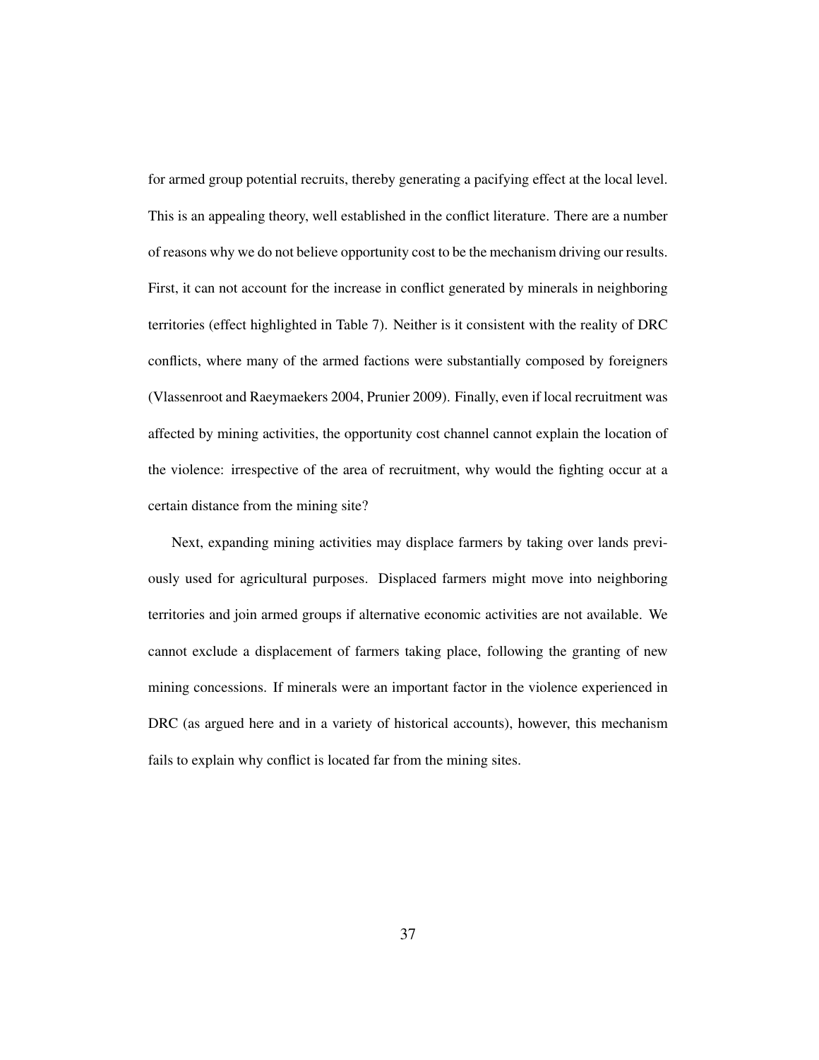for armed group potential recruits, thereby generating a pacifying effect at the local level. This is an appealing theory, well established in the conflict literature. There are a number of reasons why we do not believe opportunity cost to be the mechanism driving our results. First, it can not account for the increase in conflict generated by minerals in neighboring territories (effect highlighted in Table 7). Neither is it consistent with the reality of DRC conflicts, where many of the armed factions were substantially composed by foreigners (Vlassenroot and Raeymaekers 2004, Prunier 2009). Finally, even if local recruitment was affected by mining activities, the opportunity cost channel cannot explain the location of the violence: irrespective of the area of recruitment, why would the fighting occur at a certain distance from the mining site?

Next, expanding mining activities may displace farmers by taking over lands previously used for agricultural purposes. Displaced farmers might move into neighboring territories and join armed groups if alternative economic activities are not available. We cannot exclude a displacement of farmers taking place, following the granting of new mining concessions. If minerals were an important factor in the violence experienced in DRC (as argued here and in a variety of historical accounts), however, this mechanism fails to explain why conflict is located far from the mining sites.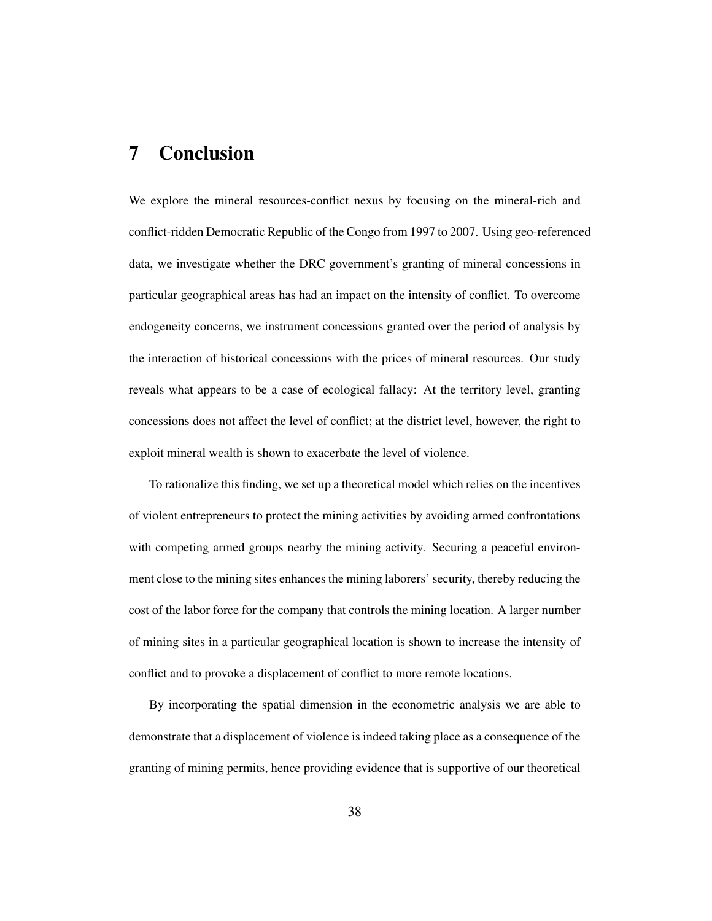# 7 Conclusion

We explore the mineral resources-conflict nexus by focusing on the mineral-rich and conflict-ridden Democratic Republic of the Congo from 1997 to 2007. Using geo-referenced data, we investigate whether the DRC government's granting of mineral concessions in particular geographical areas has had an impact on the intensity of conflict. To overcome endogeneity concerns, we instrument concessions granted over the period of analysis by the interaction of historical concessions with the prices of mineral resources. Our study reveals what appears to be a case of ecological fallacy: At the territory level, granting concessions does not affect the level of conflict; at the district level, however, the right to exploit mineral wealth is shown to exacerbate the level of violence.

To rationalize this finding, we set up a theoretical model which relies on the incentives of violent entrepreneurs to protect the mining activities by avoiding armed confrontations with competing armed groups nearby the mining activity. Securing a peaceful environment close to the mining sites enhances the mining laborers' security, thereby reducing the cost of the labor force for the company that controls the mining location. A larger number of mining sites in a particular geographical location is shown to increase the intensity of conflict and to provoke a displacement of conflict to more remote locations.

By incorporating the spatial dimension in the econometric analysis we are able to demonstrate that a displacement of violence is indeed taking place as a consequence of the granting of mining permits, hence providing evidence that is supportive of our theoretical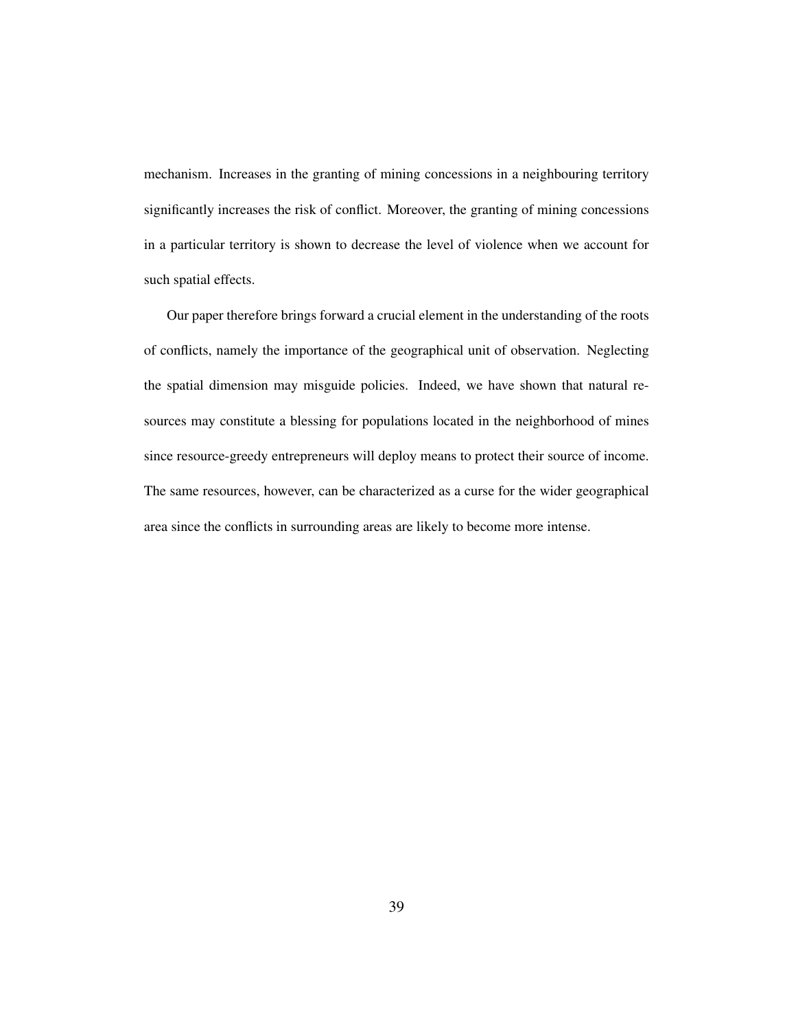mechanism. Increases in the granting of mining concessions in a neighbouring territory significantly increases the risk of conflict. Moreover, the granting of mining concessions in a particular territory is shown to decrease the level of violence when we account for such spatial effects.

Our paper therefore brings forward a crucial element in the understanding of the roots of conflicts, namely the importance of the geographical unit of observation. Neglecting the spatial dimension may misguide policies. Indeed, we have shown that natural resources may constitute a blessing for populations located in the neighborhood of mines since resource-greedy entrepreneurs will deploy means to protect their source of income. The same resources, however, can be characterized as a curse for the wider geographical area since the conflicts in surrounding areas are likely to become more intense.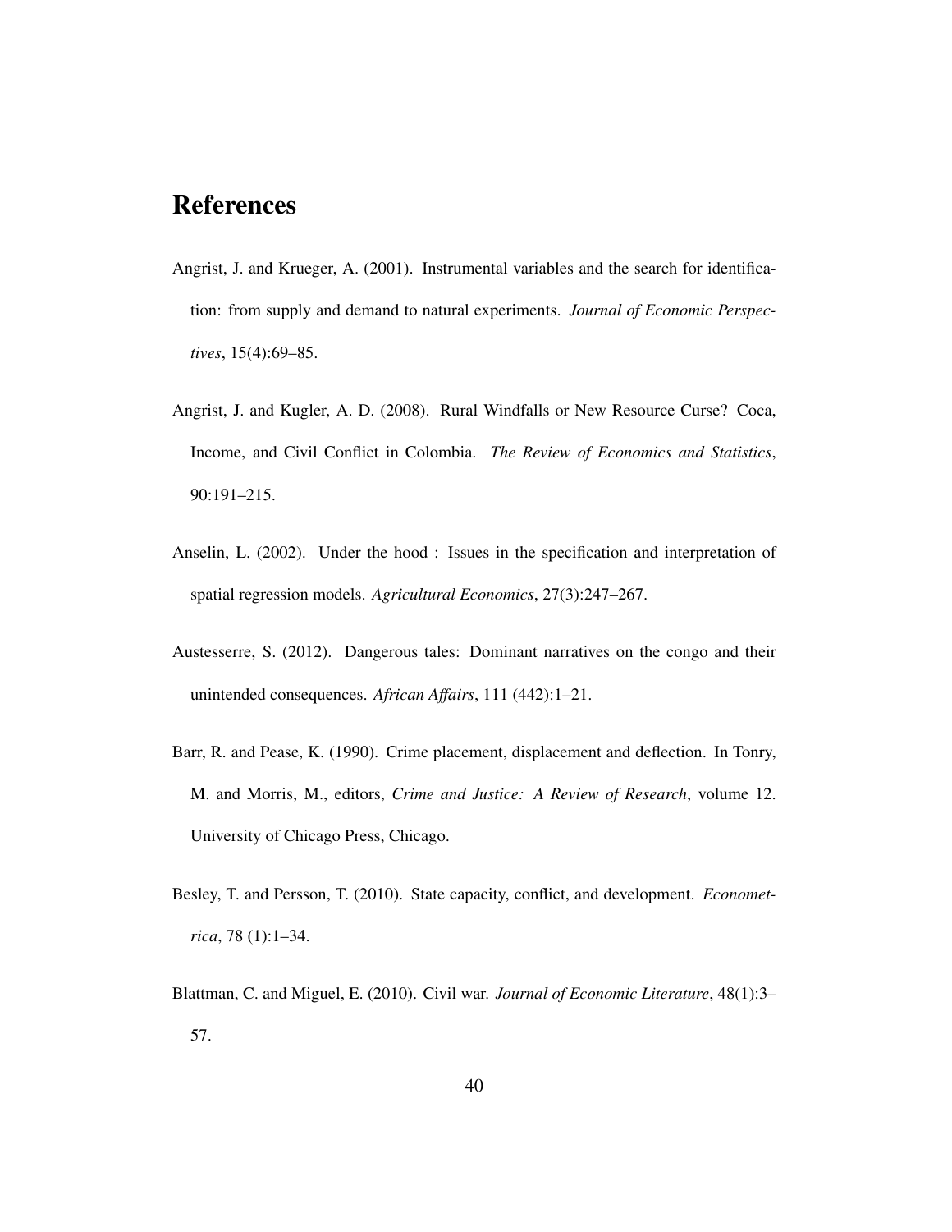# References

Angrist, J. and Krueger, A. (2001). Instrumental variables and the search for identification: from supply and demand to natural experiments. *Journal of Economic Perspectives*, 15(4):69–85.

Angrist, J. and Kugler, A. D. (2008). Rural Windfalls or New Resource Curse? Coca, Income, and Civil Conflict in Colombia. *The Review of Economics and Statistics*, 90:191–215.

Anselin, L. (2002). Under the hood : Issues in the specification and interpretation of spatial regression models. *Agricultural Economics*, 27(3):247–267.

Austesserre, S. (2012). Dangerous tales: Dominant narratives on the congo and their unintended consequences. *African Affairs*, 111 (442):1–21.

Barr, R. and Pease, K. (1990). Crime placement, displacement and deflection. In Tonry, M. and Morris, M., editors, *Crime and Justice: A Review of Research*, volume 12. University of Chicago Press, Chicago.

Besley, T. and Persson, T. (2010). State capacity, conflict, and development. *Econometrica*, 78 (1):1–34.

Blattman, C. and Miguel, E. (2010). Civil war. *Journal of Economic Literature*, 48(1):3–57.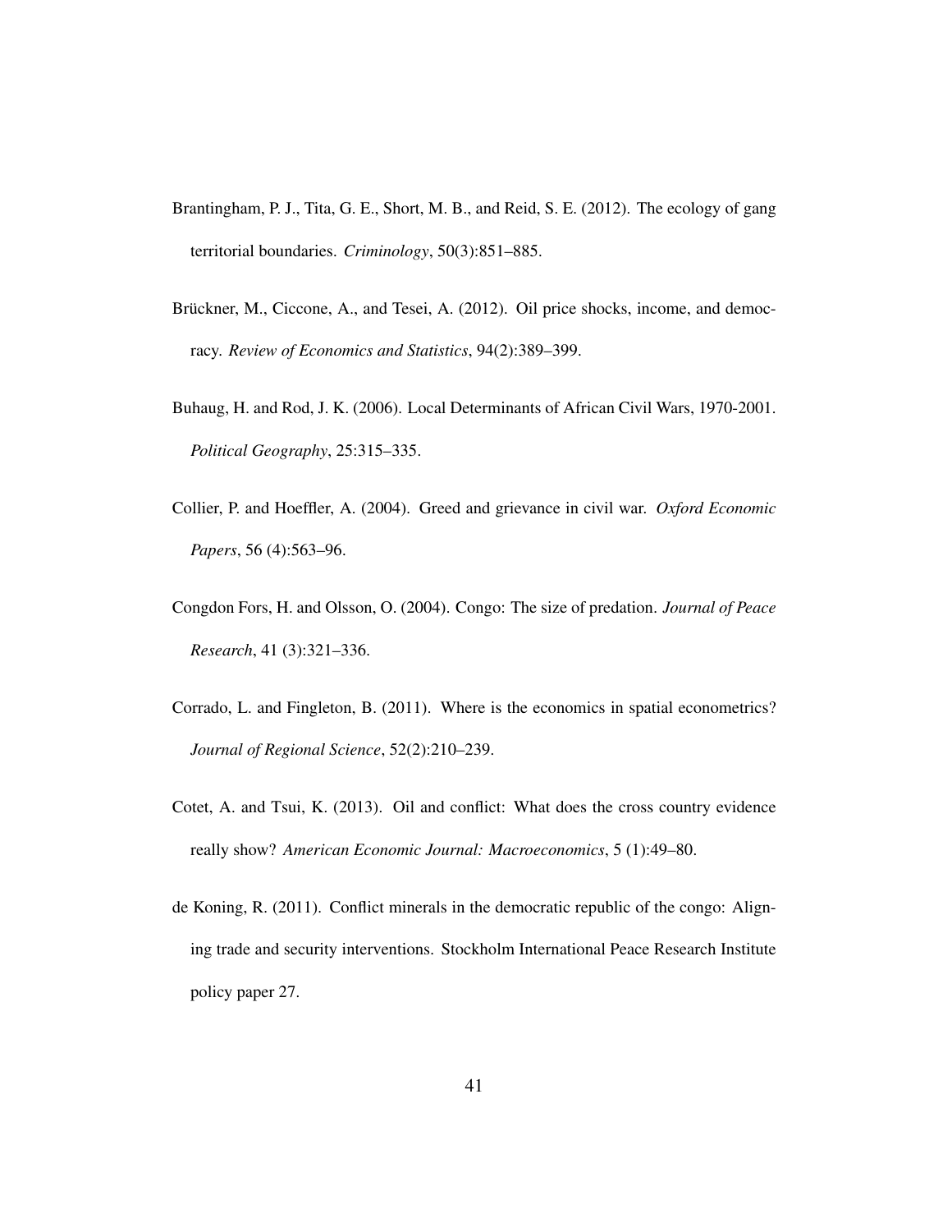Brantingham, P. J., Tita, G. E., Short, M. B., and Reid, S. E. (2012). The ecology of gang territorial boundaries. *Criminology*, 50(3):851–885.

Brückner, M., Ciccone, A., and Tesei, A. (2012). Oil price shocks, income, and democracy. *Review of Economics and Statistics*, 94(2):389–399.

Buhaug, H. and Rod, J. K. (2006). Local Determinants of African Civil Wars, 1970-2001. *Political Geography*, 25:315–335.

Collier, P. and Hoeffler, A. (2004). Greed and grievance in civil war. *Oxford Economic Papers*, 56 (4):563–96.

Congdon Fors, H. and Olsson, O. (2004). Congo: The size of predation. *Journal of Peace Research*, 41 (3):321–336.

Corrado, L. and Fingleton, B. (2011). Where is the economics in spatial econometrics? *Journal of Regional Science*, 52(2):210–239.

Cotet, A. and Tsui, K. (2013). Oil and conflict: What does the cross country evidence really show? *American Economic Journal: Macroeconomics*, 5 (1):49–80.

de Koning, R. (2011). Conflict minerals in the democratic republic of the congo: Aligning trade and security interventions. Stockholm International Peace Research Institute policy paper 27.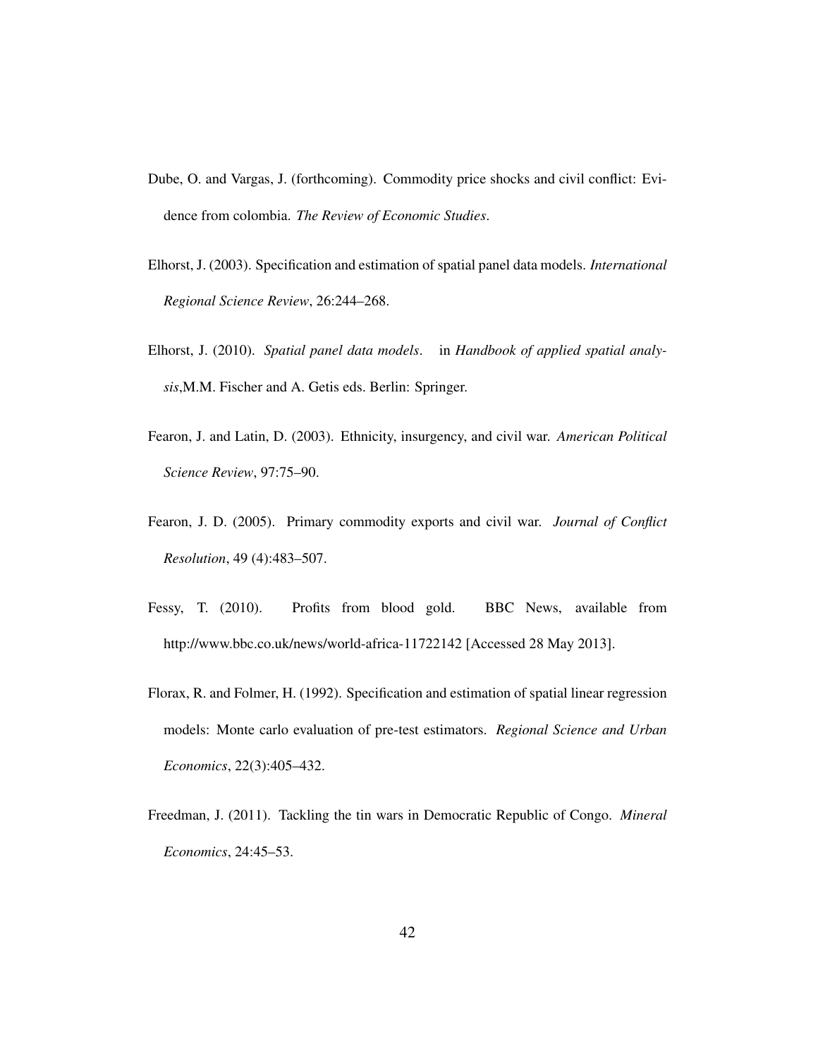Dube, O. and Vargas, J. (forthcoming). Commodity price shocks and civil conflict: Evidence from colombia. *The Review of Economic Studies*.

Elhorst, J. (2003). Specification and estimation of spatial panel data models. *International Regional Science Review*, 26:244–268.

Elhorst, J. (2010). *Spatial panel data models*. in *Handbook of applied spatial analysis*,M.M. Fischer and A. Getis eds. Berlin: Springer.

Fearon, J. and Latin, D. (2003). Ethnicity, insurgency, and civil war. *American Political Science Review*, 97:75–90.

Fearon, J. D. (2005). Primary commodity exports and civil war. *Journal of Conflict Resolution*, 49 (4):483–507.

Fessy, T. (2010). Profits from blood gold. BBC News, available from http://www.bbc.co.uk/news/world-africa-11722142 [Accessed 28 May 2013].

Florax, R. and Folmer, H. (1992). Specification and estimation of spatial linear regression models: Monte carlo evaluation of pre-test estimators. *Regional Science and Urban Economics*, 22(3):405–432.

Freedman, J. (2011). Tackling the tin wars in Democratic Republic of Congo. *Mineral Economics*, 24:45–53.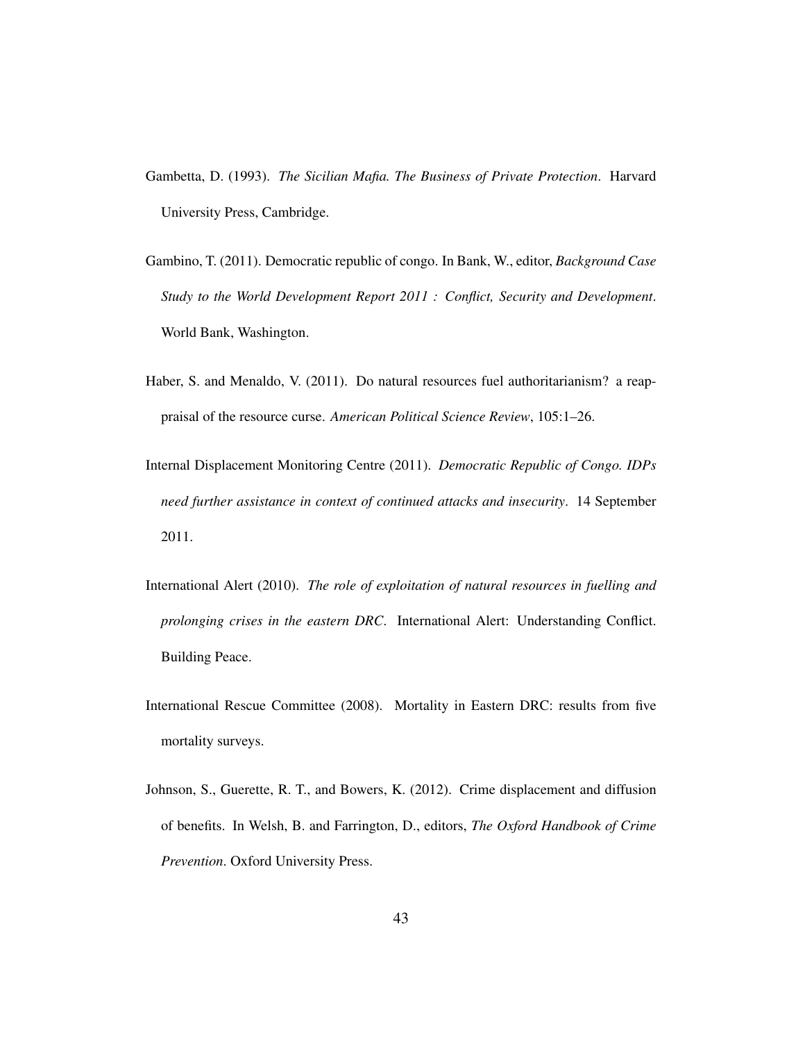Gambetta, D. (1993). *The Sicilian Mafia. The Business of Private Protection*. Harvard University Press, Cambridge.

Gambino, T. (2011). Democratic republic of congo. In Bank, W., editor, *Background Case Study to the World Development Report 2011 : Conflict, Security and Development*. World Bank, Washington.

Haber, S. and Menaldo, V. (2011). Do natural resources fuel authoritarianism? a reappraisal of the resource curse. *American Political Science Review*, 105:1–26.

Internal Displacement Monitoring Centre (2011). *Democratic Republic of Congo. IDPs need further assistance in context of continued attacks and insecurity*. 14 September 2011.

International Alert (2010). *The role of exploitation of natural resources in fuelling and prolonging crises in the eastern DRC*. International Alert: Understanding Conflict. Building Peace.

International Rescue Committee (2008). Mortality in Eastern DRC: results from five mortality surveys.

Johnson, S., Guerette, R. T., and Bowers, K. (2012). Crime displacement and diffusion of benefits. In Welsh, B. and Farrington, D., editors, *The Oxford Handbook of Crime Prevention*. Oxford University Press.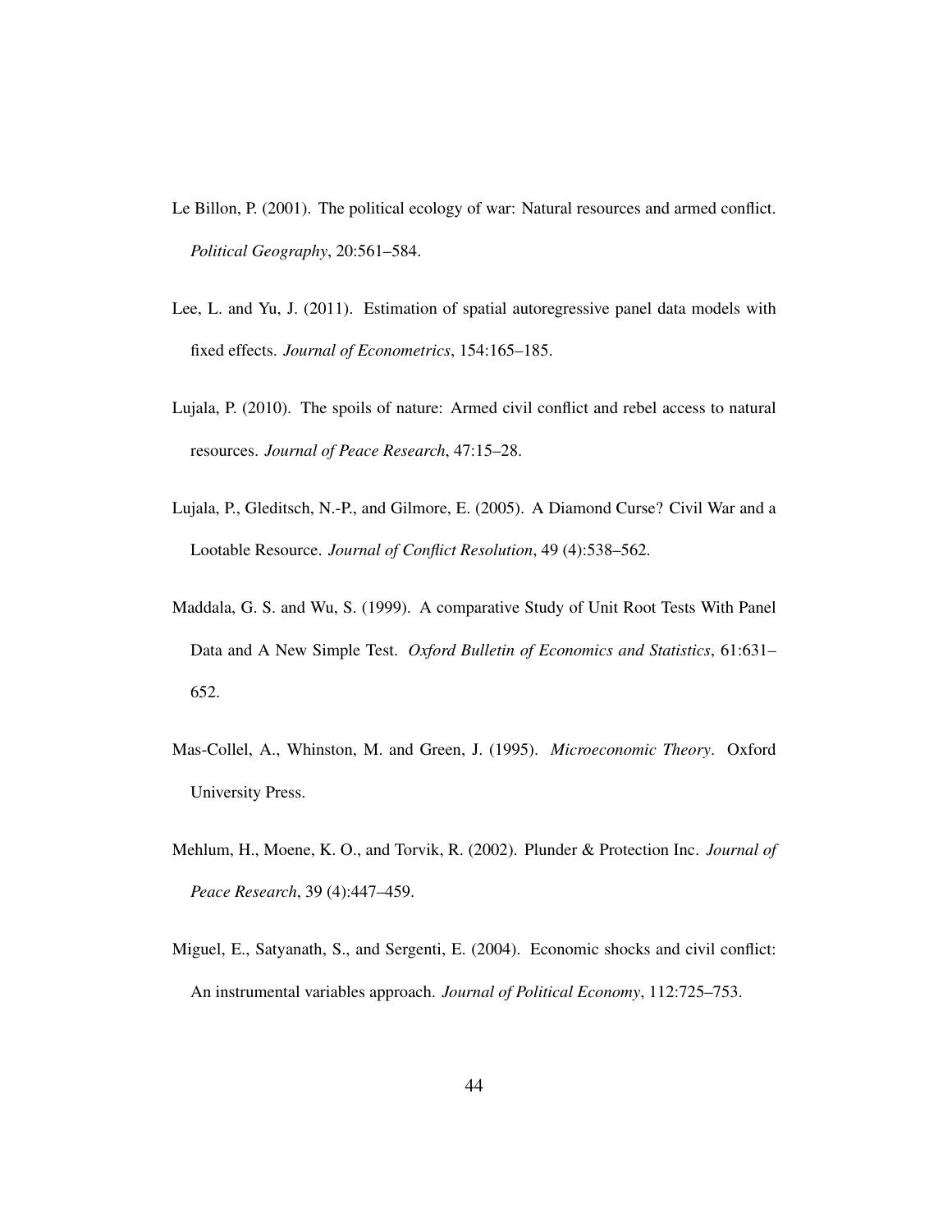Le Billon, P. (2001). The political ecology of war: Natural resources and armed conflict. *Political Geography*, 20:561–584.

Lee, L. and Yu, J. (2011). Estimation of spatial autoregressive panel data models with fixed effects. *Journal of Econometrics*, 154:165–185.

Lujala, P. (2010). The spoils of nature: Armed civil conflict and rebel access to natural resources. *Journal of Peace Research*, 47:15–28.

Lujala, P., Gleditsch, N.-P., and Gilmore, E. (2005). A Diamond Curse? Civil War and a Lootable Resource. *Journal of Conflict Resolution*, 49 (4):538–562.

Maddala, G. S. and Wu, S. (1999). A comparative Study of Unit Root Tests With Panel Data and A New Simple Test. *Oxford Bulletin of Economics and Statistics*, 61:631–652.

Mas-Collel, A., Whinston, M. and Green, J. (1995). *Microeconomic Theory*. Oxford University Press.

Mehlum, H., Moene, K. O., and Torvik, R. (2002). Plunder & Protection Inc. *Journal of Peace Research*, 39 (4):447–459.

Miguel, E., Satyanath, S., and Sergenti, E. (2004). Economic shocks and civil conflict: An instrumental variables approach. *Journal of Political Economy*, 112:725–753.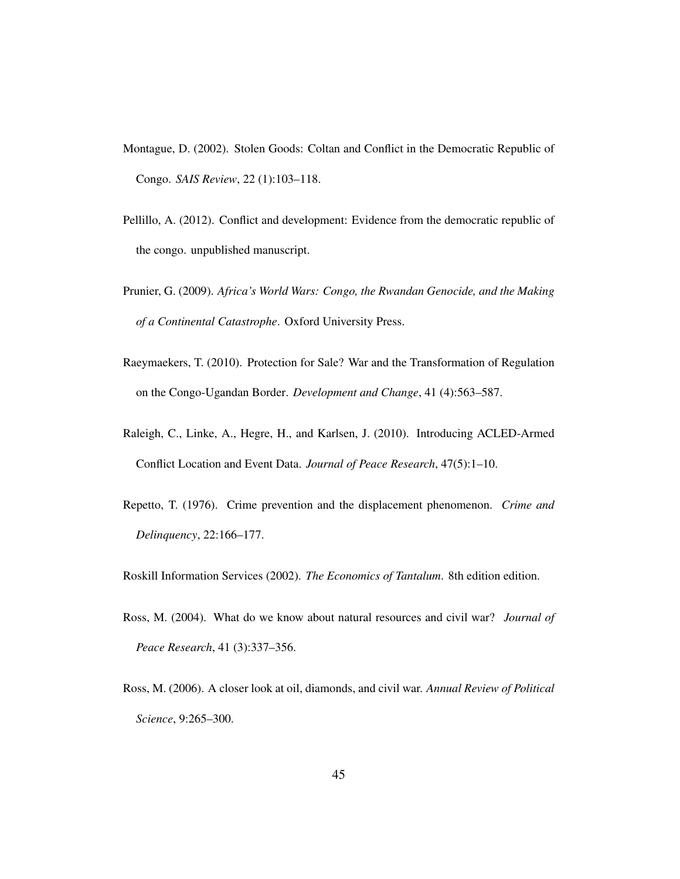Montague, D. (2002). Stolen Goods: Coltan and Conflict in the Democratic Republic of Congo. *SAIS Review*, 22 (1):103–118.

Pellillo, A. (2012). Conflict and development: Evidence from the democratic republic of the congo. unpublished manuscript.

Prunier, G. (2009). *Africa's World Wars: Congo, the Rwandan Genocide, and the Making of a Continental Catastrophe*. Oxford University Press.

Raeymaekers, T. (2010). Protection for Sale? War and the Transformation of Regulation on the Congo-Ugandan Border. *Development and Change*, 41 (4):563–587.

Raleigh, C., Linke, A., Hegre, H., and Karlsen, J. (2010). Introducing ACLED-Armed Conflict Location and Event Data. *Journal of Peace Research*, 47(5):1–10.

Repetto, T. (1976). Crime prevention and the displacement phenomenon. *Crime and Delinquency*, 22:166–177.

Roskill Information Services (2002). *The Economics of Tantalum*. 8th edition edition.

Ross, M. (2004). What do we know about natural resources and civil war? *Journal of Peace Research*, 41 (3):337–356.

Ross, M. (2006). A closer look at oil, diamonds, and civil war. *Annual Review of Political Science*, 9:265–300.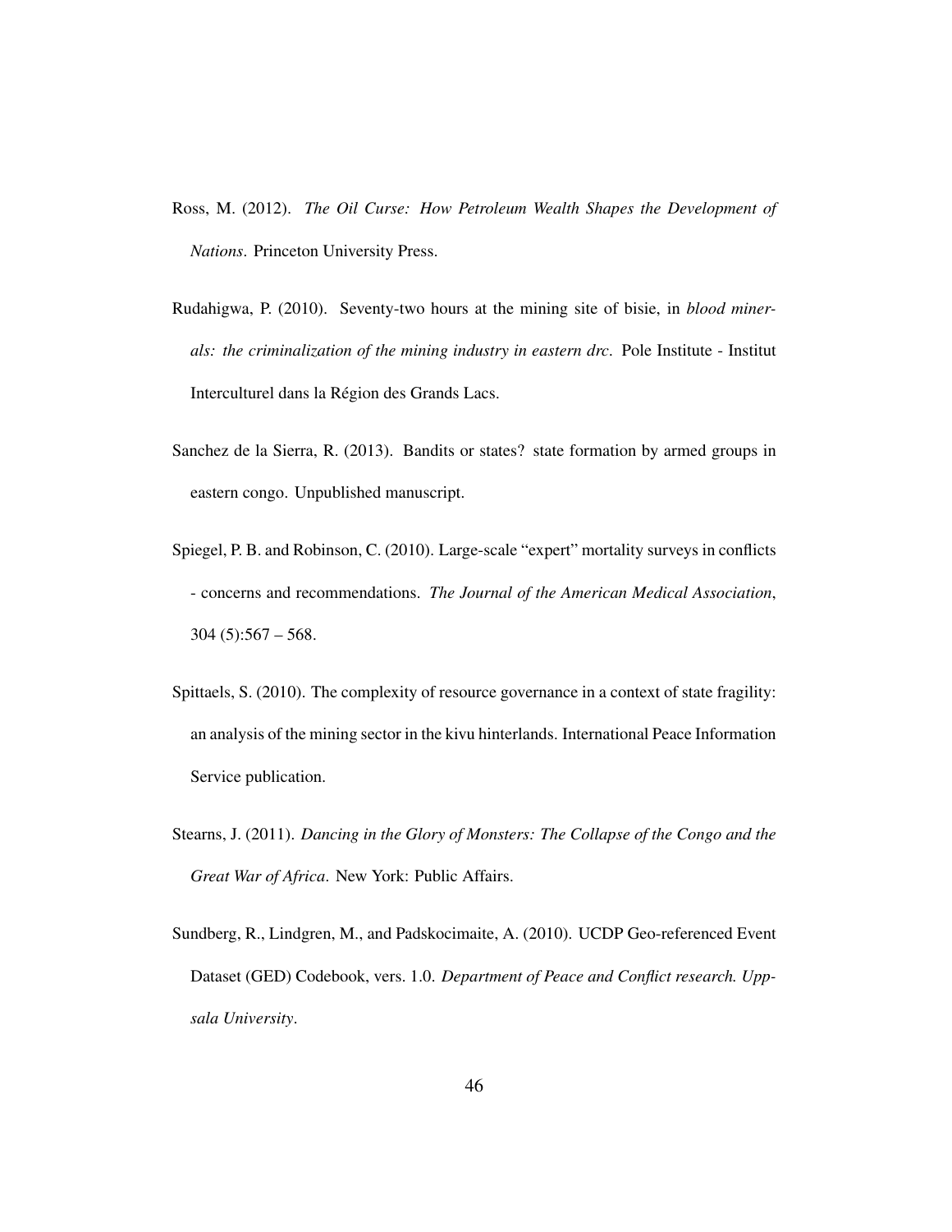Ross, M. (2012). *The Oil Curse: How Petroleum Wealth Shapes the Development of Nations*. Princeton University Press.

Rudahigwa, P. (2010). Seventy-two hours at the mining site of bisie, in *blood minerals: the criminalization of the mining industry in eastern drc*. Pole Institute - Institut Interculturel dans la Région des Grands Lacs.

Sanchez de la Sierra, R. (2013). Bandits or states? state formation by armed groups in eastern congo. Unpublished manuscript.

Spiegel, P. B. and Robinson, C. (2010). Large-scale "expert" mortality surveys in conflicts - concerns and recommendations. *The Journal of the American Medical Association*, 304 (5):567 – 568.

Spittaels, S. (2010). The complexity of resource governance in a context of state fragility: an analysis of the mining sector in the kivu hinterlands. International Peace Information Service publication.

Stearns, J. (2011). *Dancing in the Glory of Monsters: The Collapse of the Congo and the Great War of Africa*. New York: Public Affairs.

Sundberg, R., Lindgren, M., and Padskocimaite, A. (2010). UCDP Geo-referenced Event Dataset (GED) Codebook, vers. 1.0. *Department of Peace and Conflict research. Uppsala University*.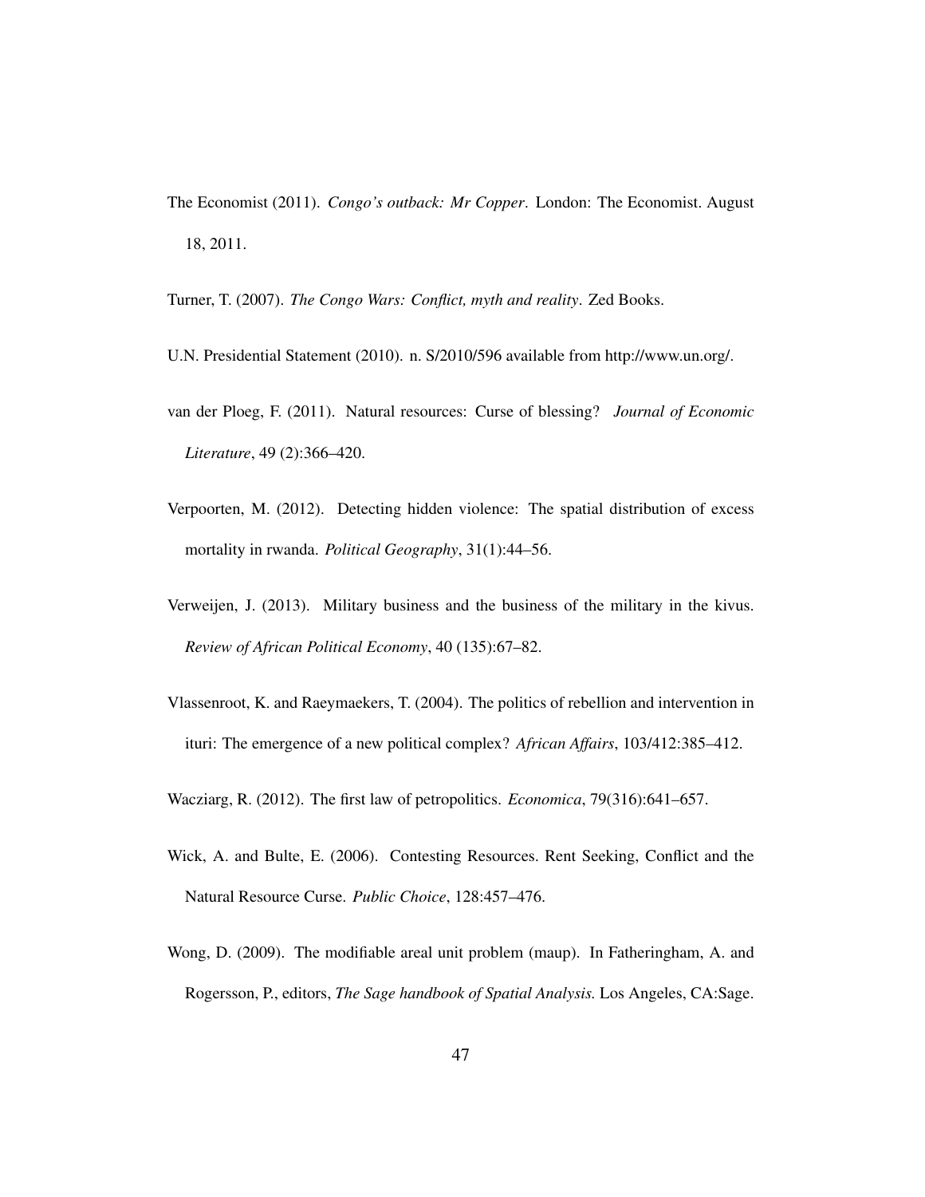The Economist (2011). *Congo's outback: Mr Copper*. London: The Economist. August 18, 2011.

Turner, T. (2007). *The Congo Wars: Conflict, myth and reality*. Zed Books.

U.N. Presidential Statement (2010). n. S/2010/596 available from http://www.un.org/.

van der Ploeg, F. (2011). Natural resources: Curse of blessing? *Journal of Economic Literature*, 49 (2):366–420.

Verpoorten, M. (2012). Detecting hidden violence: The spatial distribution of excess mortality in rwanda. *Political Geography*, 31(1):44–56.

Verweijen, J. (2013). Military business and the business of the military in the kivus. *Review of African Political Economy*, 40 (135):67–82.

Vlassenroot, K. and Raeymaekers, T. (2004). The politics of rebellion and intervention in ituri: The emergence of a new political complex? *African Affairs*, 103/412:385–412.

Wacziarg, R. (2012). The first law of petropolitics. *Economica*, 79(316):641–657.

Wick, A. and Bulte, E. (2006). Contesting Resources. Rent Seeking, Conflict and the Natural Resource Curse. *Public Choice*, 128:457–476.

Wong, D. (2009). The modifiable areal unit problem (maup). In Fatheringham, A. and Rogersson, P., editors, *The Sage handbook of Spatial Analysis*. Los Angeles, CA:Sage.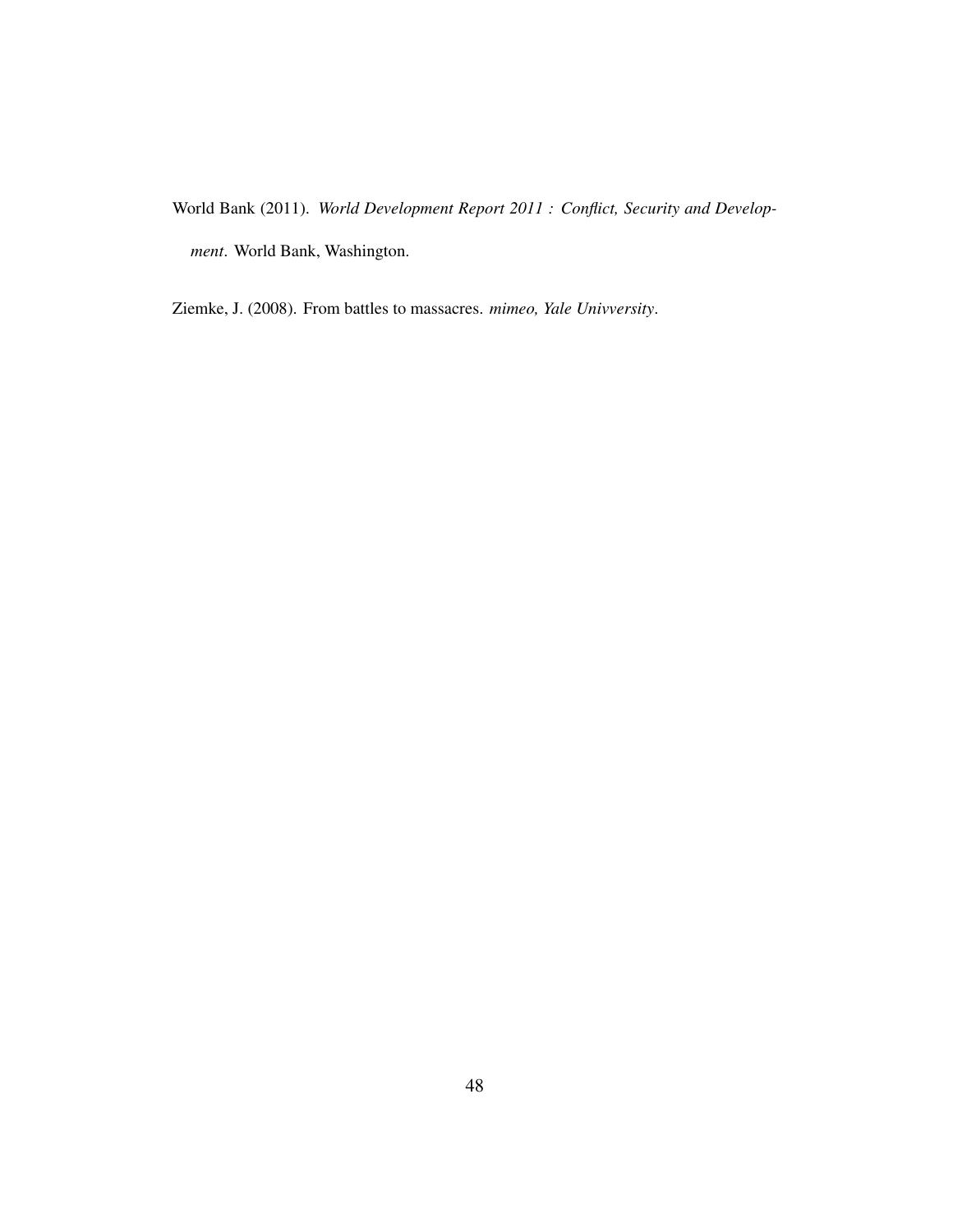World Bank (2011). *World Development Report 2011 : Conflict, Security and Development*. World Bank, Washington.

Ziemke, J. (2008). From battles to massacres. *mimeo, Yale Univversity*.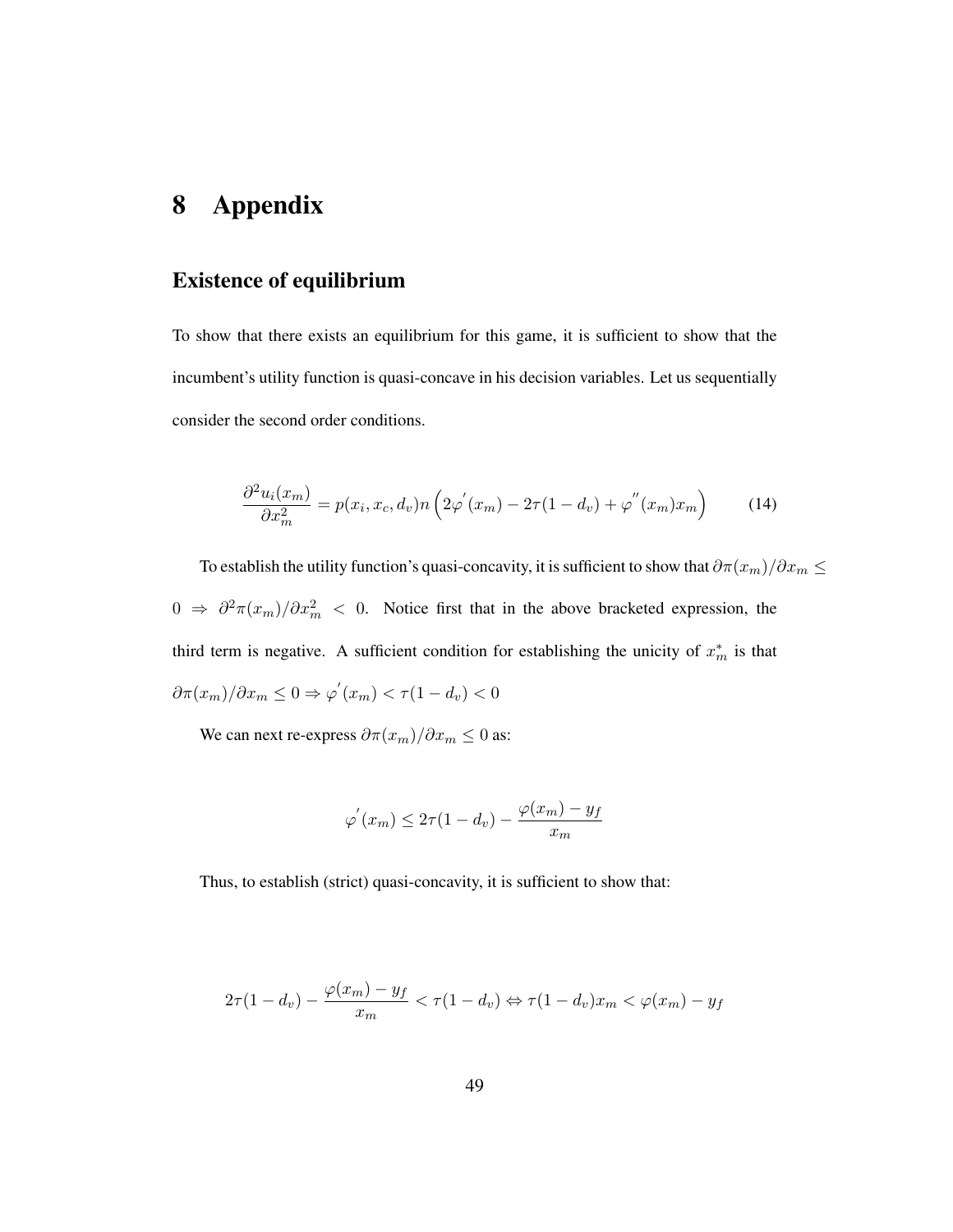# 8 Appendix

## Existence of equilibrium

To show that there exists an equilibrium for this game, it is sufficient to show that the incumbent's utility function is quasi-concave in his decision variables. Let us sequentially consider the second order conditions.

$$\frac{\partial^2 u_i(x_m)}{\partial x_m^2} = p(x_i, x_c, d_v)n\left(2\varphi^{'}(x_m) - 2\tau(1-d_v) + \varphi^{''}(x_m)x_m\right) \tag{14}$$

To establish the utility function's quasi-concavity, it is sufficient to show that $\partial\pi(x_m)/\partial x_m \leq 0 \Rightarrow \partial^2\pi(x_m)/\partial x_m^2 < 0$. Notice first that in the above bracketed expression, the third term is negative. A sufficient condition for establishing the unicity of $x_m^*$ is that $\partial\pi(x_m)/\partial x_m \leq 0 \Rightarrow \varphi^{'}(x_m) < \tau(1-d_v) < 0$

We can next re-express $\partial\pi(x_m)/\partial x_m \leq 0$ as:

$$\varphi^{'}(x_m) \leq 2\tau(1-d_v) - \frac{\varphi(x_m) - y_f}{x_m}$$

Thus, to establish (strict) quasi-concavity, it is sufficient to show that:

$$2\tau(1-d_v) - \frac{\varphi(x_m) - y_f}{x_m} < \tau(1-d_v) \Leftrightarrow \tau(1-d_v)x_m < \varphi(x_m) - y_f$$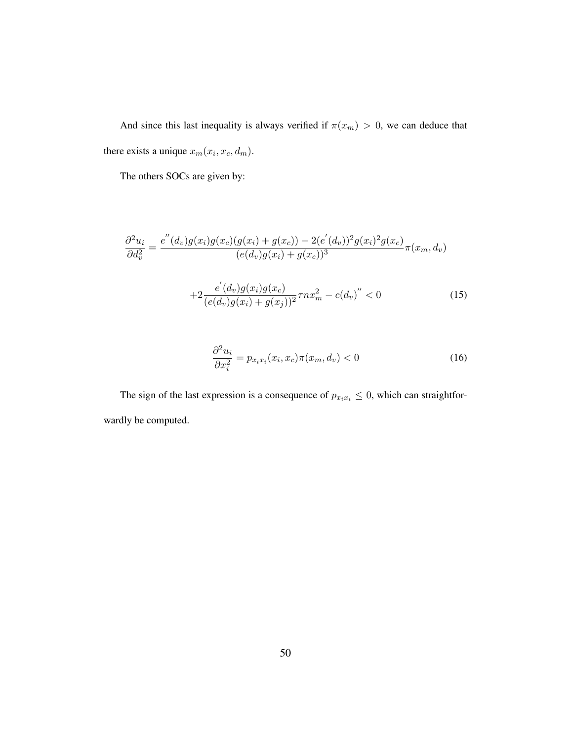And since this last inequality is always verified if $\pi(x_m) > 0$, we can deduce that there exists a unique $x_m(x_i, x_c, d_m)$.

The others SOCs are given by:

$$\frac{\partial^2 u_i}{\partial d_v^2} = \frac{e^{''}(d_v)g(x_i)g(x_c)(g(x_i)+g(x_c)) - 2(e^{'}(d_v))^2 g(x_i)^2 g(x_c)}{(e(d_v)g(x_i)+g(x_c))^3}\pi(x_m, d_v)$$

$$+2\frac{e^{'}(d_v)g(x_i)g(x_c)}{(e(d_v)g(x_i)+g(x_j))^2}\tau n x_m^2 - c(d_v)^{''} < 0 \tag{15}$$

$$\frac{\partial^2 u_i}{\partial x_i^2} = p_{x_i x_i}(x_i, x_c)\pi(x_m, d_v) < 0 \tag{16}$$

The sign of the last expression is a consequence of $p_{x_i x_i} \leq 0$, which can straightforwardly be computed.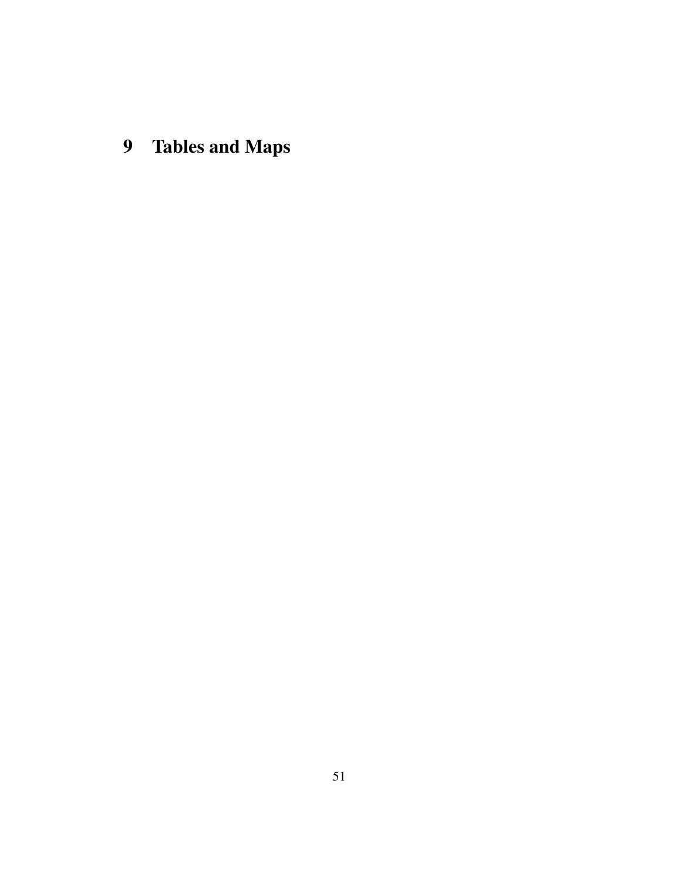# 9 Tables and Maps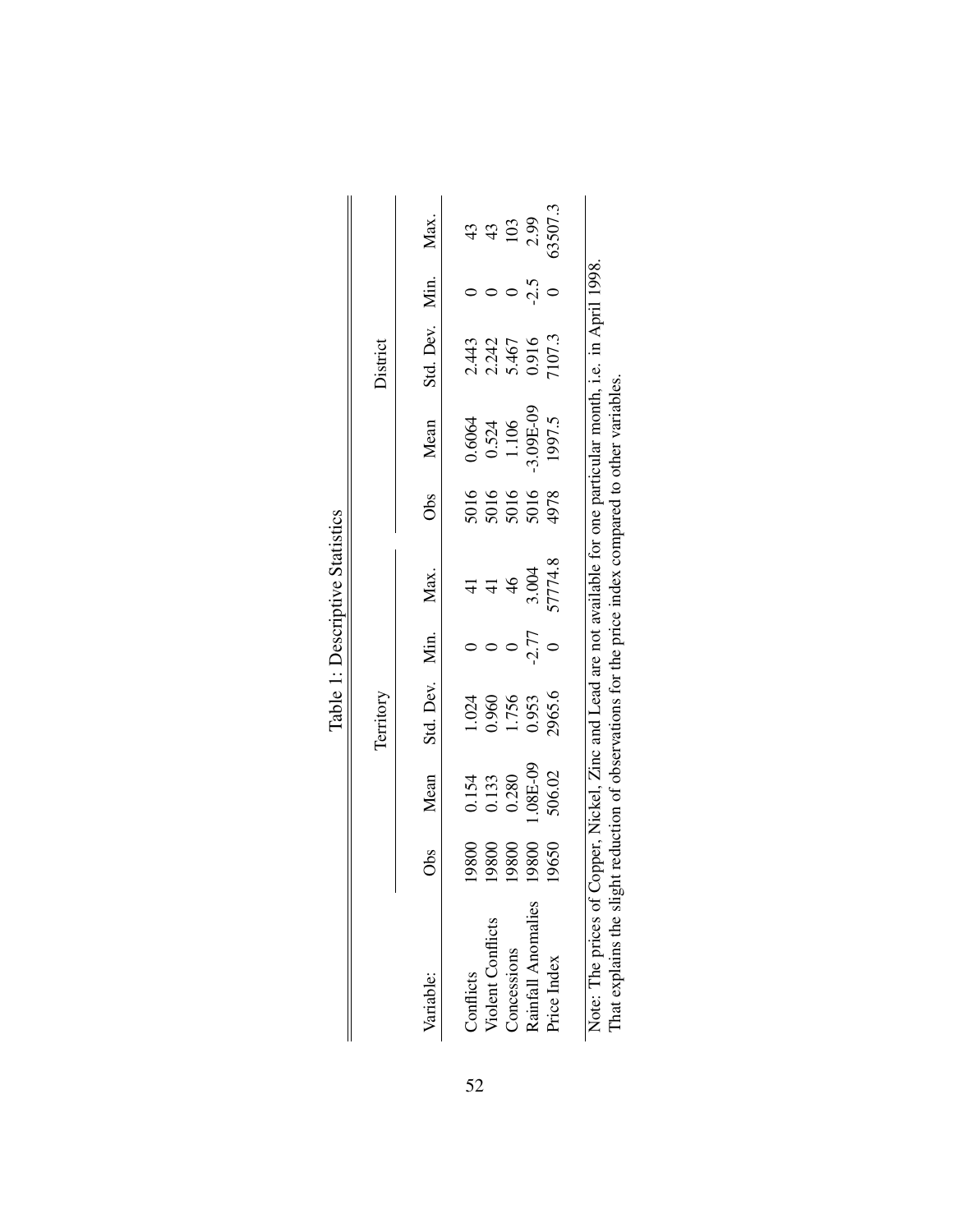Table 1: Descriptive Statistics

| Variable: | Territory | | | | | District | | | | |
|---|---|---|---|---|---|---|---|---|---|---|
| | Obs | Mean | Std. Dev. | Min. | Max. | Obs | Mean | Std. Dev. | Min. | Max. |
| Conflicts | 19800 | 0.154 | 1.024 | 0 | 41 | 5016 | 0.6064 | 2.443 | 0 | 43 |
| Violent Conflicts | 19800 | 0.133 | 0.960 | 0 | 41 | 5016 | 0.524 | 2.242 | 0 | 43 |
| Concessions | 19800 | 0.280 | 1.756 | 0 | 46 | 5016 | 1.106 | 5.467 | 0 | 103 |
| Rainfall Anomalies | 19800 | 1.08E-09 | 0.953 | -2.77 | 3.004 | 5016 | -3.09E-09 | 0.916 | -2.5 | 2.99 |
| Price Index | 19650 | 506.02 | 2965.6 | 0 | 57774.8 | 4978 | 1997.5 | 7107.3 | 0 | 63507.3 |

Note: The prices of Copper, Nickel, Zinc and Lead are not available for one particular month, i.e. in April 1998. That explains the slight reduction of observations for the price index compared to other variables.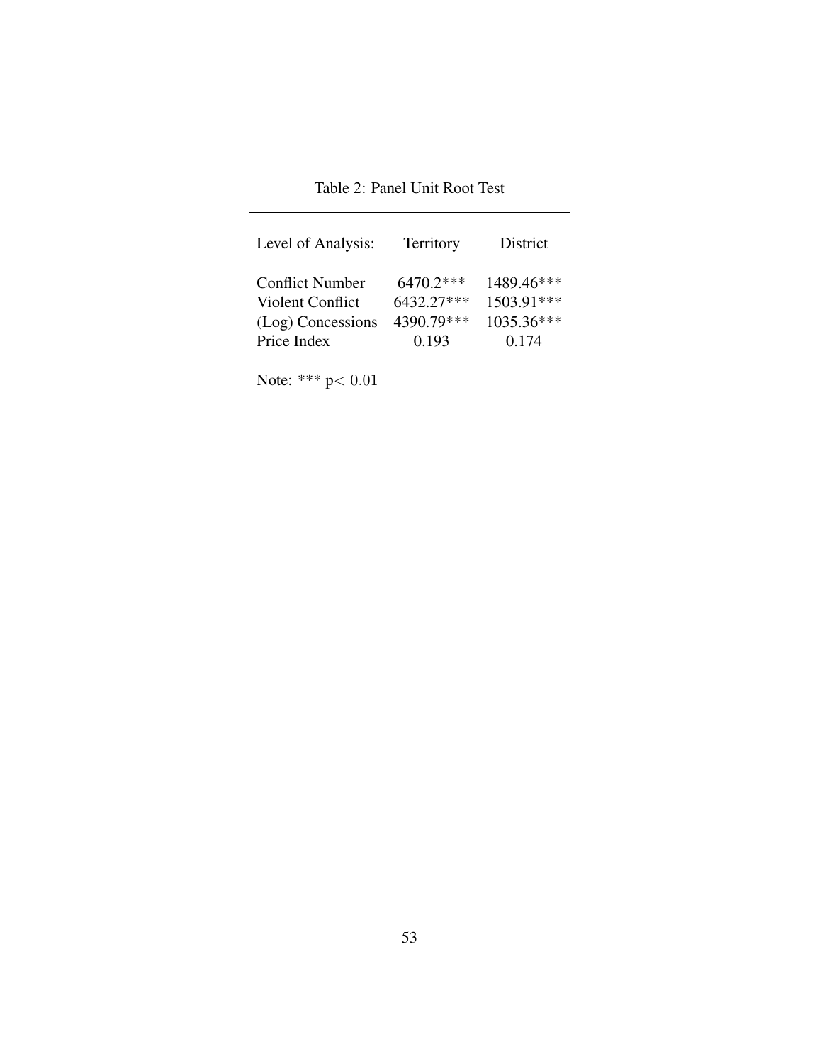Table 2: Panel Unit Root Test

| Level of Analysis: | Territory | District |
|---|---|---|
| Conflict Number | 6470.2*** | 1489.46*** |
| Violent Conflict | 6432.27*** | 1503.91*** |
| (Log) Concessions | 4390.79*** | 1035.36*** |
| Price Index | 0.193 | 0.174 |

Note: *** $p < 0.01$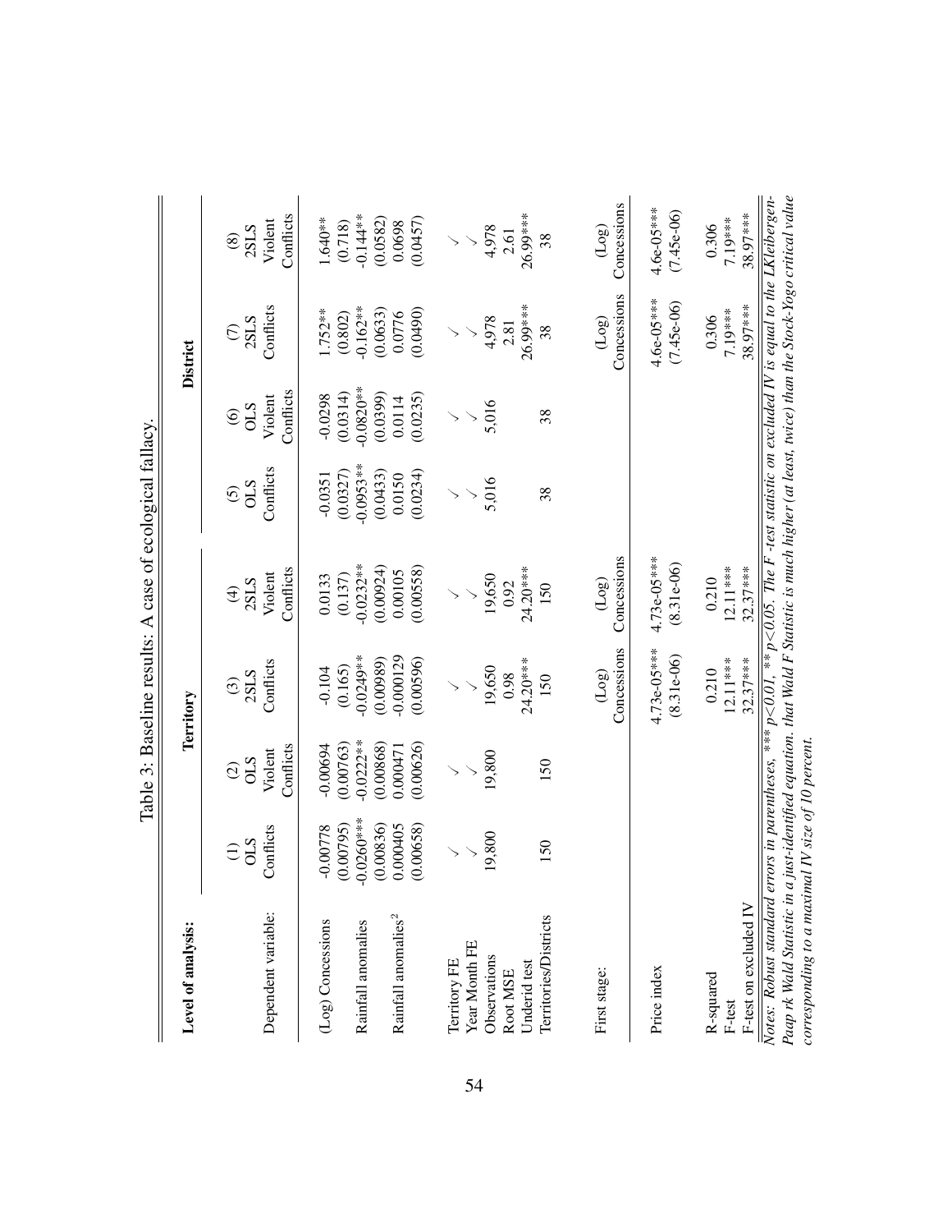Table 3: Baseline results: A case of ecological fallacy.

| Level of analysis: | Territory | | | | District | | | |
|---|---|---|---|---|---|---|---|---|
| | (1) | (2) | (3) | (4) | (5) | (6) | (7) | (8) |
| | OLS | OLS | 2SLS | 2SLS | OLS | OLS | 2SLS | 2SLS |
| Dependent variable: | Conflicts | Violent Conflicts | Conflicts | Violent Conflicts | Conflicts | Violent Conflicts | Conflicts | Violent Conflicts |
| (Log) Concessions | -0.00778 | -0.00694 | -0.104 | 0.0133 | -0.0351 | -0.0298 | 1.752** | 1.640** |
| | (0.00795) | (0.00763) | (0.165) | (0.137) | (0.0327) | (0.0314) | (0.802) | (0.718) |
| Rainfall anomalies | -0.0260*** | -0.0222** | -0.0249** | -0.0232** | -0.0953** | -0.0820** | -0.162** | -0.144** |
| | (0.00836) | (0.00868) | (0.00989) | (0.00924) | (0.0433) | (0.0399) | (0.0633) | (0.0582) |
| Rainfall anomalies$^2$ | 0.000405 | 0.000471 | -0.000129 | 0.00105 | 0.0150 | 0.0114 | 0.0776 | 0.0698 |
| | (0.00658) | (0.00626) | (0.00596) | (0.00558) | (0.0234) | (0.0235) | (0.0490) | (0.0457) |
| Territory FE | ✓ | ✓ | ✓ | ✓ | ✓ | ✓ | ✓ | ✓ |
| Year Month FE | ✓ | ✓ | ✓ | ✓ | ✓ | ✓ | ✓ | ✓ |
| Observations | 19,800 | 19,800 | 19,650 | 19,650 | 5,016 | 5,016 | 4,978 | 4,978 |
| Root MSE | | | 0.98 | 0.92 | | | 2.81 | 2.61 |
| Underid test | | | 24.20*** | 24.20*** | | | 26.99*** | 26.99*** |
| Territories/Districts | 150 | 150 | 150 | 150 | 38 | 38 | 38 | 38 |
| First stage: | | | (Log) Concessions | (Log) Concessions | | | (Log) Concessions | (Log) Concessions |
| Price index | | | 4.73e-05*** | 4.73e-05*** | | | 4.6e-05*** | 4.6e-05*** |
| | | | (8.31e-06) | (8.31e-06) | | | (7.45e-06) | (7.45e-06) |
| R-squared | | | 0.210 | 0.210 | | | 0.306 | 0.306 |
| F-test | | | 12.11*** | 12.11*** | | | 7.19*** | 7.19*** |
| F-test on excluded IV | | | 32.37*** | 32.37*** | | | 38.97*** | 38.97*** |

*Notes: Robust standard errors in parentheses, *** p<0.01, ** p<0.05. The F -test statistic on excluded IV is equal to the LKleibergen-Paap rk Wald Statistic in a just-identified equation. that Wald F Statistic is much higher (at least, twice) than the Stock-Yogo critical value corresponding to a maximal IV size of 10 percent.*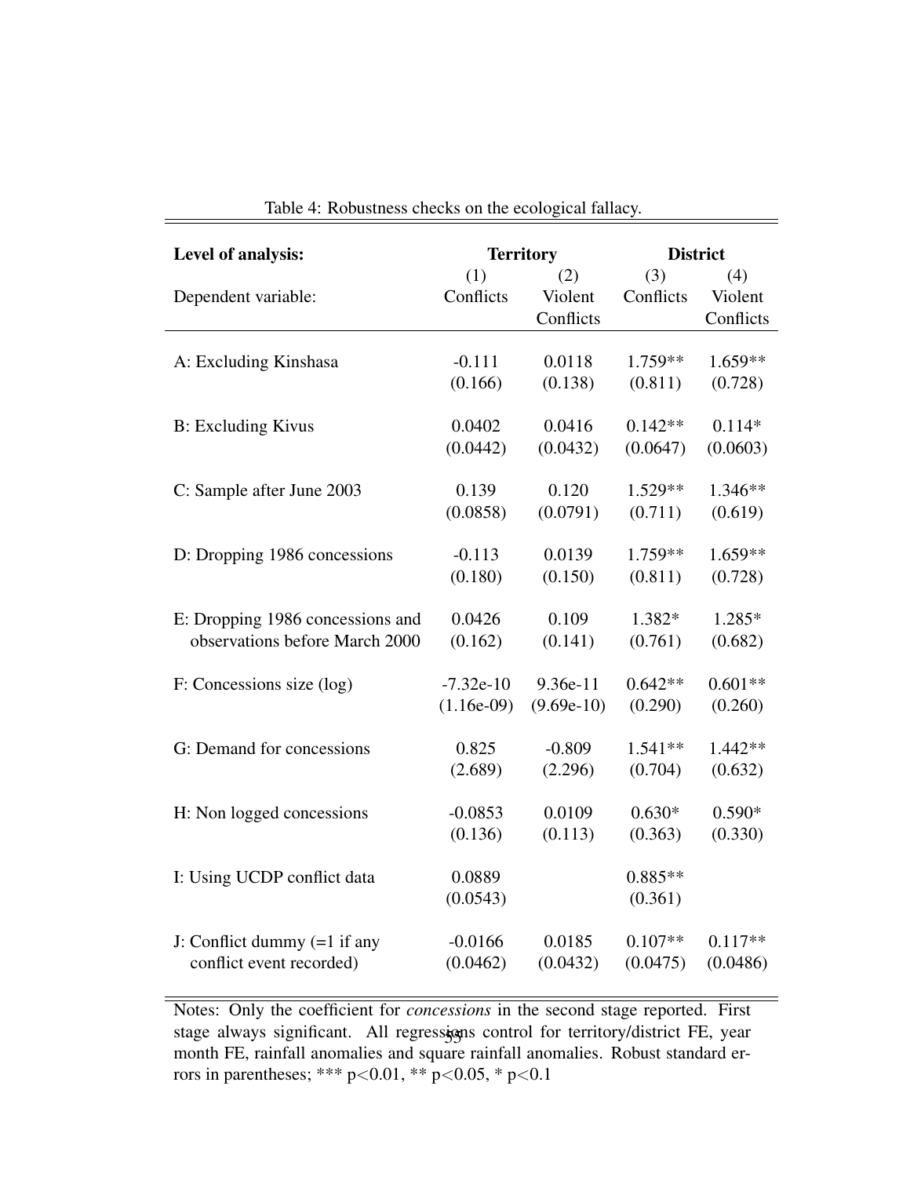Table 4: Robustness checks on the ecological fallacy.

| **Level of analysis:** | **Territory** | | **District** | |
|---|---|---|---|---|
| | (1) | (2) | (3) | (4) |
| Dependent variable: | Conflicts | Violent Conflicts | Conflicts | Violent Conflicts |
| A: Excluding Kinshasa | -0.111 | 0.0118 | 1.759** | 1.659** |
| | (0.166) | (0.138) | (0.811) | (0.728) |
| B: Excluding Kivus | 0.0402 | 0.0416 | 0.142** | 0.114* |
| | (0.0442) | (0.0432) | (0.0647) | (0.0603) |
| C: Sample after June 2003 | 0.139 | 0.120 | 1.529** | 1.346** |
| | (0.0858) | (0.0791) | (0.711) | (0.619) |
| D: Dropping 1986 concessions | -0.113 | 0.0139 | 1.759** | 1.659** |
| | (0.180) | (0.150) | (0.811) | (0.728) |
| E: Dropping 1986 concessions and observations before March 2000 | 0.0426 | 0.109 | 1.382* | 1.285* |
| | (0.162) | (0.141) | (0.761) | (0.682) |
| F: Concessions size (log) | -7.32e-10 | 9.36e-11 | 0.642** | 0.601** |
| | (1.16e-09) | (9.69e-10) | (0.290) | (0.260) |
| G: Demand for concessions | 0.825 | -0.809 | 1.541** | 1.442** |
| | (2.689) | (2.296) | (0.704) | (0.632) |
| H: Non logged concessions | -0.0853 | 0.0109 | 0.630* | 0.590* |
| | (0.136) | (0.113) | (0.363) | (0.330) |
| I: Using UCDP conflict data | 0.0889 | | 0.885** | |
| | (0.0543) | | (0.361) | |
| J: Conflict dummy (=1 if any conflict event recorded) | -0.0166 | 0.0185 | 0.107** | 0.117** |
| | (0.0462) | (0.0432) | (0.0475) | (0.0486) |

Notes: Only the coefficient for *concessions* in the second stage reported. First stage always significant. All regressions control for territory/district FE, year month FE, rainfall anomalies and square rainfall anomalies. Robust standard errors in parentheses; *** p<0.01, ** p<0.05, * p<0.1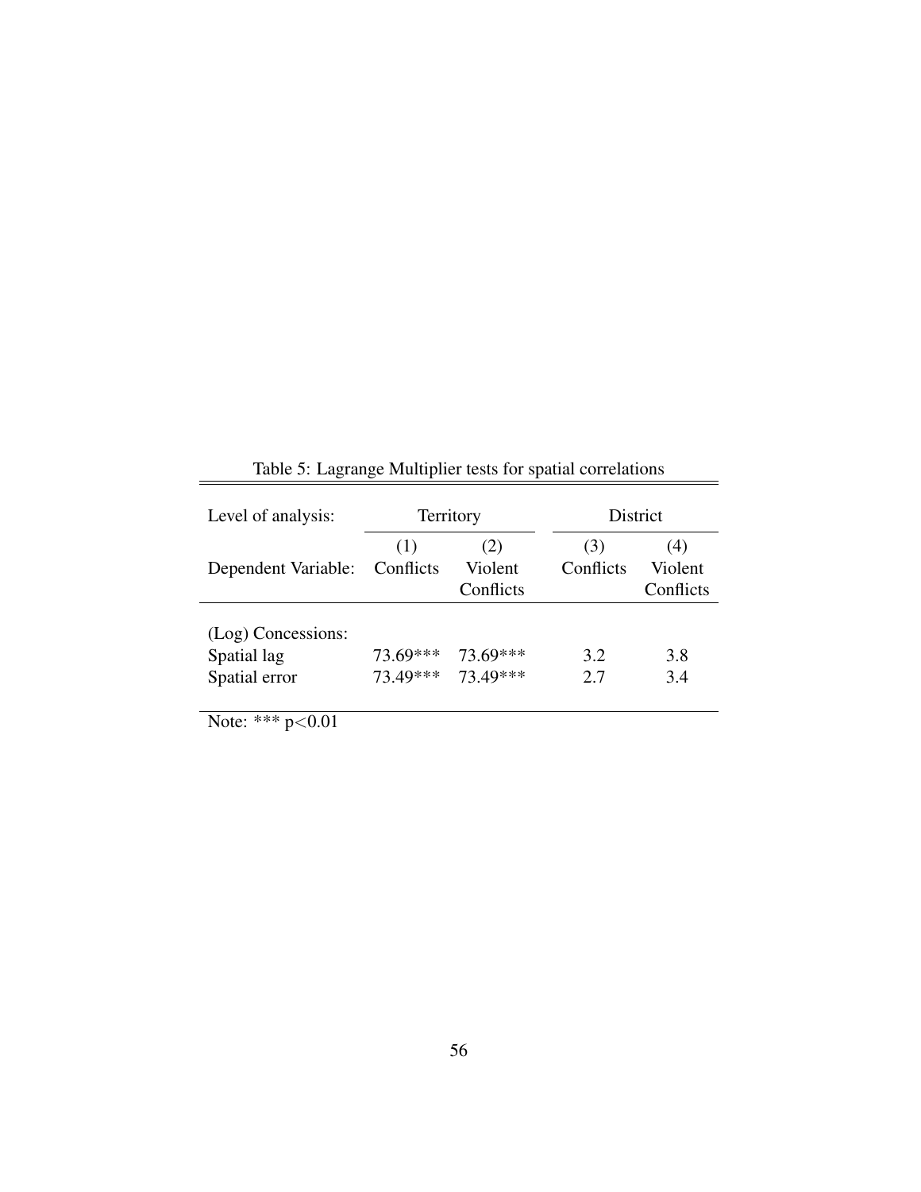Table 5: Lagrange Multiplier tests for spatial correlations

| Level of analysis: | Territory | | District | |
|---|---|---|---|---|
| Dependent Variable: | (1) Conflicts | (2) Violent Conflicts | (3) Conflicts | (4) Violent Conflicts |
| (Log) Concessions: | | | | |
| Spatial lag | 73.69*** | 73.69*** | 3.2 | 3.8 |
| Spatial error | 73.49*** | 73.49*** | 2.7 | 3.4 |

Note: *** $p<0.01$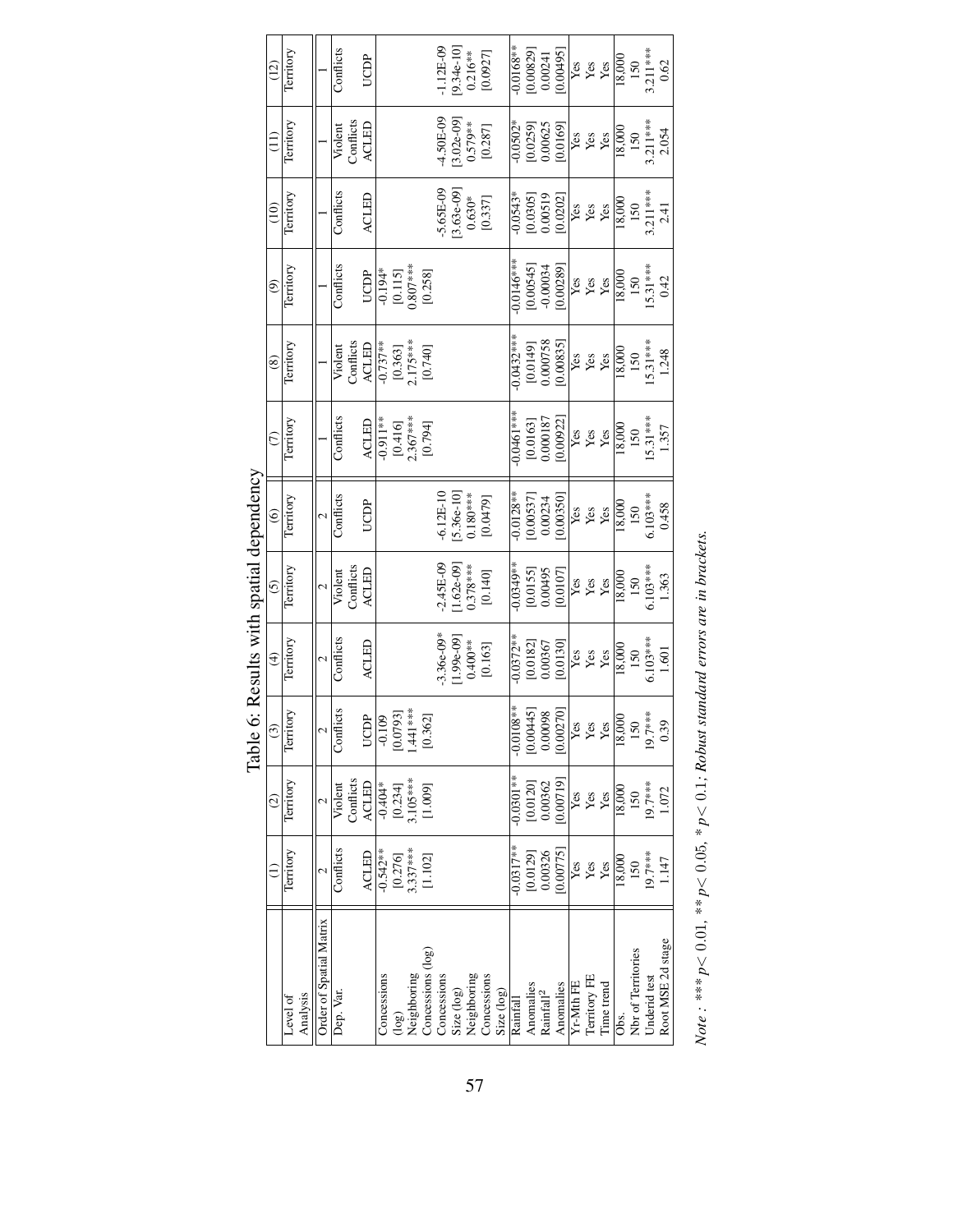# Table 6: Results with spatial dependency

| | (1) | (2) | (3) | (4) | (5) | (6) | (7) | (8) | (9) | (10) | (11) | (12) |
|---|---|---|---|---|---|---|---|---|---|---|---|---|
| Level of Analysis | Territory | Territory | Territory | Territory | Territory | Territory | Territory | Territory | Territory | Territory | Territory | Territory |
| Order of Spatial Matrix | 2 | 2 | 2 | 2 | 2 | 2 | 1 | 1 | 1 | 1 | 1 | 1 |
| Dep. Var. | Conflicts ACLED | Violent Conflicts ACLED | Conflicts UCDP | Conflicts ACLED | Violent Conflicts ACLED | Conflicts UCDP | Conflicts ACLED | Violent Conflicts ACLED | Conflicts UCDP | Conflicts ACLED | Violent Conflicts ACLED | Conflicts UCDP |
| Concessions (log) | -0.542** | -0.404* | -0.109 | | | | -0.911** | -0.737** | -0.194* | | | |
| | [0.276] | [0.234] | [0.0793] | | | | [0.416] | [0.363] | [0.115] | | | |
| Neighboring Concessions (log) | 3.337*** | 3.105*** | 1.441*** | | | | 2.367*** | 2.175*** | 0.807*** | | | |
| | [1.102] | [1.009] | [0.362] | | | | [0.794] | [0.740] | [0.258] | | | |
| Concessions Size (log) | | | | -3.36e-09* | -2.45E-09 | -6.12E-10 | | | | -5.65E-09 | -4.50E-09 | -1.12E-09 |
| | | | | [1.99e-09] | [1.62e-09] | [5.36e-10] | | | | [3.63e-09] | [3.02e-09] | [9.34e-10] |
| Neighboring Concessions Size (log) | | | | 0.400** | 0.378*** | 0.180*** | | | | 0.630* | 0.579** | 0.216** |
| | | | | [0.163] | [0.140] | [0.0479] | | | | [0.337] | [0.287] | [0.0927] |
| Rainfall Anomalies | -0.0317** | -0.0301** | -0.0108** | -0.0372** | -0.0349** | -0.0128** | -0.0461*** | -0.0432*** | -0.0146*** | -0.0543* | -0.0502* | -0.0168** |
| | [0.0129] | [0.0120] | [0.00445] | [0.0182] | [0.0155] | [0.00537] | [0.0163] | [0.0149] | [0.00545] | [0.0305] | [0.0259] | [0.00829] |
| Rainfall$^2$ Anomalies | 0.00326 | 0.00362 | 0.00098 | 0.00367 | 0.00495 | 0.00234 | 0.000187 | 0.000758 | -0.00034 | 0.00519 | 0.00625 | 0.00241 |
| | [0.00775] | [0.00719] | [0.00270] | [0.0130] | [0.0107] | [0.00350] | [0.00922] | [0.00835] | [0.00289] | [0.0202] | [0.0169] | [0.00495] |
| Yr-Mth FE | Yes | Yes | Yes | Yes | Yes | Yes | Yes | Yes | Yes | Yes | Yes | Yes |
| Territory FE | Yes | Yes | Yes | Yes | Yes | Yes | Yes | Yes | Yes | Yes | Yes | Yes |
| Time trend | Yes | Yes | Yes | Yes | Yes | Yes | Yes | Yes | Yes | Yes | Yes | Yes |
| Obs. | 18,000 | 18,000 | 18,000 | 18,000 | 18,000 | 18,000 | 18,000 | 18,000 | 18,000 | 18,000 | 18,000 | 18,000 |
| Nbr of Territories | 150 | 150 | 150 | 150 | 150 | 150 | 150 | 150 | 150 | 150 | 150 | 150 |
| Underid test | 19.7*** | 19.7*** | 19.7*** | 6.103*** | 6.103*** | 6.103*** | 15.31*** | 15.31*** | 15.31*** | 3.211*** | 3.211*** | 3.211*** |
| Root MSE 2d stage | 1.147 | 1.072 | 0.39 | 1.601 | 1.363 | 0.458 | 1.357 | 1.248 | 0.42 | 2.41 | 2.054 | 0.62 |

*Note* : *** $p<0.01$, ** $p<0.05$, * $p<0.1$; *Robust standard errors are in brackets.*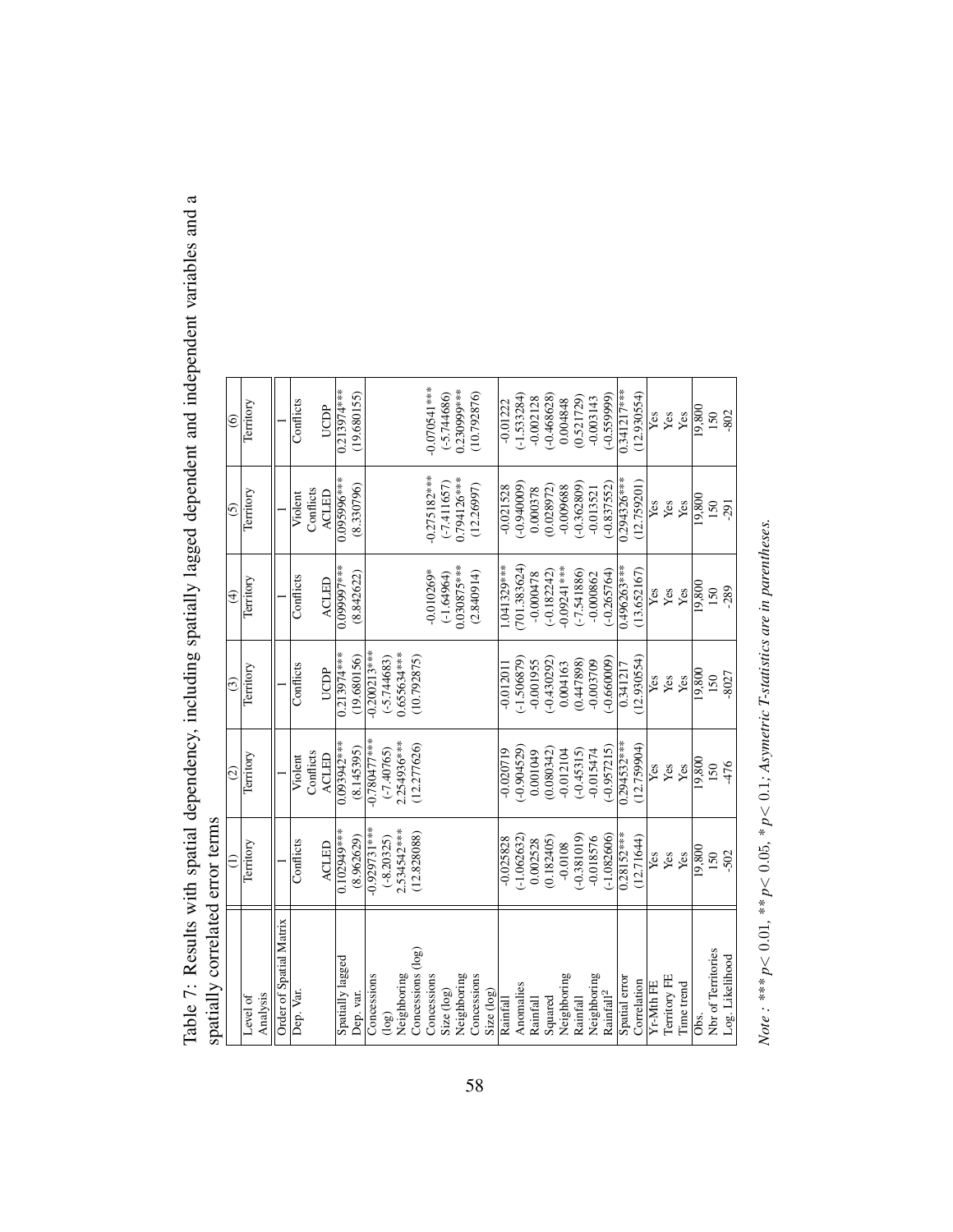Table 7: Results with spatial dependency, including spatially lagged dependent and independent variables and a spatially correlated error terms

| | (1) | (2) | (3) | (4) | (5) | (6) |
|---|---|---|---|---|---|---|
| Level of Analysis | Territory | Territory | Territory | Territory | Territory | Territory |
| Order of Spatial Matrix | 1 | 1 | 1 | 1 | 1 | 1 |
| Dep. Var. | Conflicts ACLED | Violent Conflicts ACLED | Conflicts UCDP | Conflicts ACLED | Violent Conflicts ACLED | Conflicts UCDP |
| Spatially lagged Dep. var. | 0.102949*** | 0.093942*** | 0.213974*** | 0.099997*** | 0.095996*** | 0.213974*** |
| | (8.962629) | (8.145395) | (19.680156) | (8.842622) | (8.330796) | (19.680155) |
| Concessions (log) | -0.929731*** | -0.780477*** | -0.200213*** | | | |
| | (-8.20325) | (-7.40765) | (-5.744683) | | | |
| Neighboring Concessions (log) | 2.534542*** | 2.254936*** | 0.655634*** | | | |
| | (12.828088) | (12.277626) | (10.792875) | | | |
| Concessions Size (log) | | | | -0.010269* | -0.275182*** | -0.070541*** |
| | | | | (-1.64964) | (-7.411657) | (-5.744686) |
| Neighboring Concessions Size (log) | | | | 0.030875*** | 0.794126*** | 0.230999*** |
| | | | | (2.840914) | (12.26997) | (10.792876) |
| Rainfall Anomalies | -0.025828 | -0.020719 | -0.012011 | 1.041329*** | -0.021528 | -0.01222 |
| | (-1.062632) | (-0.904529) | (-1.506879) | (701.383624) | (-0.940009) | (-1.533284) |
| Rainfall Squared | 0.002528 | 0.001049 | -0.001955 | -0.000478 | 0.000378 | -0.002128 |
| | (0.182405) | (0.080342) | (-0.430292) | (-0.182242) | (0.028972) | (-0.468628) |
| Neighboring Rainfall | -0.0108 | -0.012104 | 0.004163 | -0.09241*** | -0.009688 | 0.004848 |
| | (-0.381019) | (-0.45315) | (0.447898) | (-7.541886) | (-0.362809) | (0.521729) |
| Neighboring Rainfall$^2$ | -0.018576 | -0.015474 | -0.003709 | -0.000862 | -0.013521 | -0.003143 |
| | (-1.082606) | (-0.957215) | (-0.660009) | (-0.265764) | (-0.837552) | (-0.559999) |
| Spatial error Correlation | 0.28152*** | 0.294532*** | 0.341217 | 0.496263*** | 0.294326*** | 0.341217*** |
| | (12.71644) | (12.759904) | (12.930554) | (13.652167) | (12.759201) | (12.930554) |
| Yr-Mth FE | Yes | Yes | Yes | Yes | Yes | Yes |
| Territory FE | Yes | Yes | Yes | Yes | Yes | Yes |
| Time trend | Yes | Yes | Yes | Yes | Yes | Yes |
| Obs. | 19,800 | 19,800 | 19,800 | 19,800 | 19,800 | 19,800 |
| Nbr of Territories | 150 | 150 | 150 | 150 | 150 | 150 |
| Log. Likelihood | -502 | -476 | -8027 | -289 | -291 | -802 |

*Note* : *** $p<$ 0.01, ** $p<$ 0.05, * $p<$ 0.1; *Asymetric T-statistics are in parentheses.*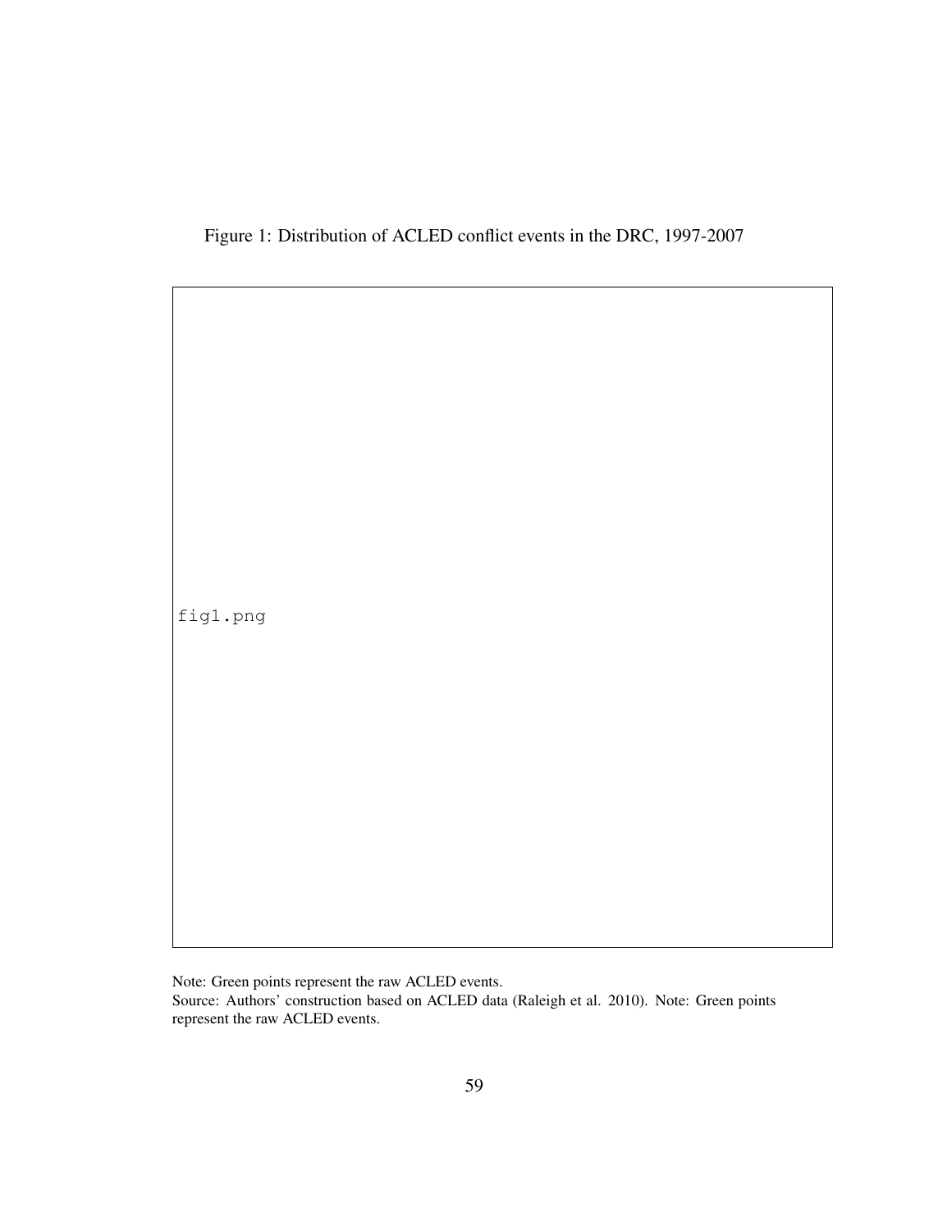Figure 1: Distribution of ACLED conflict events in the DRC, 1997-2007

fig1.png

Note: Green points represent the raw ACLED events.

Source: Authors' construction based on ACLED data (Raleigh et al. 2010). Note: Green points represent the raw ACLED events.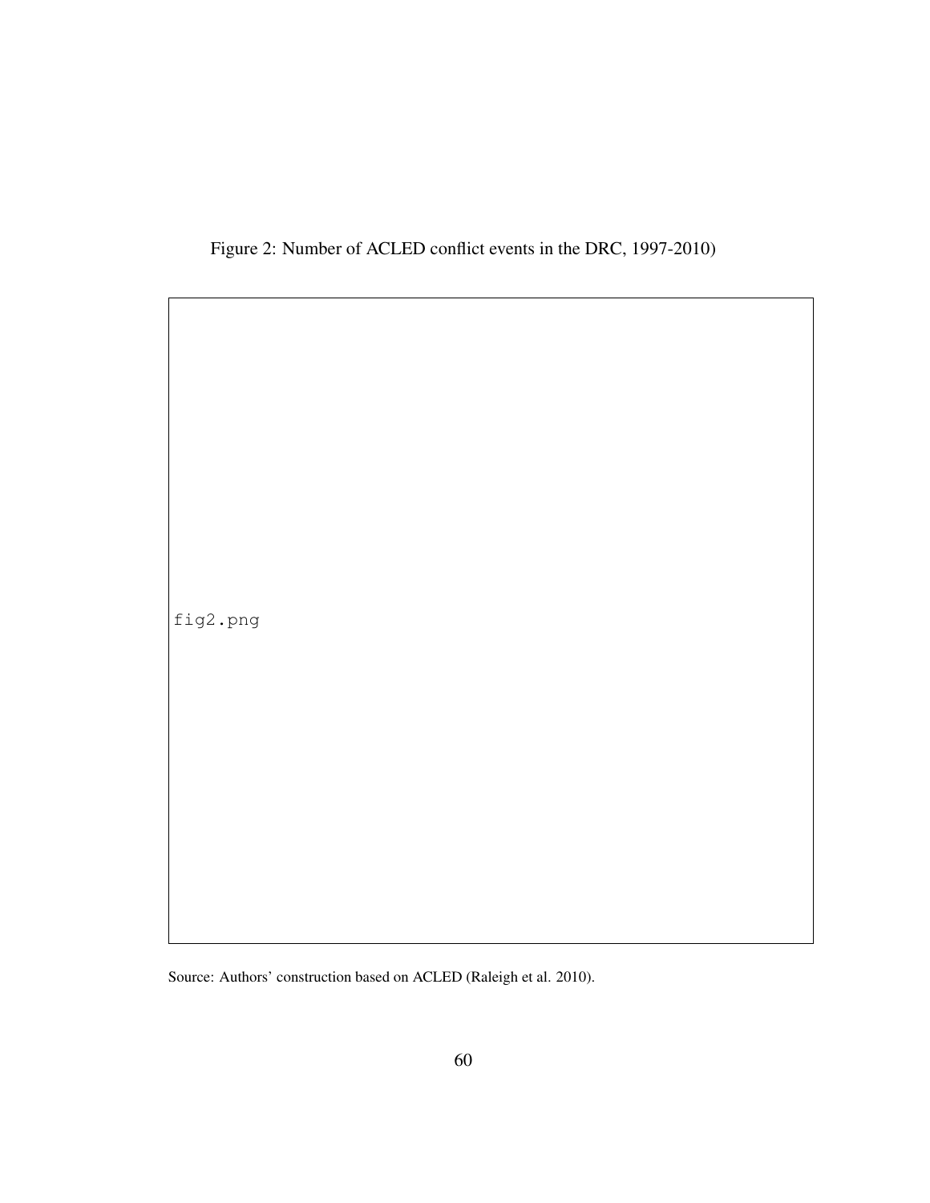Figure 2: Number of ACLED conflict events in the DRC, 1997-2010)

fig2.png

Source: Authors' construction based on ACLED (Raleigh et al. 2010).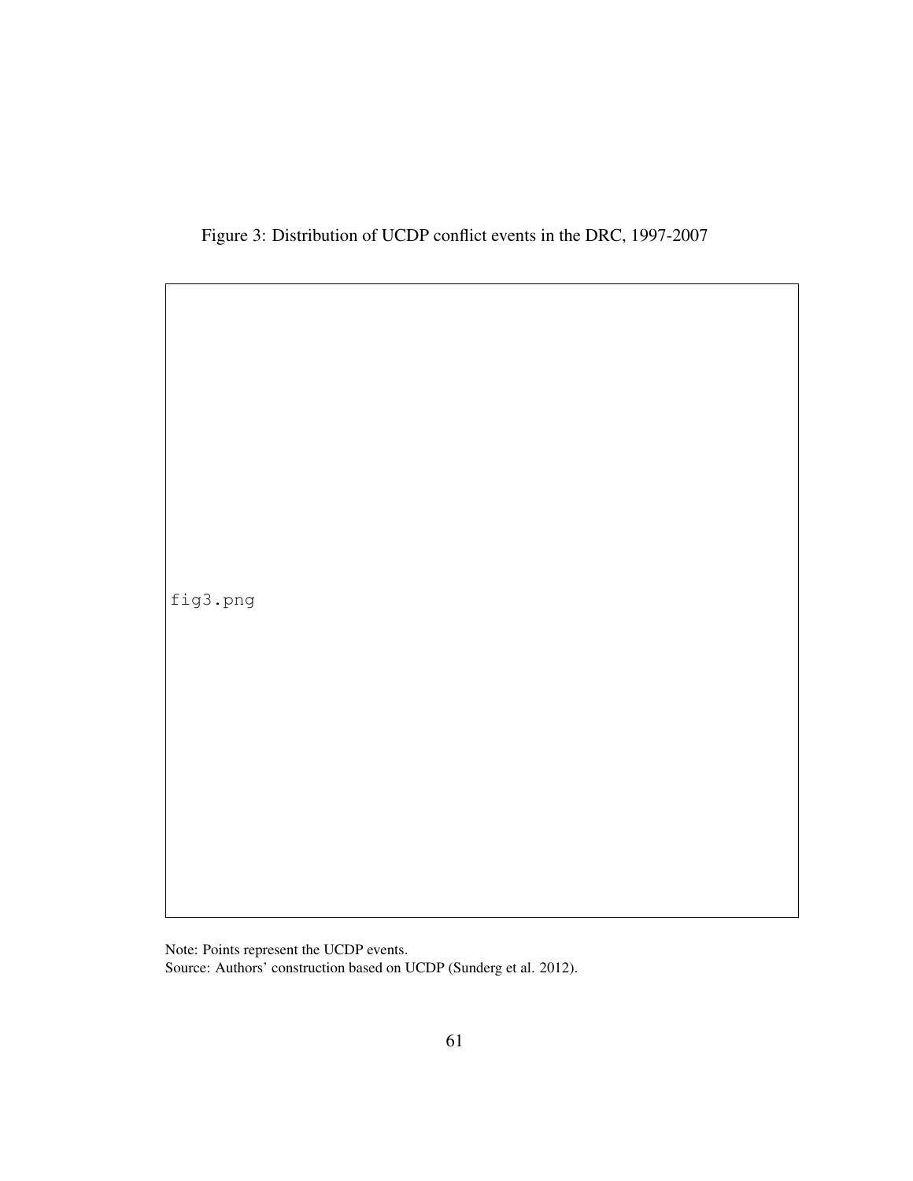Figure 3: Distribution of UCDP conflict events in the DRC, 1997-2007

fig3.png

Note: Points represent the UCDP events.
Source: Authors' construction based on UCDP (Sunderg et al. 2012).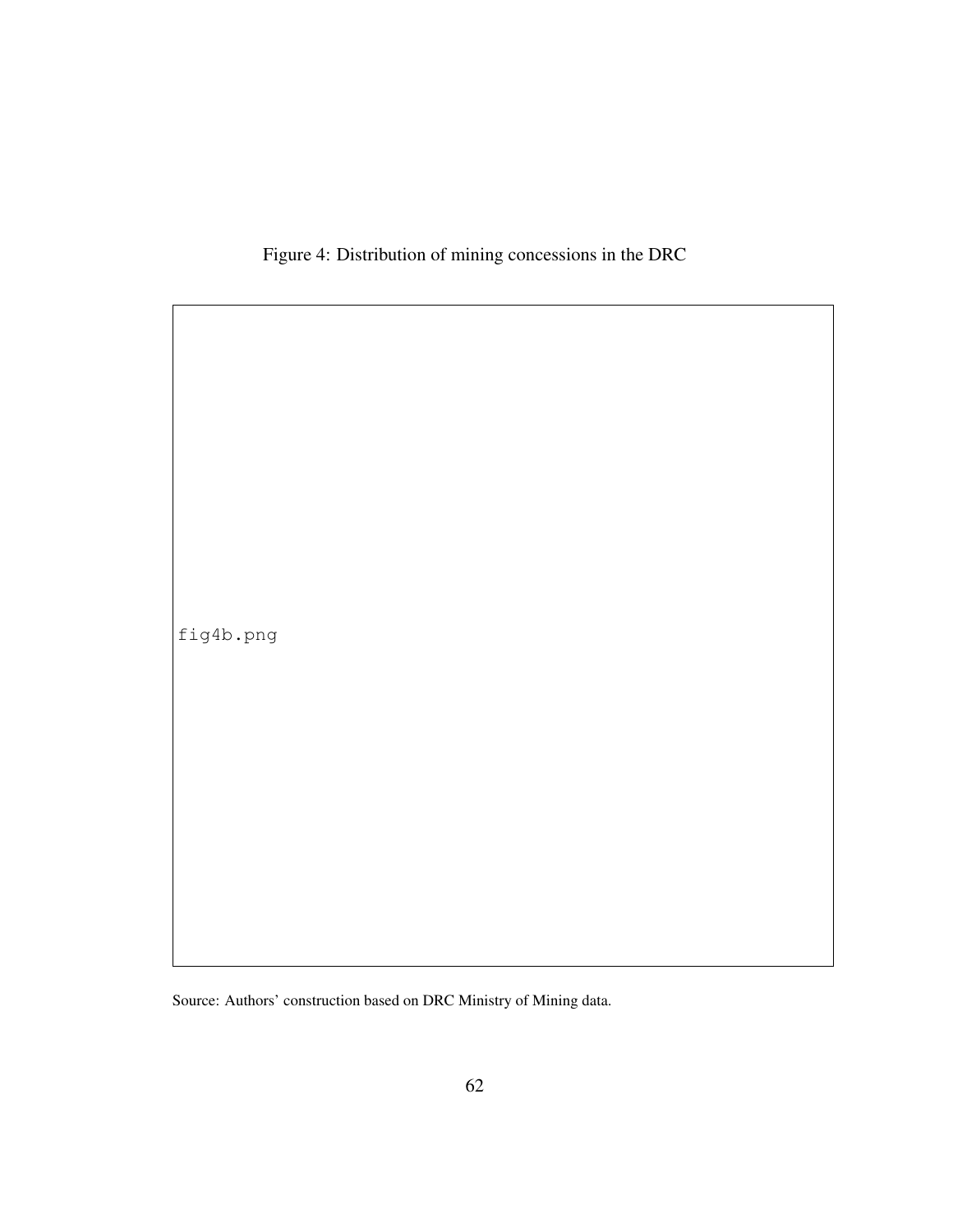Figure 4: Distribution of mining concessions in the DRC

fig4b.png

Source: Authors' construction based on DRC Ministry of Mining data.